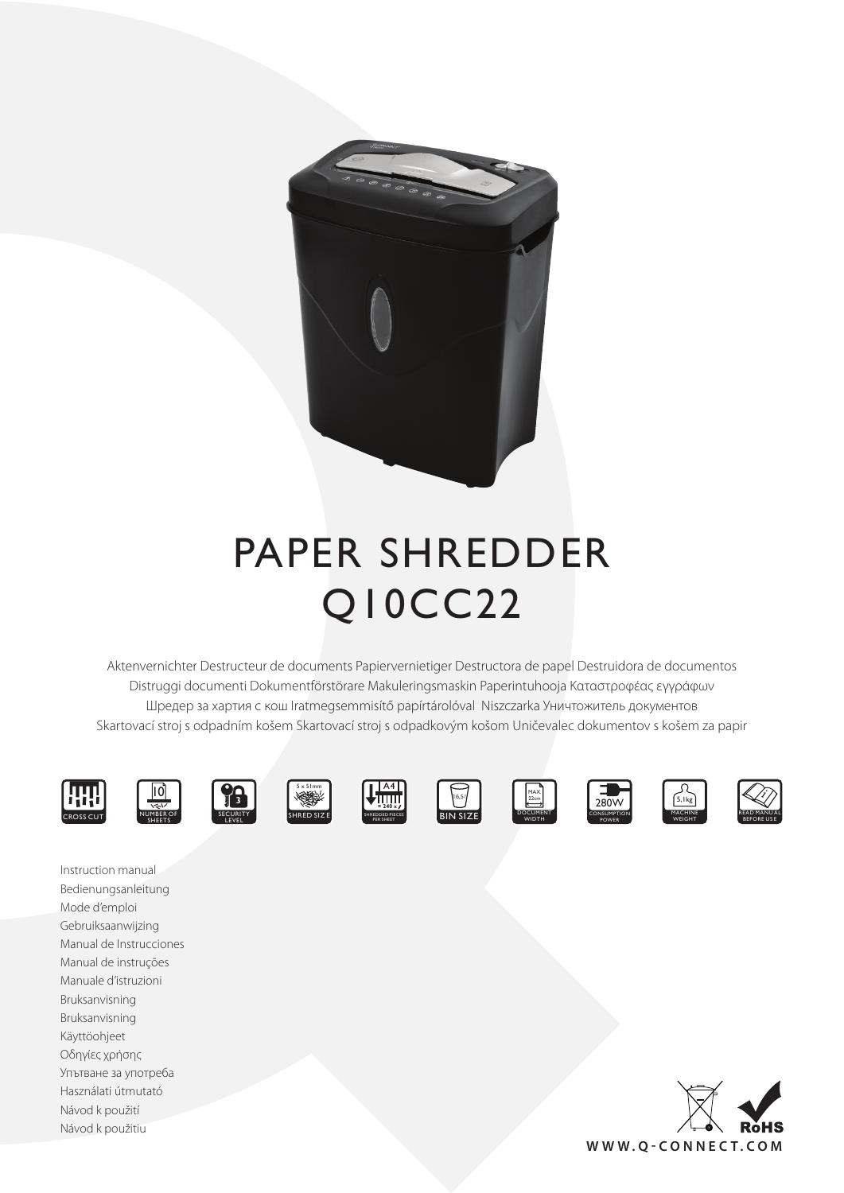# PAPER SHREDDER
# Q10CC22

Aktenvernichter Destructeur de documents Papiervernietiger Destructora de papel Destruidora de documentos
Distruggi documenti Dokumentförstörare Makuleringsmaskin Paperintuhooja Καταστροφέας εγγράφων
Шредер за хартия с кош Iratmegsemmisítő papírtárolóval Niszczarka Уничтожитель документов
Skartovací stroj s odpadním košem Skartovací stroj s odpadkovým košom Uničevalec dokumentov s košem za papir

CROSS CUT | 10 NUMBER OF SHEETS | 3 SECURITY LEVEL | 5 x 51mm SHRED SIZE | A4 = 240 x SHREDDED PIECES PER SHEET | 16,5l BIN SIZE | MAX 22cm DOCUMENT WIDTH | 280W CONSUMPTION POWER | 5,1kg MACHINE WEIGHT | READ MANUAL BEFORE USE

Instruction manual
Bedienungsanleitung
Mode d'emploi
Gebruiksaanwijzing
Manual de Instrucciones
Manual de instruções
Manuale d'istruzioni
Bruksanvisning
Bruksanvisning
Käyttöohjeet
Οδηγίες χρήσης
Упътване за употреба
Használati útmutató
Návod k použití
Návod k použitiu

RoHS

WWW.Q-CONNECT.COM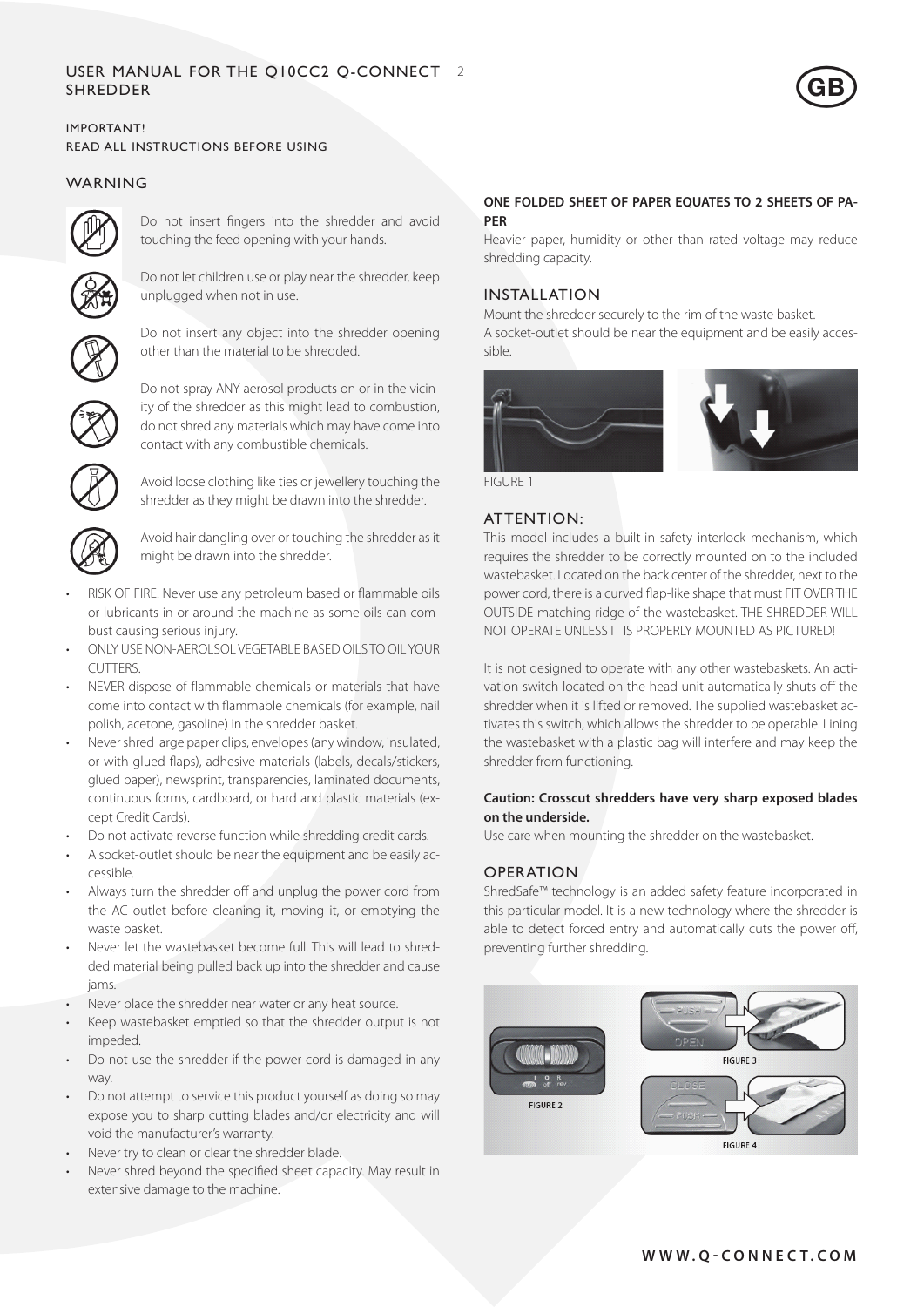# USER MANUAL FOR THE Q10CC2 Q-CONNECT SHREDDER

IMPORTANT!
READ ALL INSTRUCTIONS BEFORE USING

## WARNING

Do not insert fingers into the shredder and avoid touching the feed opening with your hands.

Do not let children use or play near the shredder, keep unplugged when not in use.

Do not insert any object into the shredder opening other than the material to be shredded.

Do not spray ANY aerosol products on or in the vicinity of the shredder as this might lead to combustion, do not shred any materials which may have come into contact with any combustible chemicals.

Avoid loose clothing like ties or jewellery touching the shredder as they might be drawn into the shredder.

Avoid hair dangling over or touching the shredder as it might be drawn into the shredder.

- RISK OF FIRE. Never use any petroleum based or flammable oils or lubricants in or around the machine as some oils can combust causing serious injury.
- ONLY USE NON-AEROLSOL VEGETABLE BASED OILS TO OIL YOUR CUTTERS.
- NEVER dispose of flammable chemicals or materials that have come into contact with flammable chemicals (for example, nail polish, acetone, gasoline) in the shredder basket.
- Never shred large paper clips, envelopes (any window, insulated, or with glued flaps), adhesive materials (labels, decals/stickers, glued paper), newsprint, transparencies, laminated documents, continuous forms, cardboard, or hard and plastic materials (except Credit Cards).
- Do not activate reverse function while shredding credit cards.
- A socket-outlet should be near the equipment and be easily accessible.
- Always turn the shredder off and unplug the power cord from the AC outlet before cleaning it, moving it, or emptying the waste basket.
- Never let the wastebasket become full. This will lead to shredded material being pulled back up into the shredder and cause jams.
- Never place the shredder near water or any heat source.
- Keep wastebasket emptied so that the shredder output is not impeded.
- Do not use the shredder if the power cord is damaged in any way.
- Do not attempt to service this product yourself as doing so may expose you to sharp cutting blades and/or electricity and will void the manufacturer's warranty.
- Never try to clean or clear the shredder blade.
- Never shred beyond the specified sheet capacity. May result in extensive damage to the machine.

**ONE FOLDED SHEET OF PAPER EQUATES TO 2 SHEETS OF PAPER**

Heavier paper, humidity or other than rated voltage may reduce shredding capacity.

## INSTALLATION

Mount the shredder securely to the rim of the waste basket.
A socket-outlet should be near the equipment and be easily accessible.

FIGURE 1

## ATTENTION:

This model includes a built-in safety interlock mechanism, which requires the shredder to be correctly mounted on to the included wastebasket. Located on the back center of the shredder, next to the power cord, there is a curved flap-like shape that must FIT OVER THE OUTSIDE matching ridge of the wastebasket. THE SHREDDER WILL NOT OPERATE UNLESS IT IS PROPERLY MOUNTED AS PICTURED!

It is not designed to operate with any other wastebaskets. An activation switch located on the head unit automatically shuts off the shredder when it is lifted or removed. The supplied wastebasket activates this switch, which allows the shredder to be operable. Lining the wastebasket with a plastic bag will interfere and may keep the shredder from functioning.

**Caution: Crosscut shredders have very sharp exposed blades on the underside.**

Use care when mounting the shredder on the wastebasket.

## OPERATION

ShredSafe™ technology is an added safety feature incorporated in this particular model. It is a new technology where the shredder is able to detect forced entry and automatically cuts the power off, preventing further shredding.

FIGURE 2

FIGURE 3

FIGURE 4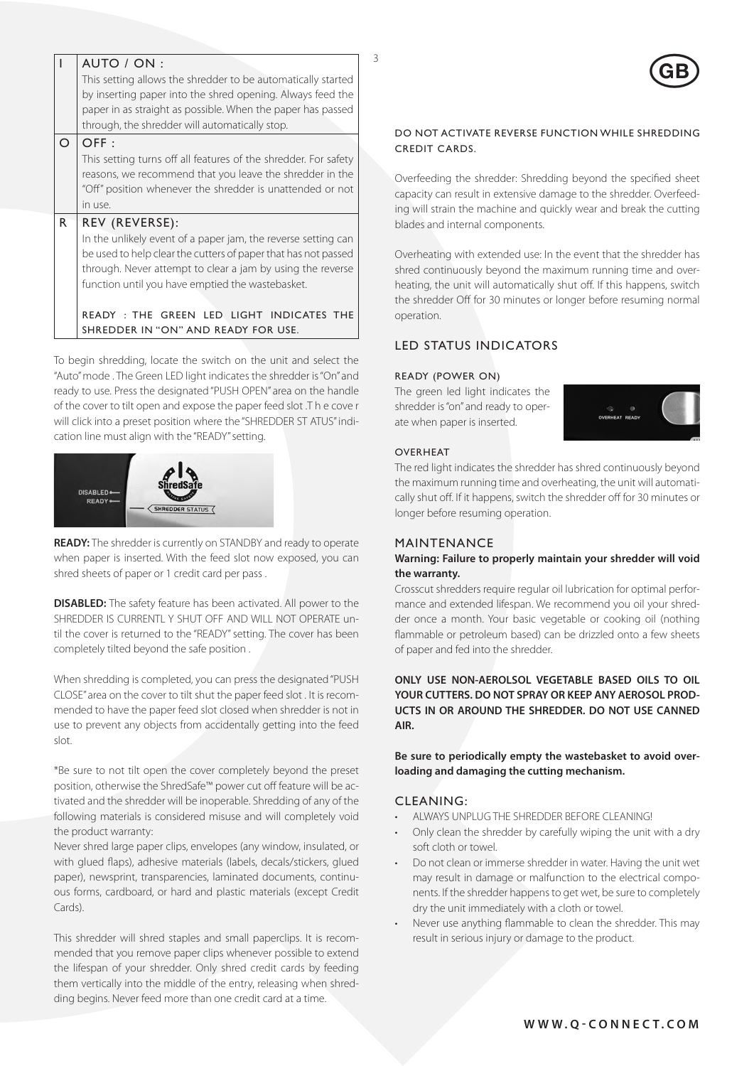| | |
|---|---|
| I | AUTO / ON : This setting allows the shredder to be automatically started by inserting paper into the shred opening. Always feed the paper in as straight as possible. When the paper has passed through, the shredder will automatically stop. |
| O | OFF : This setting turns off all features of the shredder. For safety reasons, we recommend that you leave the shredder in the "Off" position whenever the shredder is unattended or not in use. |
| R | REV (REVERSE): In the unlikely event of a paper jam, the reverse setting can be used to help clear the cutters of paper that has not passed through. Never attempt to clear a jam by using the reverse function until you have emptied the wastebasket. READY : THE GREEN LED LIGHT INDICATES THE SHREDDER IN "ON" AND READY FOR USE. |

To begin shredding, locate the switch on the unit and select the "Auto" mode . The Green LED light indicates the shredder is "On" and ready to use. Press the designated "PUSH OPEN" area on the handle of the cover to tilt open and expose the paper feed slot .T h e cove r will click into a preset position where the "SHREDDER ST ATUS" indication line must align with the "READY" setting.

**READY:** The shredder is currently on STANDBY and ready to operate when paper is inserted. With the feed slot now exposed, you can shred sheets of paper or 1 credit card per pass .

**DISABLED:** The safety feature has been activated. All power to the SHREDDER IS CURRENTL Y SHUT OFF AND WILL NOT OPERATE until the cover is returned to the "READY" setting. The cover has been completely tilted beyond the safe position .

When shredding is completed, you can press the designated "PUSH CLOSE" area on the cover to tilt shut the paper feed slot . It is recommended to have the paper feed slot closed when shredder is not in use to prevent any objects from accidentally getting into the feed slot.

*Be sure to not tilt open the cover completely beyond the preset position, otherwise the ShredSafe™ power cut off feature will be activated and the shredder will be inoperable. Shredding of any of the following materials is considered misuse and will completely void the product warranty:
Never shred large paper clips, envelopes (any window, insulated, or with glued flaps), adhesive materials (labels, decals/stickers, glued paper), newsprint, transparencies, laminated documents, continuous forms, cardboard, or hard and plastic materials (except Credit Cards).

This shredder will shred staples and small paperclips. It is recommended that you remove paper clips whenever possible to extend the lifespan of your shredder. Only shred credit cards by feeding them vertically into the middle of the entry, releasing when shredding begins. Never feed more than one credit card at a time.

DO NOT ACTIVATE REVERSE FUNCTION WHILE SHREDDING CREDIT CARDS.

Overfeeding the shredder: Shredding beyond the specified sheet capacity can result in extensive damage to the shredder. Overfeeding will strain the machine and quickly wear and break the cutting blades and internal components.

Overheating with extended use: In the event that the shredder has shred continuously beyond the maximum running time and overheating, the unit will automatically shut off. If this happens, switch the shredder Off for 30 minutes or longer before resuming normal operation.

## LED STATUS INDICATORS

### READY (POWER ON)

The green led light indicates the shredder is "on" and ready to operate when paper is inserted.

### OVERHEAT

The red light indicates the shredder has shred continuously beyond the maximum running time and overheating, the unit will automatically shut off. If it happens, switch the shredder off for 30 minutes or longer before resuming operation.

## MAINTENANCE

**Warning: Failure to properly maintain your shredder will void the warranty.**

Crosscut shredders require regular oil lubrication for optimal performance and extended lifespan. We recommend you oil your shredder once a month. Your basic vegetable or cooking oil (nothing flammable or petroleum based) can be drizzled onto a few sheets of paper and fed into the shredder.

**ONLY USE NON-AEROLSOL VEGETABLE BASED OILS TO OIL YOUR CUTTERS. DO NOT SPRAY OR KEEP ANY AEROSOL PRODUCTS IN OR AROUND THE SHREDDER. DO NOT USE CANNED AIR.**

**Be sure to periodically empty the wastebasket to avoid overloading and damaging the cutting mechanism.**

## CLEANING:

- ALWAYS UNPLUG THE SHREDDER BEFORE CLEANING!
- Only clean the shredder by carefully wiping the unit with a dry soft cloth or towel.
- Do not clean or immerse shredder in water. Having the unit wet may result in damage or malfunction to the electrical components. If the shredder happens to get wet, be sure to completely dry the unit immediately with a cloth or towel.
- Never use anything flammable to clean the shredder. This may result in serious injury or damage to the product.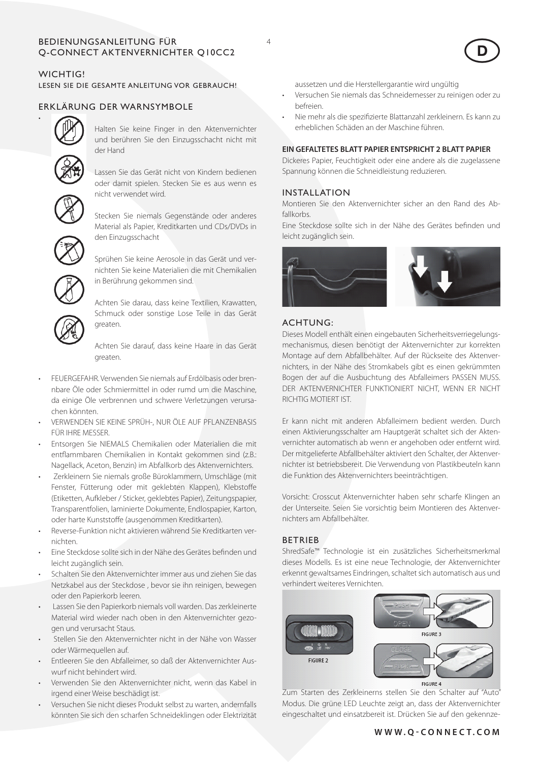# BEDIENUNGSANLEITUNG FÜR Q-CONNECT AKTENVERNICHTER Q10CC2

## WICHTIG!

LESEN SIE DIE GESAMTE ANLEITUNG VOR GEBRAUCH!

## ERKLÄRUNG DER WARNSYMBOLE

- Halten Sie keine Finger in den Aktenvernichter und berühren Sie den Einzugsschacht nicht mit der Hand

Lassen Sie das Gerät nicht von Kindern bedienen oder damit spielen. Stecken Sie es aus wenn es nicht verwendet wird.

Stecken Sie niemals Gegenstände oder anderes Material als Papier, Kreditkarten und CDs/DVDs in den Einzugsschacht

Sprühen Sie keine Aerosole in das Gerät und vernichten Sie keine Materialien die mit Chemikalien in Berührung gekommen sind.

Achten Sie darau, dass keine Textilien, Krawatten, Schmuck oder sonstige Lose Teile in das Gerät greaten.

Achten Sie darauf, dass keine Haare in das Gerät greaten.

- FEUERGEFAHR. Verwenden Sie niemals auf Erdölbasis oder brennbare Öle oder Schmiermittel in oder rumd um die Maschine, da einige Öle verbrennen und schwere Verletzungen verursachen könnten.
- VERWENDEN SIE KEINE SPRÜH-, NUR ÖLE AUF PFLANZENBASIS FÜR IHRE MESSER.
- Entsorgen Sie NIEMALS Chemikalien oder Materialien die mit entflammbaren Chemikalien in Kontakt gekommen sind (z.B.: Nagellack, Aceton, Benzin) im Abfallkorb des Aktenvernichters.
- Zerkleinern Sie niemals große Büroklammern, Umschläge (mit Fenster, Fütterung oder mit geklebten Klappen), Klebstoffe (Etiketten, Aufkleber / Sticker, geklebtes Papier), Zeitungspapier, Transparentfolien, laminierte Dokumente, Endlospapier, Karton, oder harte Kunststoffe (ausgenommen Kreditkarten).
- Reverse-Funktion nicht aktivieren während Sie Kreditkarten vernichten.
- Eine Steckdose sollte sich in der Nähe des Gerätes befinden und leicht zugänglich sein.
- Schalten Sie den Aktenvernichter immer aus und ziehen Sie das Netzkabel aus der Steckdose , bevor sie ihn reinigen, bewegen oder den Papierkorb leeren.
- Lassen Sie den Papierkorb niemals voll warden. Das zerkleinerte Material wird wieder nach oben in den Aktenvernichter gezogen und verursacht Staus.
- Stellen Sie den Aktenvernichter nicht in der Nähe von Wasser oder Wärmequellen auf.
- Entleeren Sie den Abfalleimer, so daß der Aktenvernichter Auswurf nicht behindert wird.
- Verwenden Sie den Aktenvernichter nicht, wenn das Kabel in irgend einer Weise beschädigt ist.
- Versuchen Sie nicht dieses Produkt selbst zu warten, andernfalls könnten Sie sich den scharfen Schneideklingen oder Elektrizität aussetzen und die Herstellergarantie wird ungültig
- Versuchen Sie niemals das Schneidemesser zu reinigen oder zu befreien.
- Nie mehr als die spezifizierte Blattanzahl zerkleinern. Es kann zu erheblichen Schäden an der Maschine führen.

**EIN GEFALTETES BLATT PAPIER ENTSPRICHT 2 BLATT PAPIER**

Dickeres Papier, Feuchtigkeit oder eine andere als die zugelassene Spannung können die Schneidleistung reduzieren.

## INSTALLATION

Montieren Sie den Aktenvernichter sicher an den Rand des Abfallkorbs.

Eine Steckdose sollte sich in der Nähe des Gerätes befinden und leicht zugänglich sein.

## ACHTUNG:

Dieses Modell enthält einen eingebauten Sicherheitsverriegelungsmechanismus, diesen benötigt der Aktenvernichter zur korrekten Montage auf dem Abfallbehälter. Auf der Rückseite des Aktenvernichters, in der Nähe des Stromkabels gibt es einen gekrümmten Bogen der auf die Ausbuchtung des Abfalleimers PASSEN MUSS. DER AKTENVERNICHTER FUNKTIONIERT NICHT, WENN ER NICHT RICHTIG MOTIERT IST.

Er kann nicht mit anderen Abfalleimern bedient werden. Durch einen Aktivierungsschalter am Hauptgerät schaltet sich der Aktenvernichter automatisch ab wenn er angehoben oder entfernt wird. Der mitgelieferte Abfallbehälter aktiviert den Schalter, der Aktenvernichter ist betriebsbereit. Die Verwendung von Plastikbeuteln kann die Funktion des Aktenvernichters beeinträchtigen.

Vorsicht: Crosscut Aktenvernichter haben sehr scharfe Klingen an der Unterseite. Seien Sie vorsichtig beim Montieren des Aktenvernichters am Abfallbehälter.

## BETRIEB

ShredSafe™ Technologie ist ein zusätzliches Sicherheitsmerkmal dieses Modells. Es ist eine neue Technologie, der Aktenvernichter erkennt gewaltsames Eindringen, schaltet sich automatisch aus und verhindert weiteres Vernichten.

FIGURE 2

FIGURE 3

FIGURE 4

Zum Starten des Zerkleinerns stellen Sie den Schalter auf "Auto" Modus. Die grüne LED Leuchte zeigt an, dass der Aktenvernichter eingeschaltet und einsatzbereit ist. Drücken Sie auf den gekennze-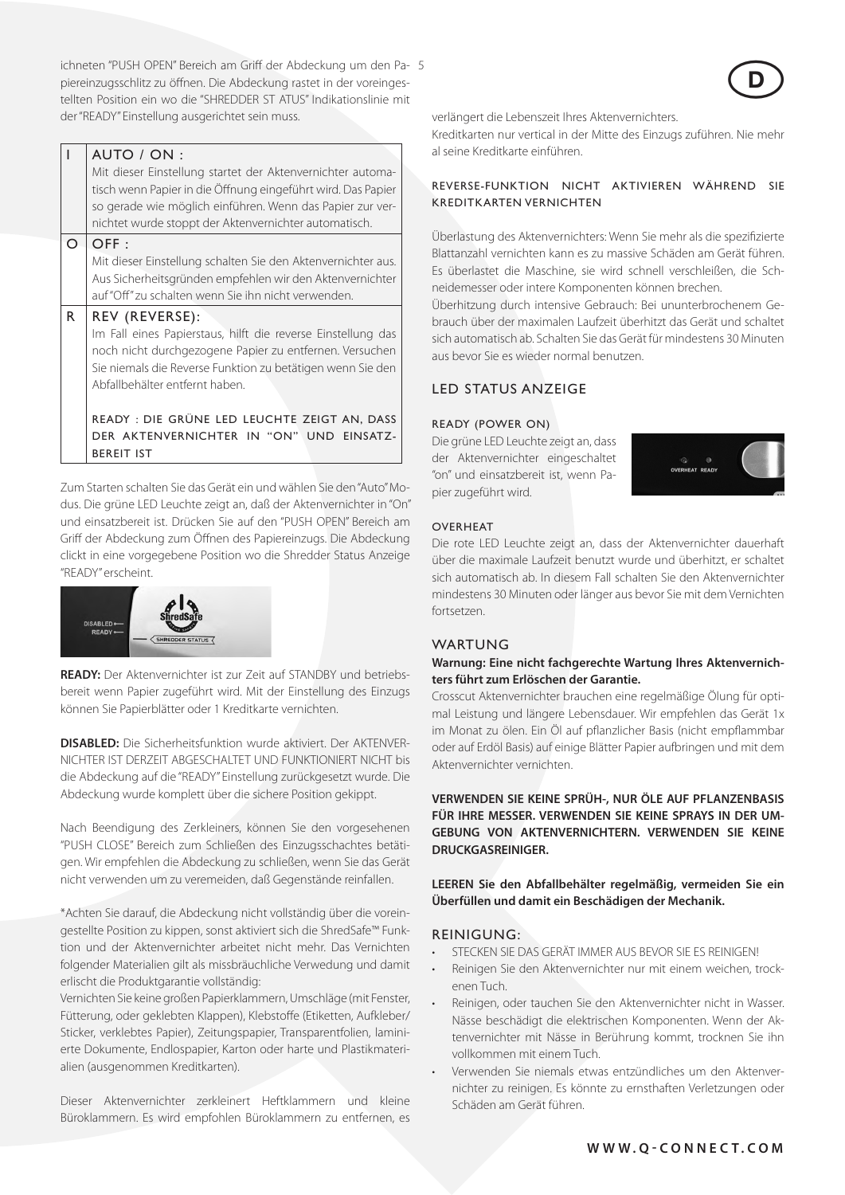ichneten "PUSH OPEN" Bereich am Griff der Abdeckung um den Papiereinzugsschlitz zu öffnen. Die Abdeckung rastet in der voreingestellten Position ein wo die "SHREDDER ST ATUS" Indikationslinie mit der "READY" Einstellung ausgerichtet sein muss.

| | |
|---|---|
| I | AUTO / ON :<br>Mit dieser Einstellung startet der Aktenvernichter automatisch wenn Papier in die Öffnung eingeführt wird. Das Papier so gerade wie möglich einführen. Wenn das Papier zur vernichtet wurde stoppt der Aktenvernichter automatisch. |
| O | OFF :<br>Mit dieser Einstellung schalten Sie den Aktenvernichter aus. Aus Sicherheitsgründen empfehlen wir den Aktenvernichter auf "Off" zu schalten wenn Sie ihn nicht verwenden. |
| R | REV (REVERSE):<br>Im Fall eines Papierstaus, hilft die reverse Einstellung das noch nicht durchgezogene Papier zu entfernen. Versuchen Sie niemals die Reverse Funktion zu betätigen wenn Sie den Abfallbehälter entfernt haben.<br><br>READY : DIE GRÜNE LED LEUCHTE ZEIGT AN, DASS DER AKTENVERNICHTER IN "ON" UND EINSATZBEREIT IST |

Zum Starten schalten Sie das Gerät ein und wählen Sie den "Auto" Modus. Die grüne LED Leuchte zeigt an, daß der Aktenvernichter in "On" und einsatzbereit ist. Drücken Sie auf den "PUSH OPEN" Bereich am Griff der Abdeckung zum Öffnen des Papiereinzugs. Die Abdeckung clickt in eine vorgegebene Position wo die Shredder Status Anzeige "READY" erscheint.

**READY:** Der Aktenvernichter ist zur Zeit auf STANDBY und betriebsbereit wenn Papier zugeführt wird. Mit der Einstellung des Einzugs können Sie Papierblätter oder 1 Kreditkarte vernichten.

**DISABLED:** Die Sicherheitsfunktion wurde aktiviert. Der AKTENVERNICHTER IST DERZEIT ABGESCHALTET UND FUNKTIONIERT NICHT bis die Abdeckung auf die "READY" Einstellung zurückgesetzt wurde. Die Abdeckung wurde komplett über die sichere Position gekippt.

Nach Beendigung des Zerkleiners, können Sie den vorgesehenen "PUSH CLOSE" Bereich zum Schließen des Einzugsschachtes betätigen. Wir empfehlen die Abdeckung zu schließen, wenn Sie das Gerät nicht verwenden um zu veremeiden, daß Gegenstände reinfallen.

*Achten Sie darauf, die Abdeckung nicht vollständig über die voreingestellte Position zu kippen, sonst aktiviert sich die ShredSafe™ Funktion und der Aktenvernichter arbeitet nicht mehr. Das Vernichten folgender Materialien gilt als missbräuchliche Verwedung und damit erlischt die Produktgarantie vollständig:
Vernichten Sie keine großen Papierklammern, Umschläge (mit Fenster, Fütterung, oder geklebten Klappen), Klebstoffe (Etiketten, Aufkleber/ Sticker, verklebtes Papier), Zeitungspapier, Transparentfolien, laminierte Dokumente, Endlospapier, Karton oder harte und Plastikmaterialien (ausgenommen Kreditkarten).

Dieser Aktenvernichter zerkleinert Heftklammern und kleine Büroklammern. Es wird empfohlen Büroklammern zu entfernen, es verlängert die Lebenszeit Ihres Aktenvernichters.
Kreditkarten nur vertical in der Mitte des Einzugs zuführen. Nie mehr al seine Kreditkarte einführen.

REVERSE-FUNKTION NICHT AKTIVIEREN WÄHREND SIE KREDITKARTEN VERNICHTEN

Überlastung des Aktenvernichters: Wenn Sie mehr als die spezifizierte Blattanzahl vernichten kann es zu massive Schäden am Gerät führen. Es überlastet die Maschine, sie wird schnell verschleißen, die Schneidemesser oder intere Komponenten können brechen.
Überhitzung durch intensive Gebrauch: Bei ununterbrochenem Gebrauch über der maximalen Laufzeit überhitzt das Gerät und schaltet sich automatisch ab. Schalten Sie das Gerät für mindestens 30 Minuten aus bevor Sie es wieder normal benutzen.

## LED STATUS ANZEIGE

### READY (POWER ON)

Die grüne LED Leuchte zeigt an, dass der Aktenvernichter eingeschaltet "on" und einsatzbereit ist, wenn Papier zugeführt wird.

### OVERHEAT

Die rote LED Leuchte zeigt an, dass der Aktenvernichter dauerhaft über die maximale Laufzeit benutzt wurde und überhitzt, er schaltet sich automatisch ab. In diesem Fall schalten Sie den Aktenvernichter mindestens 30 Minuten oder länger aus bevor Sie mit dem Vernichten fortsetzen.

## WARTUNG

**Warnung: Eine nicht fachgerechte Wartung Ihres Aktenvernichters führt zum Erlöschen der Garantie.**

Crosscut Aktenvernichter brauchen eine regelmäßige Ölung für optimal Leistung und längere Lebensdauer. Wir empfehlen das Gerät 1x im Monat zu ölen. Ein Öl auf pflanzlicher Basis (nicht empflammbar oder auf Erdöl Basis) auf einige Blätter Papier aufbringen und mit dem Aktenvernichter vernichten.

**VERWENDEN SIE KEINE SPRÜH-, NUR ÖLE AUF PFLANZENBASIS FÜR IHRE MESSER. VERWENDEN SIE KEINE SPRAYS IN DER UMGEBUNG VON AKTENVERNICHTERN. VERWENDEN SIE KEINE DRUCKGASREINIGER.**

**LEEREN Sie den Abfallbehälter regelmäßig, vermeiden Sie ein Überfüllen und damit ein Beschädigen der Mechanik.**

## REINIGUNG:

- STECKEN SIE DAS GERÄT IMMER AUS BEVOR SIE ES REINIGEN!
- Reinigen Sie den Aktenvernichter nur mit einem weichen, trockenen Tuch.
- Reinigen, oder tauchen Sie den Aktenvernichter nicht in Wasser. Nässe beschädigt die elektrischen Komponenten. Wenn der Aktenvernichter mit Nässe in Berührung kommt, trocknen Sie ihn vollkommen mit einem Tuch.
- Verwenden Sie niemals etwas entzündliches um den Aktenvernichter zu reinigen. Es könnte zu ernsthaften Verletzungen oder Schäden am Gerät führen.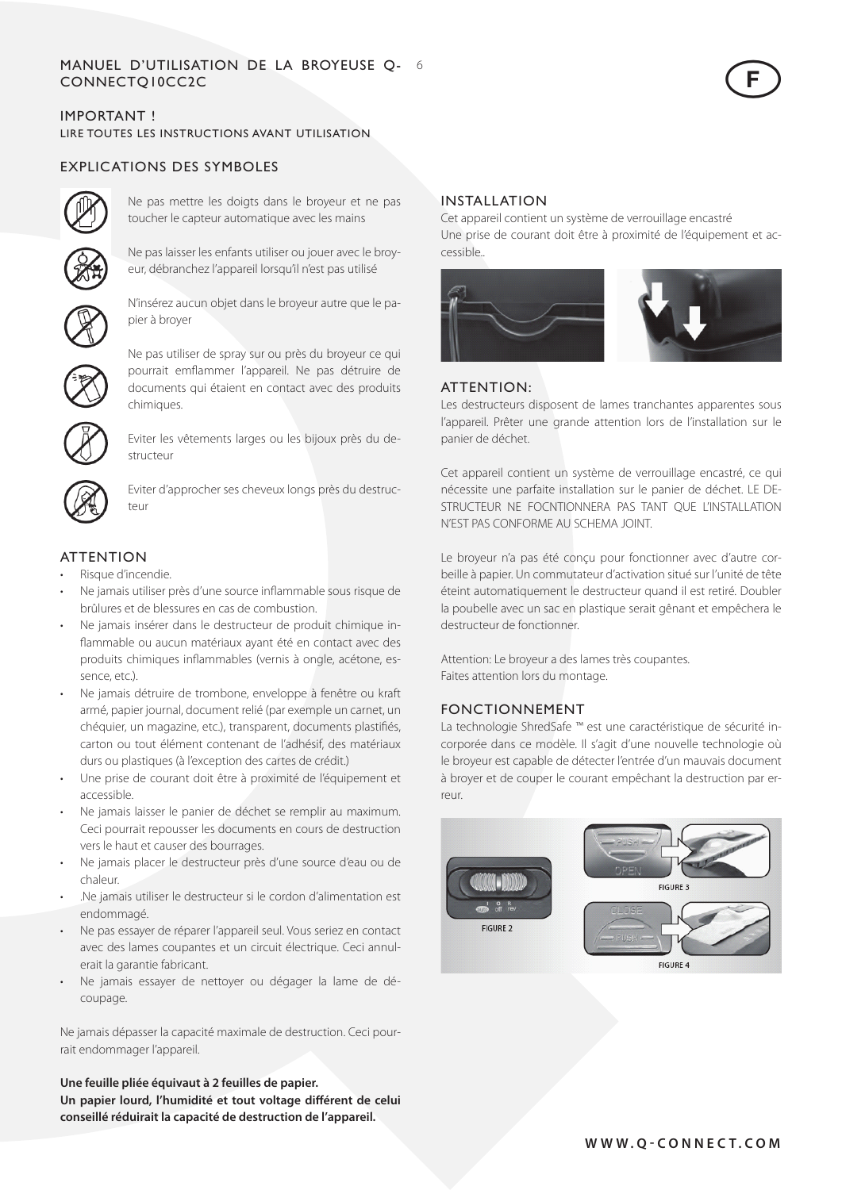# MANUEL D'UTILISATION DE LA BROYEUSE Q-CONNECTQ10CC2C

## IMPORTANT !

LIRE TOUTES LES INSTRUCTIONS AVANT UTILISATION

## EXPLICATIONS DES SYMBOLES

Ne pas mettre les doigts dans le broyeur et ne pas toucher le capteur automatique avec les mains

Ne pas laisser les enfants utiliser ou jouer avec le broyeur, débranchez l'appareil lorsqu'il n'est pas utilisé

N'insérez aucun objet dans le broyeur autre que le papier à broyer

Ne pas utiliser de spray sur ou près du broyeur ce qui pourrait emflammer l'appareil. Ne pas détruire de documents qui étaient en contact avec des produits chimiques.

Eviter les vêtements larges ou les bijoux près du destructeur

Eviter d'approcher ses cheveux longs près du destructeur

## ATTENTION

- Risque d'incendie.
- Ne jamais utiliser près d'une source inflammable sous risque de brûlures et de blessures en cas de combustion.
- Ne jamais insérer dans le destructeur de produit chimique inflammable ou aucun matériaux ayant été en contact avec des produits chimiques inflammables (vernis à ongle, acétone, essence, etc.).
- Ne jamais détruire de trombone, enveloppe à fenêtre ou kraft armé, papier journal, document relié (par exemple un carnet, un chéquier, un magazine, etc.), transparent, documents plastifiés, carton ou tout élément contenant de l'adhésif, des matériaux durs ou plastiques (à l'exception des cartes de crédit.)
- Une prise de courant doit être à proximité de l'équipement et accessible.
- Ne jamais laisser le panier de déchet se remplir au maximum. Ceci pourrait repousser les documents en cours de destruction vers le haut et causer des bourrages.
- Ne jamais placer le destructeur près d'une source d'eau ou de chaleur.
- .Ne jamais utiliser le destructeur si le cordon d'alimentation est endommagé.
- Ne pas essayer de réparer l'appareil seul. Vous seriez en contact avec des lames coupantes et un circuit électrique. Ceci annulerait la garantie fabricant.
- Ne jamais essayer de nettoyer ou dégager la lame de découpage.

Ne jamais dépasser la capacité maximale de destruction. Ceci pourrait endommager l'appareil.

**Une feuille pliée équivaut à 2 feuilles de papier.**
**Un papier lourd, l'humidité et tout voltage différent de celui conseillé réduirait la capacité de destruction de l'appareil.**

## INSTALLATION

Cet appareil contient un système de verrouillage encastré
Une prise de courant doit être à proximité de l'équipement et accessible..

## ATTENTION:

Les destructeurs disposent de lames tranchantes apparentes sous l'appareil. Prêter une grande attention lors de l'installation sur le panier de déchet.

Cet appareil contient un système de verrouillage encastré, ce qui nécessite une parfaite installation sur le panier de déchet. LE DESTRUCTEUR NE FOCNTIONNERA PAS TANT QUE L'INSTALLATION N'EST PAS CONFORME AU SCHEMA JOINT.

Le broyeur n'a pas été conçu pour fonctionner avec d'autre corbeille à papier. Un commutateur d'activation situé sur l'unité de tête éteint automatiquement le destructeur quand il est retiré. Doubler la poubelle avec un sac en plastique serait gênant et empêchera le destructeur de fonctionner.

Attention: Le broyeur a des lames très coupantes.
Faites attention lors du montage.

## FONCTIONNEMENT

La technologie ShredSafe ™ est une caractéristique de sécurité incorporée dans ce modèle. Il s'agit d'une nouvelle technologie où le broyeur est capable de détecter l'entrée d'un mauvais document à broyer et de couper le courant empêchant la destruction par erreur.

FIGURE 2

FIGURE 3

FIGURE 4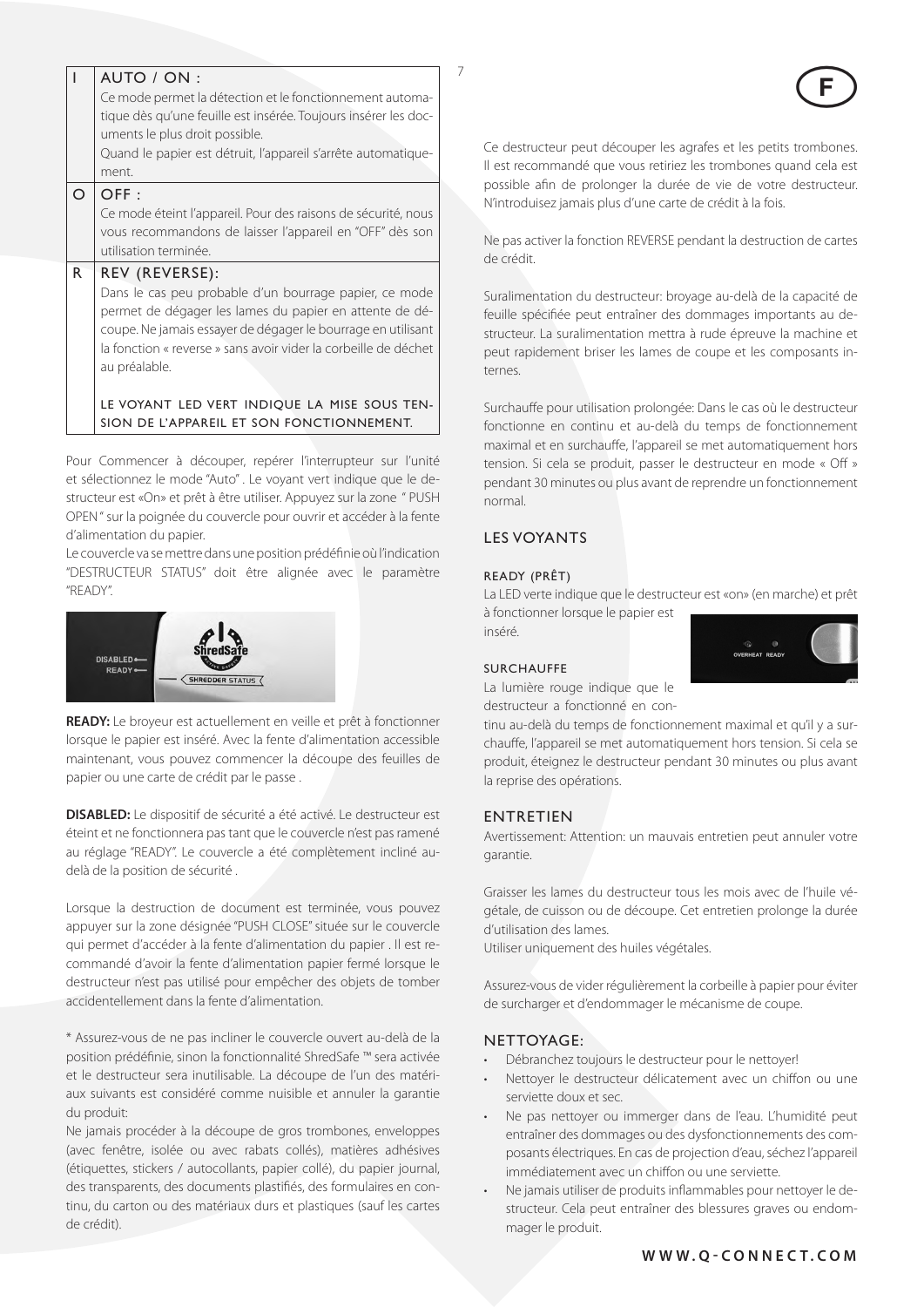| | |
|---|---|
| I | AUTO / ON :<br>Ce mode permet la détection et le fonctionnement automatique dès qu'une feuille est insérée. Toujours insérer les documents le plus droit possible.<br>Quand le papier est détruit, l'appareil s'arrête automatiquement. |
| O | OFF :<br>Ce mode éteint l'appareil. Pour des raisons de sécurité, nous vous recommandons de laisser l'appareil en "OFF" dès son utilisation terminée. |
| R | REV (REVERSE):<br>Dans le cas peu probable d'un bourrage papier, ce mode permet de dégager les lames du papier en attente de découpe. Ne jamais essayer de dégager le bourrage en utilisant la fonction « reverse » sans avoir vider la corbeille de déchet au préalable.<br><br>LE VOYANT LED VERT INDIQUE LA MISE SOUS TENSION DE L'APPAREIL ET SON FONCTIONNEMENT. |

Pour Commencer à découper, repérer l'interrupteur sur l'unité et sélectionnez le mode "Auto" . Le voyant vert indique que le destructeur est «On» et prêt à être utiliser. Appuyez sur la zone " PUSH OPEN " sur la poignée du couvercle pour ouvrir et accéder à la fente d'alimentation du papier.

Le couvercle va se mettre dans une position prédéfinie où l'indication "DESTRUCTEUR STATUS" doit être alignée avec le paramètre "READY".

**READY:** Le broyeur est actuellement en veille et prêt à fonctionner lorsque le papier est inséré. Avec la fente d'alimentation accessible maintenant, vous pouvez commencer la découpe des feuilles de papier ou une carte de crédit par le passe .

**DISABLED:** Le dispositif de sécurité a été activé. Le destructeur est éteint et ne fonctionnera pas tant que le couvercle n'est pas ramené au réglage "READY". Le couvercle a été complètement incliné au-delà de la position de sécurité .

Lorsque la destruction de document est terminée, vous pouvez appuyer sur la zone désignée "PUSH CLOSE" située sur le couvercle qui permet d'accéder à la fente d'alimentation du papier . Il est recommandé d'avoir la fente d'alimentation papier fermé lorsque le destructeur n'est pas utilisé pour empêcher des objets de tomber accidentellement dans la fente d'alimentation.

* Assurez-vous de ne pas incliner le couvercle ouvert au-delà de la position prédéfinie, sinon la fonctionnalité ShredSafe ™ sera activée et le destructeur sera inutilisable. La découpe de l'un des matériaux suivants est considéré comme nuisible et annuler la garantie du produit:

Ne jamais procéder à la découpe de gros trombones, enveloppes (avec fenêtre, isolée ou avec rabats collés), matières adhésives (étiquettes, stickers / autocollants, papier collé), du papier journal, des transparents, des documents plastifiés, des formulaires en continu, du carton ou des matériaux durs et plastiques (sauf les cartes de crédit).

Ce destructeur peut découper les agrafes et les petits trombones. Il est recommandé que vous retiriez les trombones quand cela est possible afin de prolonger la durée de vie de votre destructeur. N'introduisez jamais plus d'une carte de crédit à la fois.

Ne pas activer la fonction REVERSE pendant la destruction de cartes de crédit.

Suralimentation du destructeur: broyage au-delà de la capacité de feuille spécifiée peut entraîner des dommages importants au destructeur. La suralimentation mettra à rude épreuve la machine et peut rapidement briser les lames de coupe et les composants internes.

Surchauffe pour utilisation prolongée: Dans le cas où le destructeur fonctionne en continu et au-delà du temps de fonctionnement maximal et en surchauffe, l'appareil se met automatiquement hors tension. Si cela se produit, passer le destructeur en mode « Off » pendant 30 minutes ou plus avant de reprendre un fonctionnement normal.

## LES VOYANTS

### READY (PRÊT)

La LED verte indique que le destructeur est «on» (en marche) et prêt à fonctionner lorsque le papier est inséré.

### SURCHAUFFE

La lumière rouge indique que le destructeur a fonctionné en continu au-delà du temps de fonctionnement maximal et qu'il y a surchauffe, l'appareil se met automatiquement hors tension. Si cela se produit, éteignez le destructeur pendant 30 minutes ou plus avant la reprise des opérations.

## ENTRETIEN

Avertissement: Attention: un mauvais entretien peut annuler votre garantie.

Graisser les lames du destructeur tous les mois avec de l'huile végétale, de cuisson ou de découpe. Cet entretien prolonge la durée d'utilisation des lames.

Utiliser uniquement des huiles végétales.

Assurez-vous de vider régulièrement la corbeille à papier pour éviter de surcharger et d'endommager le mécanisme de coupe.

## NETTOYAGE:

- Débranchez toujours le destructeur pour le nettoyer!
- Nettoyer le destructeur délicatement avec un chiffon ou une serviette doux et sec.
- Ne pas nettoyer ou immerger dans de l'eau. L'humidité peut entraîner des dommages ou des dysfonctionnements des composants électriques. En cas de projection d'eau, séchez l'appareil immédiatement avec un chiffon ou une serviette.
- Ne jamais utiliser de produits inflammables pour nettoyer le destructeur. Cela peut entraîner des blessures graves ou endommager le produit.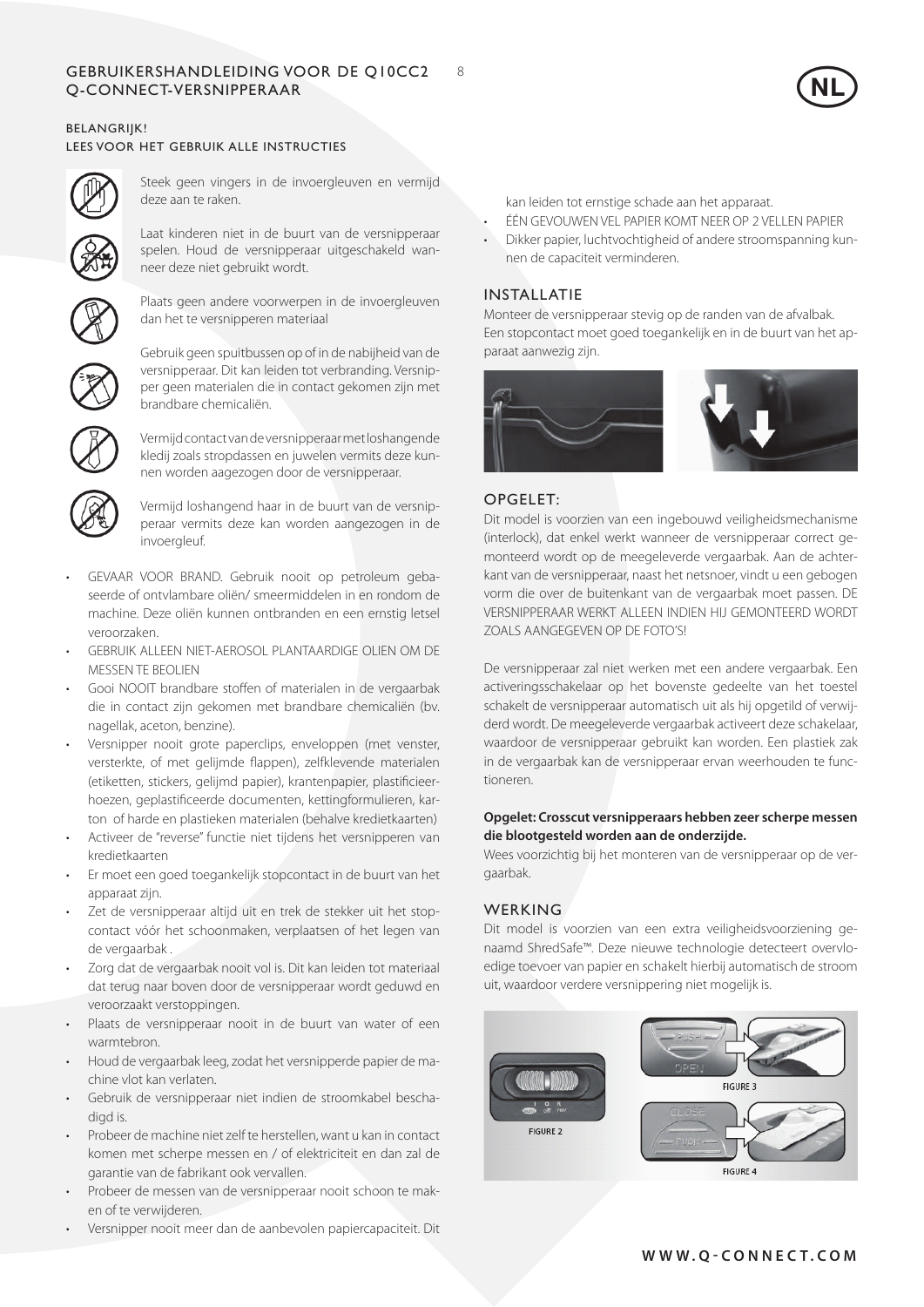# GEBRUIKERSHANDLEIDING VOOR DE Q10CC2 Q-CONNECT-VERSNIPPERAAR

NL

BELANGRIJK!
LEES VOOR HET GEBRUIK ALLE INSTRUCTIES

Steek geen vingers in de invoergleuven en vermijd deze aan te raken.

Laat kinderen niet in de buurt van de versnipperaar spelen. Houd de versnipperaar uitgeschakeld wanneer deze niet gebruikt wordt.

Plaats geen andere voorwerpen in de invoergleuven dan het te versnipperen materiaal

Gebruik geen spuitbussen op of in de nabijheid van de versnipperaar. Dit kan leiden tot verbranding. Versnipper geen materialen die in contact gekomen zijn met brandbare chemicaliën.

Vermijd contact van de versnipperaar met loshangende kledij zoals stropdassen en juwelen vermits deze kunnen worden aagezogen door de versnipperaar.

Vermijd loshangend haar in de buurt van de versnipperaar vermits deze kan worden aangezogen in de invoergleuf.

- GEVAAR VOOR BRAND. Gebruik nooit op petroleum gebaseerde of ontvlambare oliën/ smeermiddelen in en rondom de machine. Deze oliën kunnen ontbranden en een ernstig letsel veroorzaken.
- GEBRUIK ALLEEN NIET-AEROSOL PLANTAARDIGE OLIEN OM DE MESSEN TE BEOLIEN
- Gooi NOOIT brandbare stoffen of materialen in de vergaarbak die in contact zijn gekomen met brandbare chemicaliën (bv. nagellak, aceton, benzine).
- Versnipper nooit grote paperclips, enveloppen (met venster, versterkte, of met gelijmde flappen), zelfklevende materialen (etiketten, stickers, gelijmd papier), krantenpapier, plastificieerhoezen, geplastificeerde documenten, kettingformulieren, karton of harde en plastieken materialen (behalve kredietkaarten)
- Activeer de "reverse" functie niet tijdens het versnipperen van kredietkaarten
- Er moet een goed toegankelijk stopcontact in de buurt van het apparaat zijn.
- Zet de versnipperaar altijd uit en trek de stekker uit het stopcontact vóór het schoonmaken, verplaatsen of het legen van de vergaarbak .
- Zorg dat de vergaarbak nooit vol is. Dit kan leiden tot materiaal dat terug naar boven door de versnipperaar wordt geduwd en veroorzaakt verstoppingen.
- Plaats de versnipperaar nooit in de buurt van water of een warmtebron.
- Houd de vergaarbak leeg, zodat het versnipperde papier de machine vlot kan verlaten.
- Gebruik de versnipperaar niet indien de stroomkabel beschadigd is.
- Probeer de machine niet zelf te herstellen, want u kan in contact komen met scherpe messen en / of elektriciteit en dan zal de garantie van de fabrikant ook vervallen.
- Probeer de messen van de versnipperaar nooit schoon te maken of te verwijderen.
- Versnipper nooit meer dan de aanbevolen papiercapaciteit. Dit kan leiden tot ernstige schade aan het apparaat.
- ÉÉN GEVOUWEN VEL PAPIER KOMT NEER OP 2 VELLEN PAPIER
- Dikker papier, luchtvochtigheid of andere stroomspanning kunnen de capaciteit verminderen.

## INSTALLATIE

Monteer de versnipperaar stevig op de randen van de afvalbak.
Een stopcontact moet goed toegankelijk en in de buurt van het apparaat aanwezig zijn.

## OPGELET:

Dit model is voorzien van een ingebouwd veiligheidsmechanisme (interlock), dat enkel werkt wanneer de versnipperaar correct gemonteerd wordt op de meegeleverde vergaarbak. Aan de achterkant van de versnipperaar, naast het netsnoer, vindt u een gebogen vorm die over de buitenkant van de vergaarbak moet passen. DE VERSNIPPERAAR WERKT ALLEEN INDIEN HIJ GEMONTEERD WORDT ZOALS AANGEGEVEN OP DE FOTO'S!

De versnipperaar zal niet werken met een andere vergaarbak. Een activeringsschakelaar op het bovenste gedeelte van het toestel schakelt de versnipperaar automatisch uit als hij opgetild of verwijderd wordt. De meegeleverde vergaarbak activeert deze schakelaar, waardoor de versnipperaar gebruikt kan worden. Een plastiek zak in de vergaarbak kan de versnipperaar ervan weerhouden te functioneren.

**Opgelet: Crosscut versnipperaars hebben zeer scherpe messen die blootgesteld worden aan de onderzijde.**
Wees voorzichtig bij het monteren van de versnipperaar op de vergaarbak.

## WERKING

Dit model is voorzien van een extra veiligheidsvoorziening genaamd ShredSafe™. Deze nieuwe technologie detecteert overvloedige toevoer van papier en schakelt hierbij automatisch de stroom uit, waardoor verdere versnippering niet mogelijk is.

FIGURE 2

FIGURE 3

FIGURE 4

WWW.Q-CONNECT.COM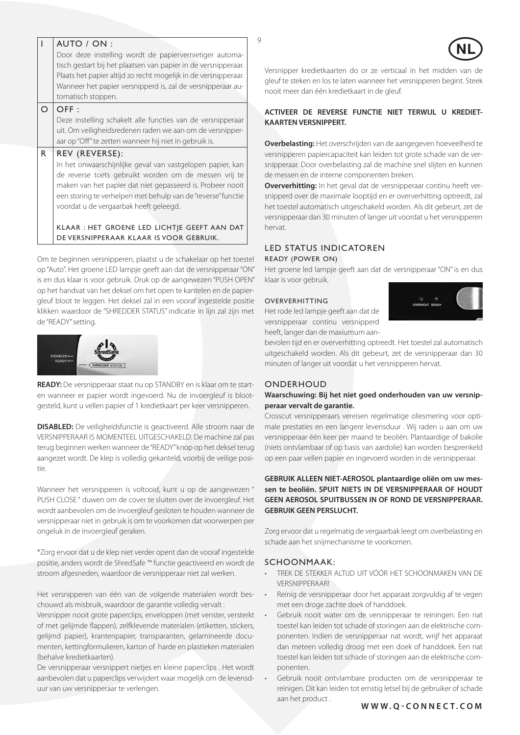| | |
|---|---|
| I | AUTO / ON : Door deze instelling wordt de papiervernietiger automatisch gestart bij het plaatsen van papier in de versnipperaar. Plaats het papier altijd zo recht mogelijk in de versnipperaar. Wanneer het papier versnipperd is, zal de versnipperaar automatisch stoppen. |
| O | OFF : Deze instelling schakelt alle functies van de versnipperaar uit. Om veiligheidsredenen raden we aan om de versnipperaar op "Off" te zetten wanneer hij niet in gebruik is. |
| R | REV (REVERSE): In het onwaarschijnlijke geval van vastgelopen papier, kan de reverse toets gebruikt worden om de messen vrij te maken van het papier dat niet gepasseerd is. Probeer nooit een storing te verhelpen met behulp van de "reverse" functie voordat u de vergaarbak heeft geleegd. KLAAR : HET GROENE LED LICHTJE GEEFT AAN DAT DE VERSNIPPERAAR KLAAR IS VOOR GEBRUIK. |

Om te beginnen versnipperen, plaatst u de schakelaar op het toestel op "Auto". Het groene LED lampje geeft aan dat de versnipperaar "ON" is en dus klaar is voor gebruik. Druk op de aangewezen "PUSH OPEN" op het handvat van het deksel om het open te kantelen en de papiergleuf bloot te leggen. Het deksel zal in een vooraf ingestelde positie klikken waardoor de "SHREDDER STATUS" indicatie in lijn zal zijn met de "READY" setting.

**READY:** De versnipperaar staat nu op STANDBY en is klaar om te starten wanneer er papier wordt ingevoerd. Nu de invoergleuf is blootgesteld, kunt u vellen papier of 1 kredietkaart per keer versnipperen.

**DISABLED:** De veiligheidsfunctie is geactiveerd. Alle stroom naar de VERSNIPPERAAR IS MOMENTEEL UITGESCHAKELD. De machine zal pas terug beginnen werken wanneer de "READY" knop op het deksel terug aangezet wordt. De klep is volledig gekanteld, voorbij de veilige positie.

Wanneer het versnipperen is voltooid, kunt u op de aangewezen " PUSH CLOSE " duwen om de cover te sluiten over de invoergleuf. Het wordt aanbevolen om de invoergleuf gesloten te houden wanneer de versnipperaar niet in gebruik is om te voorkomen dat voorwerpen per ongeluk in de invoergleuf geraken.

*Zorg ervoor dat u de klep niet verder opent dan de vooraf ingestelde positie, anders wordt de ShredSafe ™ functie geactiveerd en wordt de stroom afgesneden, waardoor de versnipperaar niet zal werken.

Het versnipperen van één van de volgende materialen wordt beschouwd als misbruik, waardoor de garantie volledig vervalt :

Versnipper nooit grote paperclips, enveloppen (met venster, versterkt of met gelijmde flappen), zelfklevende materialen (etiketten, stickers, gelijmd papier), krantenpapier, transparanten, gelamineerde documenten, kettingformulieren, karton of harde en plastieken materialen (behalve kredietkaarten).

De versnipperaar versnippert nietjes en kleine paperclips . Het wordt aanbevolen dat u paperclips verwijdert waar mogelijk om de levensduur van uw versnipperaar te verlengen.

Versnipper kredietkaarten do or ze verticaal in het midden van de gleuf te steken en los te laten wanneer het versnipperen begint. Steek nooit meer dan één kredietkaart in de gleuf.

**ACTIVEER DE REVERSE FUNCTIE NIET TERWIJL U KREDIETKAARTEN VERSNIPPERT.**

**Overbelasting:** Het overschrijden van de aangegeven hoeveelheid te versnipperen papiercapaciteit kan leiden tot grote schade van de versnipperaar. Door overbelasting zal de machine snel slijten en kunnen de messen en de interne componenten breken.

**Oververhitting:** In het geval dat de versnipperaar continu heeft versnipperd over de maximale looptijd en er oververhitting optreedt, zal het toestel automatisch uitgeschakeld worden. Als dit gebeurt, zet de versnipperaar dan 30 minuten of langer uit voordat u het versnipperen hervat.

## LED STATUS INDICATOREN

### READY (POWER ON)

Het groene led lampje geeft aan dat de versnipperaar "ON" is en dus klaar is voor gebruik.

### OVERVERHITTING

Het rode led lampje geeft aan dat de versnipperaar continu versnipperd heeft, langer dan de maxiumum aanbevolen tijd en er oververhitting optreedt. Het toestel zal automatisch uitgeschakeld worden. Als dit gebeurt, zet de versnipperaar dan 30 minuten of langer uit voordat u het versnipperen hervat.

## ONDERHOUD

**Waarschuwing: Bij het niet goed onderhouden van uw versnipperaar vervalt de garantie.**

Crosscut versnipperaars vereisen regelmatige oliesmering voor optimale prestaties en een langere levensduur . Wij raden u aan om uw versnipperaar één keer per maand te beoliën. Plantaardige of bakolie (niets ontvlambaar of op basis van aardolie) kan worden besprenkeld op een paar vellen papier en ingevoerd worden in de versnipperaar.

**GEBRUIK ALLEEN NIET-AEROSOL plantaardige oliën om uw messen te beoliën. SPUIT NIETS IN DE VERSNIPPERAAR OF HOUDT GEEN AEROSOL SPUITBUSSEN IN OF ROND DE VERSNIPPERAAR. GEBRUIK GEEN PERSLUCHT.**

Zorg ervoor dat u regelmatig de vergaarbak leegt om overbelasting en schade aan het snijmechanisme te voorkomen.

## SCHOONMAAK:

- TREK DE STEKKER ALTIJD UIT VÓÓR HET SCHOONMAKEN VAN DE VERSNIPPERAAR!
- Reinig de versnipperaar door het apparaat zorgvuldig af te vegen met een droge zachte doek of handdoek.
- Gebruik nooit water om de versnipperaar te reiningen. Een nat toestel kan leiden tot schade of storingen aan de elektrische componenten. Indien de versnipperaar nat wordt, wrijf het apparaat dan meteen volledig droog met een doek of handdoek. Een nat toestel kan leiden tot schade of storingen aan de elektrische componenten.
- Gebruik nooit ontvlambare producten om de versnipperaar te reinigen. Dit kan leiden tot ernstig letsel bij de gebruiker of schade aan het product .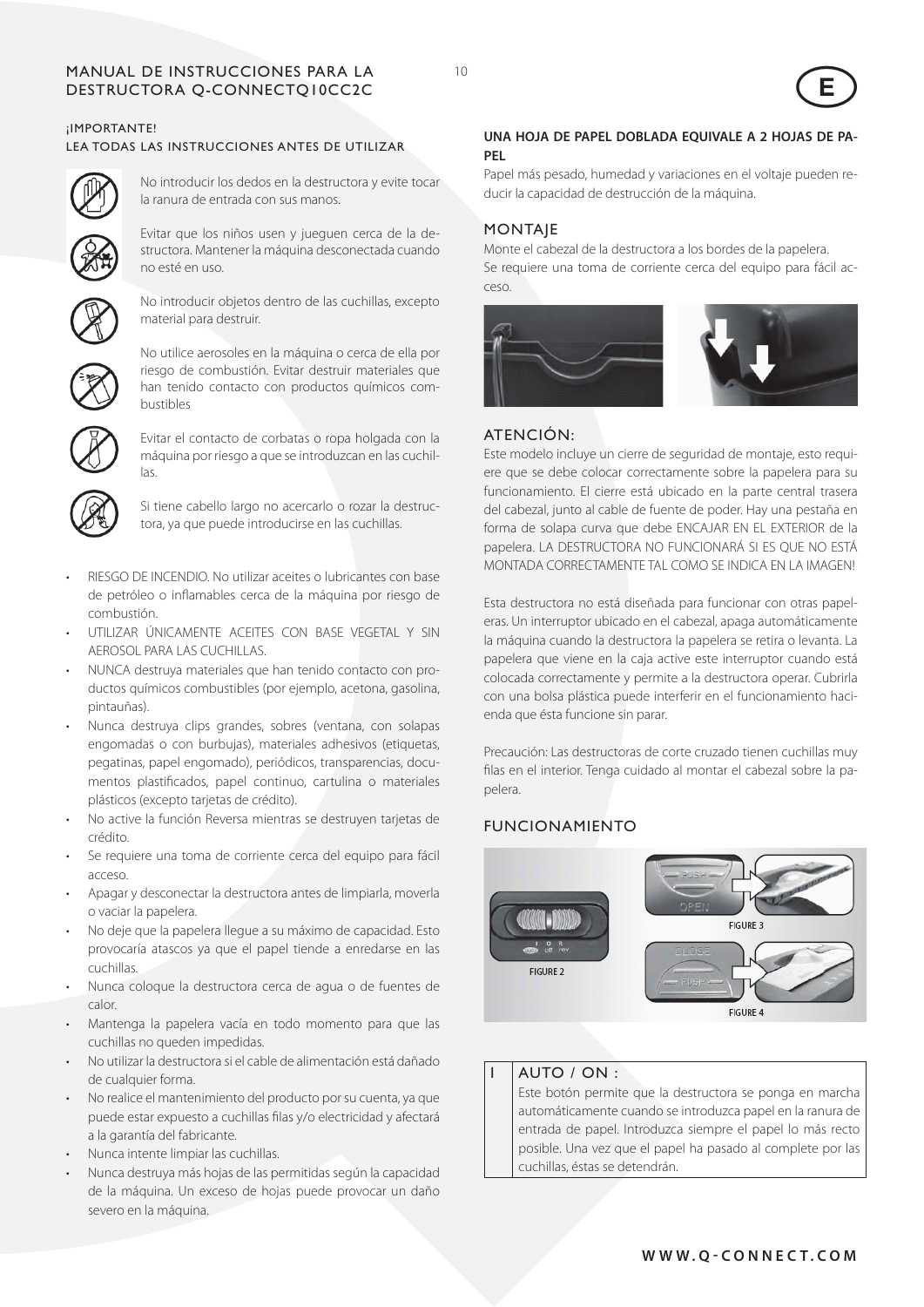# MANUAL DE INSTRUCCIONES PARA LA DESTRUCTORA Q-CONNECTQ10CC2C

E

¡IMPORTANTE!
LEA TODAS LAS INSTRUCCIONES ANTES DE UTILIZAR

No introducir los dedos en la destructora y evite tocar la ranura de entrada con sus manos.

Evitar que los niños usen y jueguen cerca de la destructora. Mantener la máquina desconectada cuando no esté en uso.

No introducir objetos dentro de las cuchillas, excepto material para destruir.

No utilice aerosoles en la máquina o cerca de ella por riesgo de combustión. Evitar destruir materiales que han tenido contacto con productos químicos combustibles

Evitar el contacto de corbatas o ropa holgada con la máquina por riesgo a que se introduzcan en las cuchillas.

Si tiene cabello largo no acercarlo o rozar la destructora, ya que puede introducirse en las cuchillas.

- RIESGO DE INCENDIO. No utilizar aceites o lubricantes con base de petróleo o inflamables cerca de la máquina por riesgo de combustión.
- UTILIZAR ÚNICAMENTE ACEITES CON BASE VEGETAL Y SIN AEROSOL PARA LAS CUCHILLAS.
- NUNCA destruya materiales que han tenido contacto con productos químicos combustibles (por ejemplo, acetona, gasolina, pintauñas).
- Nunca destruya clips grandes, sobres (ventana, con solapas engomadas o con burbujas), materiales adhesivos (etiquetas, pegatinas, papel engomado), periódicos, transparencias, documentos plastificados, papel continuo, cartulina o materiales plásticos (excepto tarjetas de crédito).
- No active la función Reversa mientras se destruyen tarjetas de crédito.
- Se requiere una toma de corriente cerca del equipo para fácil acceso.
- Apagar y desconectar la destructora antes de limpiarla, moverla o vaciar la papelera.
- No deje que la papelera llegue a su máximo de capacidad. Esto provocaría atascos ya que el papel tiende a enredarse en las cuchillas.
- Nunca coloque la destructora cerca de agua o de fuentes de calor.
- Mantenga la papelera vacía en todo momento para que las cuchillas no queden impedidas.
- No utilizar la destructora si el cable de alimentación está dañado de cualquier forma.
- No realice el mantenimiento del producto por su cuenta, ya que puede estar expuesto a cuchillas filas y/o electricidad y afectará a la garantía del fabricante.
- Nunca intente limpiar las cuchillas.
- Nunca destruya más hojas de las permitidas según la capacidad de la máquina. Un exceso de hojas puede provocar un daño severo en la máquina.

**UNA HOJA DE PAPEL DOBLADA EQUIVALE A 2 HOJAS DE PAPEL**

Papel más pesado, humedad y variaciones en el voltaje pueden reducir la capacidad de destrucción de la máquina.

## MONTAJE

Monte el cabezal de la destructora a los bordes de la papelera.
Se requiere una toma de corriente cerca del equipo para fácil acceso.

## ATENCIÓN:

Este modelo incluye un cierre de seguridad de montaje, esto requiere que se debe colocar correctamente sobre la papelera para su funcionamiento. El cierre está ubicado en la parte central trasera del cabezal, junto al cable de fuente de poder. Hay una pestaña en forma de solapa curva que debe ENCAJAR EN EL EXTERIOR de la papelera. LA DESTRUCTORA NO FUNCIONARÁ SI ES QUE NO ESTÁ MONTADA CORRECTAMENTE TAL COMO SE INDICA EN LA IMAGEN!

Esta destructora no está diseñada para funcionar con otras papeleras. Un interruptor ubicado en el cabezal, apaga automáticamente la máquina cuando la destructora la papelera se retira o levanta. La papelera que viene en la caja active este interruptor cuando está colocada correctamente y permite a la destructora operar. Cubrirla con una bolsa plástica puede interferir en el funcionamiento haciendo que ésta funcione sin parar.

Precaución: Las destructoras de corte cruzado tienen cuchillas muy filas en el interior. Tenga cuidado al montar el cabezal sobre la papelera.

## FUNCIONAMIENTO

FIGURE 2

FIGURE 3

FIGURE 4

| I | AUTO / ON : Este botón permite que la destructora se ponga en marcha automáticamente cuando se introduzca papel en la ranura de entrada de papel. Introduzca siempre el papel lo más recto posible. Una vez que el papel ha pasado al complete por las cuchillas, éstas se detendrán. |
|---|---|

WWW.Q-CONNECT.COM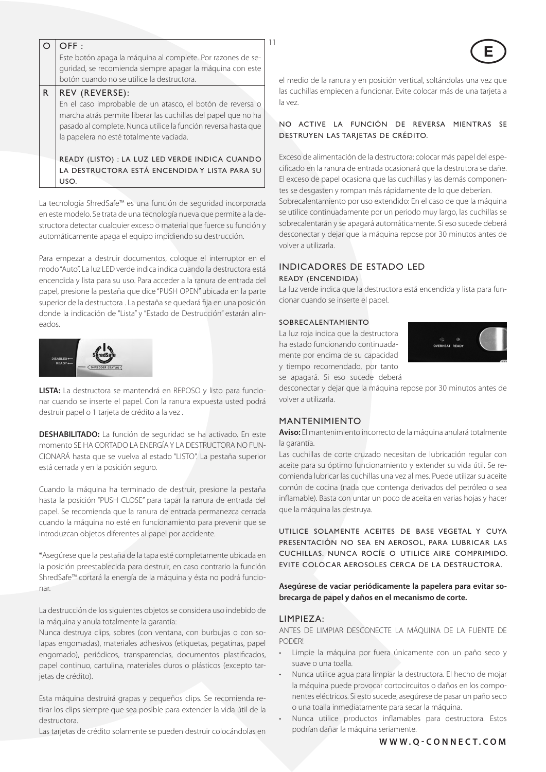| O | OFF :<br>Este botón apaga la máquina al complete. Por razones de seguridad, se recomienda siempre apagar la máquina con este botón cuando no se utilice la destructora. |
|---|---|
| R | REV (REVERSE):<br>En el caso improbable de un atasco, el botón de reversa o marcha atrás permite liberar las cuchillas del papel que no ha pasado al complete. Nunca utilice la función reversa hasta que la papelera no esté totalmente vaciada.<br><br>READY (LISTO) : LA LUZ LED VERDE INDICA CUANDO LA DESTRUCTORA ESTÁ ENCENDIDA Y LISTA PARA SU USO. |

La tecnología ShredSafe™ es una función de seguridad incorporada en este modelo. Se trata de una tecnología nueva que permite a la destructora detectar cualquier exceso o material que fuerce su función y automáticamente apaga el equipo impidiendo su destrucción.

Para empezar a destruir documentos, coloque el interruptor en el modo "Auto". La luz LED verde indica indica cuando la destructora está encendida y lista para su uso. Para acceder a la ranura de entrada del papel, presione la pestaña que dice "PUSH OPEN" ubicada en la parte superior de la destructora . La pestaña se quedará fija en una posición donde la indicación de "Lista" y "Estado de Destrucción" estarán alineados.

**LISTA:** La destructora se mantendrá en REPOSO y listo para funcionar cuando se inserte el papel. Con la ranura expuesta usted podrá destruir papel o 1 tarjeta de crédito a la vez .

**DESHABILITADO:** La función de seguridad se ha activado. En este momento SE HA CORTADO LA ENERGÍA Y LA DESTRUCTORA NO FUNCIONARÁ hasta que se vuelva al estado "LISTO". La pestaña superior está cerrada y en la posición seguro.

Cuando la máquina ha terminado de destruir, presione la pestaña hasta la posición "PUSH CLOSE" para tapar la ranura de entrada del papel. Se recomienda que la ranura de entrada permanezca cerrada cuando la máquina no esté en funcionamiento para prevenir que se introduzcan objetos diferentes al papel por accidente.

*Asegúrese que la pestaña de la tapa esté completamente ubicada en la posición preestablecida para destruir, en caso contrario la función ShredSafe™ cortará la energía de la máquina y ésta no podrá funcionar.

La destrucción de los siguientes objetos se considera uso indebido de la máquina y anula totalmente la garantía:
Nunca destruya clips, sobres (con ventana, con burbujas o con solapas engomadas), materiales adhesivos (etiquetas, pegatinas, papel engomado), periódicos, transparencias, documentos plastificados, papel continuo, cartulina, materiales duros o plásticos (excepto tarjetas de crédito).

Esta máquina destruirá grapas y pequeños clips. Se recomienda retirar los clips siempre que sea posible para extender la vida útil de la destructora.
Las tarjetas de crédito solamente se pueden destruir colocándolas en el medio de la ranura y en posición vertical, soltándolas una vez que las cuchillas empiecen a funcionar. Evite colocar más de una tarjeta a la vez.

NO ACTIVE LA FUNCIÓN DE REVERSA MIENTRAS SE DESTRUYEN LAS TARJETAS DE CRÉDITO.

Exceso de alimentación de la destructora: colocar más papel del especificado en la ranura de entrada ocasionará que la destrutora se dañe. El exceso de papel ocasiona que las cuchillas y las demás componentes se desgasten y rompan más rápidamente de lo que deberían.
Sobrecalentamiento por uso extendido: En el caso de que la máquina se utilice continuadamente por un periodo muy largo, las cuchillas se sobrecalentarán y se apagará automáticamente. Si eso sucede deberá desconectar y dejar que la máquina repose por 30 minutos antes de volver a utilizarla.

## INDICADORES DE ESTADO LED

### READY (ENCENDIDA)

La luz verde indica que la destructora está encendida y lista para funcionar cuando se inserte el papel.

### SOBRECALENTAMIENTO

La luz roja indica que la destructora ha estado funcionando continuadamente por encima de su capacidad y tiempo recomendado, por tanto se apagará. Si eso sucede deberá desconectar y dejar que la máquina repose por 30 minutos antes de volver a utilizarla.

## MANTENIMIENTO

**Aviso:** El mantenimiento incorrecto de la máquina anulará totalmente la garantía.
Las cuchillas de corte cruzado necesitan de lubricación regular con aceite para su óptimo funcionamiento y extender su vida útil. Se recomienda lubricar las cuchillas una vez al mes. Puede utilizar su aceite común de cocina (nada que contenga derivados del petróleo o sea inflamable). Basta con untar un poco de aceita en varias hojas y hacer que la máquina las destruya.

UTILICE SOLAMENTE ACEITES DE BASE VEGETAL Y CUYA PRESENTACIÓN NO SEA EN AEROSOL, PARA LUBRICAR LAS CUCHILLAS. NUNCA ROCÍE O UTILICE AIRE COMPRIMIDO. EVITE COLOCAR AEROSOLES CERCA DE LA DESTRUCTORA.

**Asegúrese de vaciar periódicamente la papelera para evitar sobrecarga de papel y daños en el mecanismo de corte.**

## LIMPIEZA:

ANTES DE LIMPIAR DESCONECTE LA MÁQUINA DE LA FUENTE DE PODER!

- Limpie la máquina por fuera únicamente con un paño seco y suave o una toalla.
- Nunca utilice agua para limpiar la destructora. El hecho de mojar la máquina puede provocar cortocircuitos o daños en los componentes eléctricos. Si esto sucede, asegúrese de pasar un paño seco o una toalla inmediatamente para secar la máquina.
- Nunca utilice productos inflamables para destructora. Estos podrían dañar la máquina seriamente.

**WWW.Q-CONNECT.COM**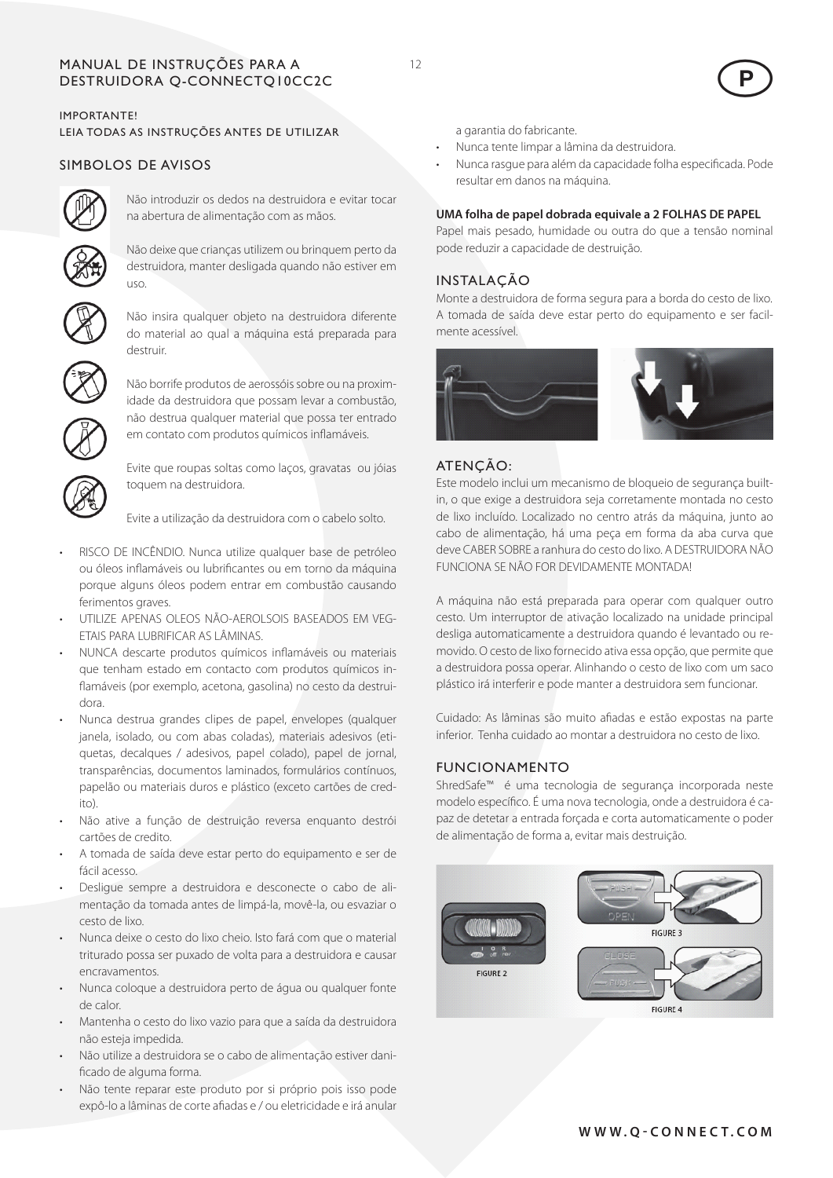# MANUAL DE INSTRUÇÕES PARA A DESTRUIDORA Q-CONNECTQ10CC2C

IMPORTANTE!
LEIA TODAS AS INSTRUÇÕES ANTES DE UTILIZAR

## SIMBOLOS DE AVISOS

Não introduzir os dedos na destruidora e evitar tocar na abertura de alimentação com as mãos.

Não deixe que crianças utilizem ou brinquem perto da destruidora, manter desligada quando não estiver em uso.

Não insira qualquer objeto na destruidora diferente do material ao qual a máquina está preparada para destruir.

Não borrife produtos de aerossóis sobre ou na proximidade da destruidora que possam levar a combustão, não destrua qualquer material que possa ter entrado em contato com produtos químicos inflamáveis.

Evite que roupas soltas como laços, gravatas ou jóias toquem na destruidora.

Evite a utilização da destruidora com o cabelo solto.

- RISCO DE INCÊNDIO. Nunca utilize qualquer base de petróleo ou óleos inflamáveis ou lubrificantes ou em torno da máquina porque alguns óleos podem entrar em combustão causando ferimentos graves.
- UTILIZE APENAS OLEOS NÃO-AEROLSOIS BASEADOS EM VEGETAIS PARA LUBRIFICAR AS LÂMINAS.
- NUNCA descarte produtos químicos inflamáveis ou materiais que tenham estado em contacto com produtos químicos inflamáveis (por exemplo, acetona, gasolina) no cesto da destruidora.
- Nunca destrua grandes clipes de papel, envelopes (qualquer janela, isolado, ou com abas coladas), materiais adesivos (etiquetas, decalques / adesivos, papel colado), papel de jornal, transparências, documentos laminados, formulários contínuos, papelão ou materiais duros e plástico (exceto cartões de credito).
- Não ative a função de destruição reversa enquanto destrói cartões de credito.
- A tomada de saída deve estar perto do equipamento e ser de fácil acesso.
- Desligue sempre a destruidora e desconecte o cabo de alimentação da tomada antes de limpá-la, movê-la, ou esvaziar o cesto de lixo.
- Nunca deixe o cesto do lixo cheio. Isto fará com que o material triturado possa ser puxado de volta para a destruidora e causar encravamentos.
- Nunca coloque a destruidora perto de água ou qualquer fonte de calor.
- Mantenha o cesto do lixo vazio para que a saída da destruidora não esteja impedida.
- Não utilize a destruidora se o cabo de alimentação estiver danificado de alguma forma.
- Não tente reparar este produto por si próprio pois isso pode expô-lo a lâminas de corte afiadas e / ou eletricidade e irá anular a garantia do fabricante.
- Nunca tente limpar a lâmina da destruidora.
- Nunca rasgue para além da capacidade folha especificada. Pode resultar em danos na máquina.

**UMA folha de papel dobrada equivale a 2 FOLHAS DE PAPEL**
Papel mais pesado, humidade ou outra do que a tensão nominal pode reduzir a capacidade de destruição.

## INSTALAÇÃO

Monte a destruidora de forma segura para a borda do cesto de lixo. A tomada de saída deve estar perto do equipamento e ser facilmente acessível.

## ATENÇÃO:

Este modelo inclui um mecanismo de bloqueio de segurança built-in, o que exige a destruidora seja corretamente montada no cesto de lixo incluído. Localizado no centro atrás da máquina, junto ao cabo de alimentação, há uma peça em forma da aba curva que deve CABER SOBRE a ranhura do cesto do lixo. A DESTRUIDORA NÃO FUNCIONA SE NÃO FOR DEVIDAMENTE MONTADA!

A máquina não está preparada para operar com qualquer outro cesto. Um interruptor de ativação localizado na unidade principal desliga automaticamente a destruidora quando é levantado ou removido. O cesto de lixo fornecido ativa essa opção, que permite que a destruidora possa operar. Alinhando o cesto de lixo com um saco plástico irá interferir e pode manter a destruidora sem funcionar.

Cuidado: As lâminas são muito afiadas e estão expostas na parte inferior. Tenha cuidado ao montar a destruidora no cesto de lixo.

## FUNCIONAMENTO

ShredSafe™ é uma tecnologia de segurança incorporada neste modelo específico. É uma nova tecnologia, onde a destruidora é capaz de detetar a entrada forçada e corta automaticamente o poder de alimentação de forma a, evitar mais destruição.

FIGURE 2

FIGURE 3

FIGURE 4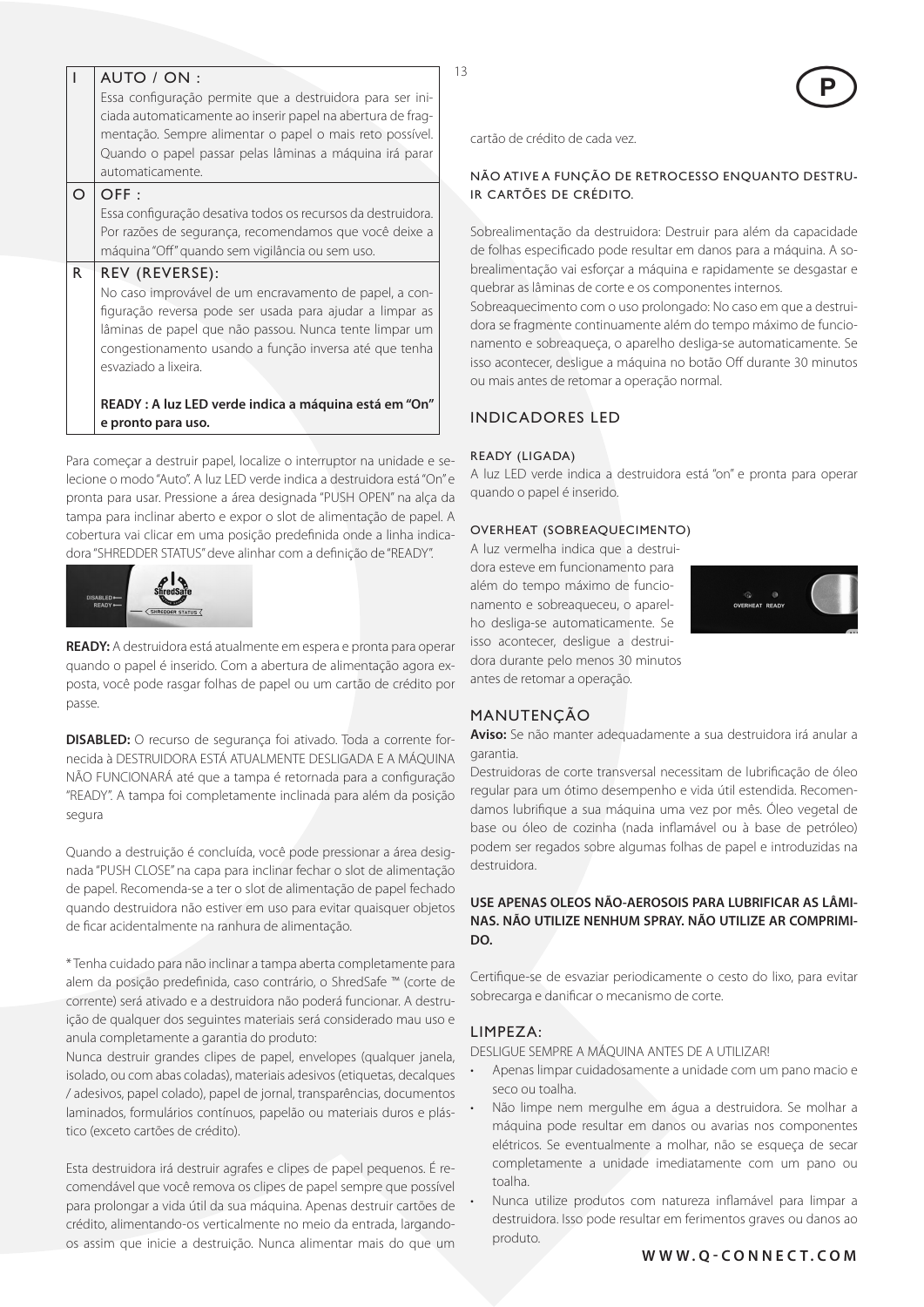| | |
|---|---|
| I | AUTO / ON :<br>Essa configuração permite que a destruidora para ser iniciada automaticamente ao inserir papel na abertura de fragmentação. Sempre alimentar o papel o mais reto possível. Quando o papel passar pelas lâminas a máquina irá parar automaticamente. |
| O | OFF :<br>Essa configuração desativa todos os recursos da destruidora. Por razões de segurança, recomendamos que você deixe a máquina "Off" quando sem vigilância ou sem uso. |
| R | REV (REVERSE):<br>No caso improvável de um encravamento de papel, a configuração reversa pode ser usada para ajudar a limpar as lâminas de papel que não passou. Nunca tente limpar um congestionamento usando a função inversa até que tenha esvaziado a lixeira.<br><br>**READY : A luz LED verde indica a máquina está em "On" e pronto para uso.** |

Para começar a destruir papel, localize o interruptor na unidade e selecione o modo "Auto". A luz LED verde indica a destruidora está "On" e pronta para usar. Pressione a área designada "PUSH OPEN" na alça da tampa para inclinar aberto e expor o slot de alimentação de papel. A cobertura vai clicar em uma posição predefinida onde a linha indicadora "SHREDDER STATUS" deve alinhar com a definição de "READY".

**READY:** A destruidora está atualmente em espera e pronta para operar quando o papel é inserido. Com a abertura de alimentação agora exposta, você pode rasgar folhas de papel ou um cartão de crédito por passe.

**DISABLED:** O recurso de segurança foi ativado. Toda a corrente fornecida à DESTRUIDORA ESTÁ ATUALMENTE DESLIGADA E A MÁQUINA NÃO FUNCIONARÁ até que a tampa é retornada para a configuração "READY". A tampa foi completamente inclinada para além da posição segura

Quando a destruição é concluída, você pode pressionar a área designada "PUSH CLOSE" na capa para inclinar fechar o slot de alimentação de papel. Recomenda-se a ter o slot de alimentação de papel fechado quando destruidora não estiver em uso para evitar quaisquer objetos de ficar acidentalmente na ranhura de alimentação.

* Tenha cuidado para não inclinar a tampa aberta completamente para alem da posição predefinida, caso contrário, o ShredSafe ™ (corte de corrente) será ativado e a destruidora não poderá funcionar. A destruição de qualquer dos seguintes materiais será considerado mau uso e anula completamente a garantia do produto:
Nunca destruir grandes clipes de papel, envelopes (qualquer janela, isolado, ou com abas coladas), materiais adesivos (etiquetas, decalques / adesivos, papel colado), papel de jornal, transparências, documentos laminados, formulários contínuos, papelão ou materiais duros e plástico (exceto cartões de crédito).

Esta destruidora irá destruir agrafes e clipes de papel pequenos. É recomendável que você remova os clipes de papel sempre que possível para prolongar a vida útil da sua máquina. Apenas destruir cartões de crédito, alimentando-os verticalmente no meio da entrada, largando-os assim que inicie a destruição. Nunca alimentar mais do que um cartão de crédito de cada vez.

NÃO ATIVE A FUNÇÃO DE RETROCESSO ENQUANTO DESTRUIR CARTÕES DE CRÉDITO.

Sobrealimentação da destruidora: Destruir para além da capacidade de folhas especificado pode resultar em danos para a máquina. A sobrealimentação vai esforçar a máquina e rapidamente se desgastar e quebrar as lâminas de corte e os componentes internos.
Sobreaquecimento com o uso prolongado: No caso em que a destruidora se fragmente continuamente além do tempo máximo de funcionamento e sobreaqueça, o aparelho desliga-se automaticamente. Se isso acontecer, desligue a máquina no botão Off durante 30 minutos ou mais antes de retomar a operação normal.

## INDICADORES LED

### READY (LIGADA)

A luz LED verde indica a destruidora está "on" e pronta para operar quando o papel é inserido.

### OVERHEAT (SOBREAQUECIMENTO)

A luz vermelha indica que a destruidora esteve em funcionamento para além do tempo máximo de funcionamento e sobreaqueceu, o aparelho desliga-se automaticamente. Se isso acontecer, desligue a destruidora durante pelo menos 30 minutos antes de retomar a operação.

## MANUTENÇÃO

**Aviso:** Se não manter adequadamente a sua destruidora irá anular a garantia.
Destruidoras de corte transversal necessitam de lubrificação de óleo regular para um ótimo desempenho e vida útil estendida. Recomendamos que lubrifique a sua máquina uma vez por mês. Óleo vegetal de base ou óleo de cozinha (nada inflamável ou à base de petróleo) podem ser regados sobre algumas folhas de papel e introduzidas na destruidora.

**USE APENAS OLEOS NÃO-AEROSOIS PARA LUBRIFICAR AS LÂMINAS. NÃO UTILIZE NENHUM SPRAY. NÃO UTILIZE AR COMPRIMIDO.**

Certifique-se de esvaziar periodicamente o cesto do lixo, para evitar sobrecarga e danificar o mecanismo de corte.

## LIMPEZA:

DESLIGUE SEMPRE A MÁQUINA ANTES DE A UTILIZAR!

- Apenas limpar cuidadosamente a unidade com um pano macio e seco ou toalha.
- Não limpe nem mergulhe em água a destruidora. Se molhar a máquina pode resultar em danos ou avarias nos componentes elétricos. Se eventualmente a molhar, não se esqueça de secar completamente a unidade imediatamente com um pano ou toalha.
- Nunca utilize produtos com natureza inflamável para limpar a destruidora. Isso pode resultar em ferimentos graves ou danos ao produto.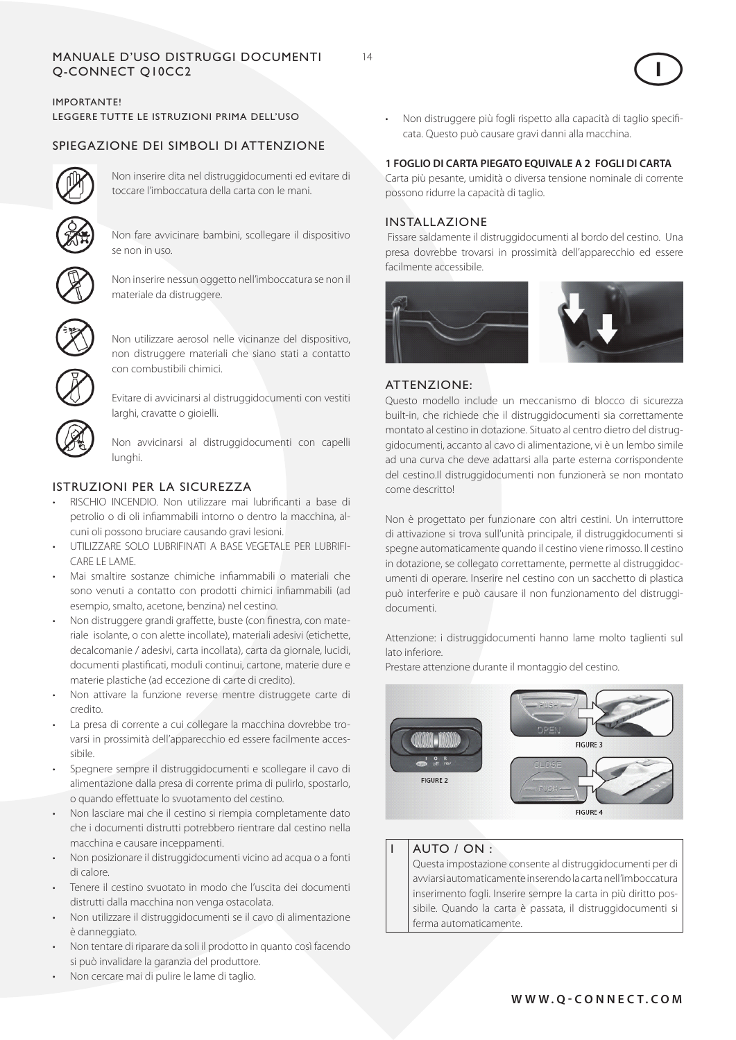# MANUALE D'USO DISTRUGGI DOCUMENTI Q-CONNECT Q10CC2

IMPORTANTE!
LEGGERE TUTTE LE ISTRUZIONI PRIMA DELL'USO

## SPIEGAZIONE DEI SIMBOLI DI ATTENZIONE

Non inserire dita nel distruggidocumenti ed evitare di toccare l'imboccatura della carta con le mani.

Non fare avvicinare bambini, scollegare il dispositivo se non in uso.

Non inserire nessun oggetto nell'imboccatura se non il materiale da distruggere.

Non utilizzare aerosol nelle vicinanze del dispositivo, non distruggere materiali che siano stati a contatto con combustibili chimici.

Evitare di avvicinarsi al distruggidocumenti con vestiti larghi, cravatte o gioielli.

Non avvicinarsi al distruggidocumenti con capelli lunghi.

## ISTRUZIONI PER LA SICUREZZA

- RISCHIO INCENDIO. Non utilizzare mai lubrificanti a base di petrolio o di oli infiammabili intorno o dentro la macchina, alcuni oli possono bruciare causando gravi lesioni.
- UTILIZZARE SOLO LUBRIFINATI A BASE VEGETALE PER LUBRIFICARE LE LAME.
- Mai smaltire sostanze chimiche infiammabili o materiali che sono venuti a contatto con prodotti chimici infiammabili (ad esempio, smalto, acetone, benzina) nel cestino.
- Non distruggere grandi graffette, buste (con finestra, con materiale isolante, o con alette incollate), materiali adesivi (etichette, decalcomanie / adesivi, carta incollata), carta da giornale, lucidi, documenti plastificati, moduli continui, cartone, materie dure e materie plastiche (ad eccezione di carte di credito).
- Non attivare la funzione reverse mentre distruggete carte di credito.
- La presa di corrente a cui collegare la macchina dovrebbe trovarsi in prossimità dell'apparecchio ed essere facilmente accessibile.
- Spegnere sempre il distruggidocumenti e scollegare il cavo di alimentazione dalla presa di corrente prima di pulirlo, spostarlo, o quando effettuate lo svuotamento del cestino.
- Non lasciare mai che il cestino si riempia completamente dato che i documenti distrutti potrebbero rientrare dal cestino nella macchina e causare inceppamenti.
- Non posizionare il distruggidocumenti vicino ad acqua o a fonti di calore.
- Tenere il cestino svuotato in modo che l'uscita dei documenti distrutti dalla macchina non venga ostacolata.
- Non utilizzare il distruggidocumenti se il cavo di alimentazione è danneggiato.
- Non tentare di riparare da soli il prodotto in quanto così facendo si può invalidare la garanzia del produttore.
- Non cercare mai di pulire le lame di taglio.
- Non distruggere più fogli rispetto alla capacità di taglio specificata. Questo può causare gravi danni alla macchina.

**1 FOGLIO DI CARTA PIEGATO EQUIVALE A 2 FOGLI DI CARTA**

Carta più pesante, umidità o diversa tensione nominale di corrente possono ridurre la capacità di taglio.

## INSTALLAZIONE

Fissare saldamente il distruggidocumenti al bordo del cestino. Una presa dovrebbe trovarsi in prossimità dell'apparecchio ed essere facilmente accessibile.

## ATTENZIONE:

Questo modello include un meccanismo di blocco di sicurezza built-in, che richiede che il distruggidocumenti sia correttamente montato al cestino in dotazione. Situato al centro dietro del distruggidocumenti, accanto al cavo di alimentazione, vi è un lembo simile ad una curva che deve adattarsi alla parte esterna corrispondente del cestino.Il distruggidocumenti non funzionerà se non montato come descritto!

Non è progettato per funzionare con altri cestini. Un interruttore di attivazione si trova sull'unità principale, il distruggidocumenti si spegne automaticamente quando il cestino viene rimosso. Il cestino in dotazione, se collegato correttamente, permette al distruggidocumenti di operare. Inserire nel cestino con un sacchetto di plastica può interferire e può causare il non funzionamento del distruggidocumenti.

Attenzione: i distruggidocumenti hanno lame molto taglienti sul lato inferiore.
Prestare attenzione durante il montaggio del cestino.

FIGURE 2

FIGURE 3

FIGURE 4

| I | AUTO / ON :<br>Questa impostazione consente al distruggidocumenti per di avviarsi automaticamente inserendo la carta nell'imboccatura inserimento fogli. Inserire sempre la carta in più diritto possibile. Quando la carta è passata, il distruggidocumenti si ferma automaticamente. |
|---|---|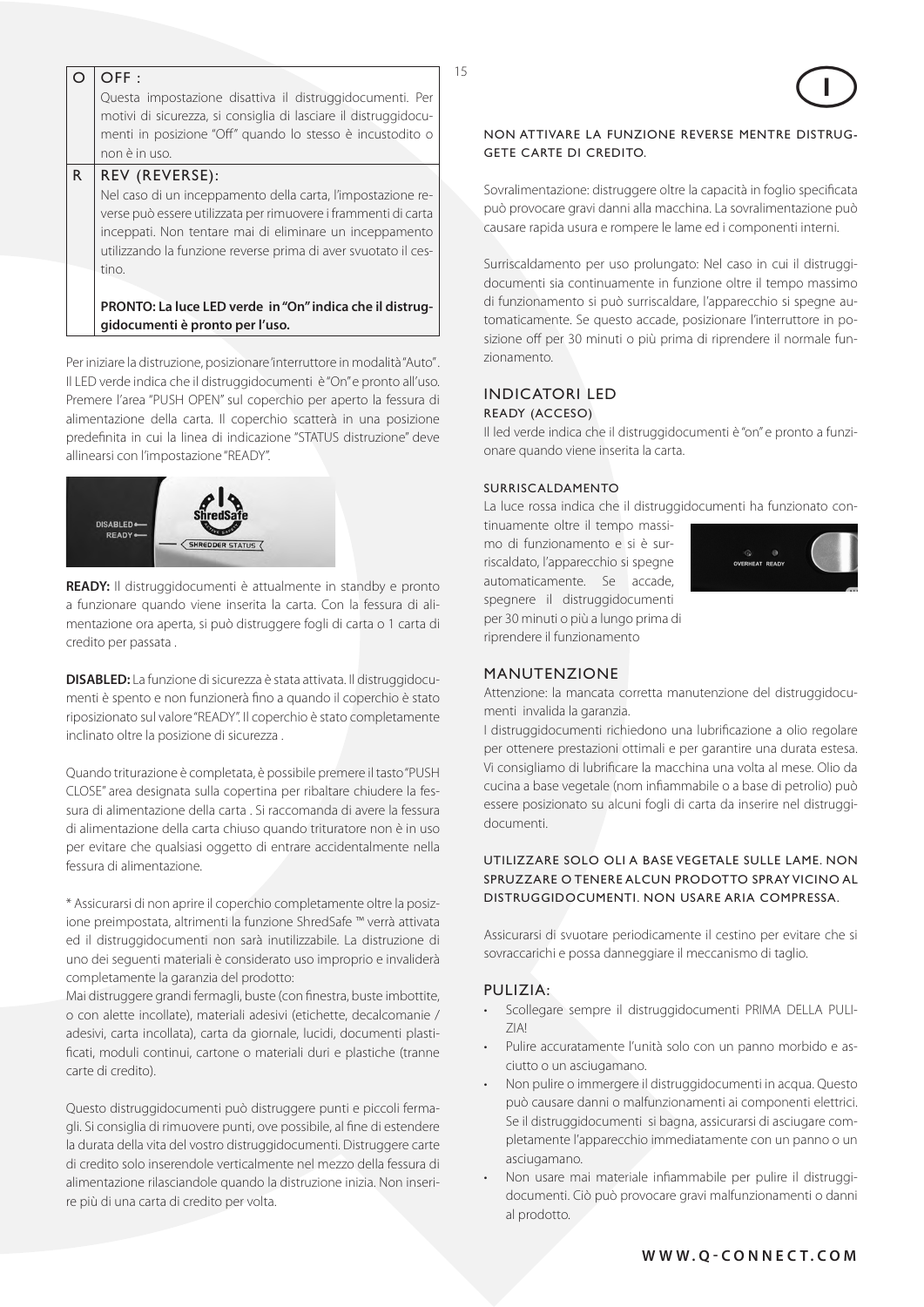| | |
|---|---|
| O | OFF :<br>Questa impostazione disattiva il distruggidocumenti. Per motivi di sicurezza, si consiglia di lasciare il distruggidocumenti in posizione "Off" quando lo stesso è incustodito o non è in uso. |
| R | REV (REVERSE):<br>Nel caso di un inceppamento della carta, l'impostazione reverse può essere utilizzata per rimuovere i frammenti di carta inceppati. Non tentare mai di eliminare un inceppamento utilizzando la funzione reverse prima di aver svuotato il cestino.<br><br>**PRONTO: La luce LED verde in "On" indica che il distruggidocumenti è pronto per l'uso.** |

Per iniziare la distruzione, posizionare 'interruttore in modalità "Auto". Il LED verde indica che il distruggidocumenti è "On" e pronto all'uso. Premere l'area "PUSH OPEN" sul coperchio per aperto la fessura di alimentazione della carta. Il coperchio scatterà in una posizione predefinita in cui la linea di indicazione "STATUS distruzione" deve allinearsi con l'impostazione "READY".

**READY:** Il distruggidocumenti è attualmente in standby e pronto a funzionare quando viene inserita la carta. Con la fessura di alimentazione ora aperta, si può distruggere fogli di carta o 1 carta di credito per passata .

**DISABLED:** La funzione di sicurezza è stata attivata. Il distruggidocumenti è spento e non funzionerà fino a quando il coperchio è stato riposizionato sul valore "READY". Il coperchio è stato completamente inclinato oltre la posizione di sicurezza .

Quando triturazione è completata, è possibile premere il tasto "PUSH CLOSE" area designata sulla copertina per ribaltare chiudere la fessura di alimentazione della carta . Si raccomanda di avere la fessura di alimentazione della carta chiuso quando trituratore non è in uso per evitare che qualsiasi oggetto di entrare accidentalmente nella fessura di alimentazione.

* Assicurarsi di non aprire il coperchio completamente oltre la posizione preimpostata, altrimenti la funzione ShredSafe ™ verrà attivata ed il distruggidocumenti non sarà inutilizzabile. La distruzione di uno dei seguenti materiali è considerato uso improprio e invaliderà completamente la garanzia del prodotto:
Mai distruggere grandi fermagli, buste (con finestra, buste imbottite, o con alette incollate), materiali adesivi (etichette, decalcomanie / adesivi, carta incollata), carta da giornale, lucidi, documenti plastificati, moduli continui, cartone o materiali duri e plastiche (tranne carte di credito).

Questo distruggidocumenti può distruggere punti e piccoli fermagli. Si consiglia di rimuovere punti, ove possibile, al fine di estendere la durata della vita del vostro distruggidocumenti. Distruggere carte di credito solo inserendole verticalmente nel mezzo della fessura di alimentazione rilasciandole quando la distruzione inizia. Non inserire più di una carta di credito per volta.

NON ATTIVARE LA FUNZIONE REVERSE MENTRE DISTRUGGETE CARTE DI CREDITO.

Sovralimentazione: distruggere oltre la capacità in foglio specificata può provocare gravi danni alla macchina. La sovralimentazione può causare rapida usura e rompere le lame ed i componenti interni.

Surriscaldamento per uso prolungato: Nel caso in cui il distruggidocumenti sia continuamente in funzione oltre il tempo massimo di funzionamento si può surriscaldare, l'apparecchio si spegne automaticamente. Se questo accade, posizionare l'interruttore in posizione off per 30 minuti o più prima di riprendere il normale funzionamento.

## INDICATORI LED

### READY (ACCESO)

Il led verde indica che il distruggidocumenti è "on" e pronto a funzionare quando viene inserita la carta.

### SURRISCALDAMENTO

La luce rossa indica che il distruggidocumenti ha funzionato continuamente oltre il tempo massimo di funzionamento e si è surriscaldato, l'apparecchio si spegne automaticamente. Se accade, spegnere il distruggidocumenti per 30 minuti o più a lungo prima di riprendere il funzionamento

## MANUTENZIONE

Attenzione: la mancata corretta manutenzione del distruggidocumenti invalida la garanzia.
I distruggidocumenti richiedono una lubrificazione a olio regolare per ottenere prestazioni ottimali e per garantire una durata estesa. Vi consigliamo di lubrificare la macchina una volta al mese. Olio da cucina a base vegetale (nom infiammabile o a base di petrolio) può essere posizionato su alcuni fogli di carta da inserire nel distruggidocumenti.

UTILIZZARE SOLO OLI A BASE VEGETALE SULLE LAME. NON SPRUZZARE O TENERE ALCUN PRODOTTO SPRAY VICINO AL DISTRUGGIDOCUMENTI. NON USARE ARIA COMPRESSA.

Assicurarsi di svuotare periodicamente il cestino per evitare che si sovraccarichi e possa danneggiare il meccanismo di taglio.

## PULIZIA:

- Scollegare sempre il distruggidocumenti PRIMA DELLA PULIZIA!
- Pulire accuratamente l'unità solo con un panno morbido e asciutto o un asciugamano.
- Non pulire o immergere il distruggidocumenti in acqua. Questo può causare danni o malfunzionamenti ai componenti elettrici. Se il distruggidocumenti si bagna, assicurarsi di asciugare completamente l'apparecchio immediatamente con un panno o un asciugamano.
- Non usare mai materiale infiammabile per pulire il distruggidocumenti. Ciò può provocare gravi malfunzionamenti o danni al prodotto.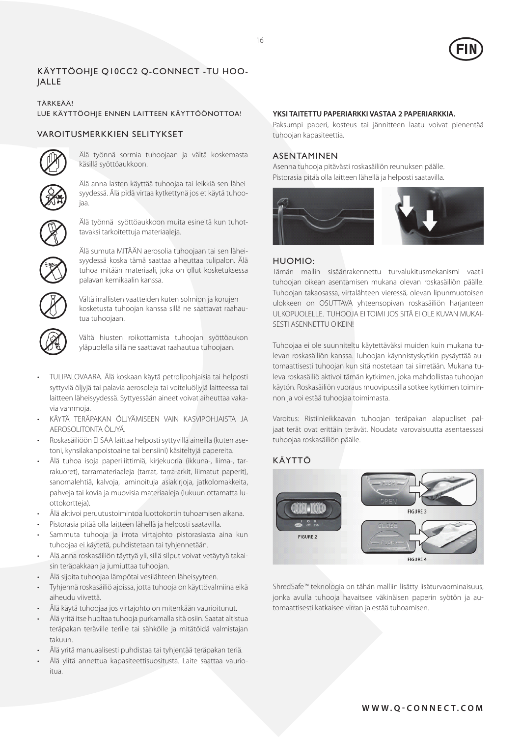## KÄYTTÖOHJE Q10CC2 Q-CONNECT -TU HOOJALLE

TÄRKEÄÄ!
LUE KÄYTTÖOHJE ENNEN LAITTEEN KÄYTTÖÖNOTTOA!

### VAROITUSMERKKIEN SELITYKSET

Älä työnnä sormia tuhoojaan ja vältä koskemasta käsillä syöttöaukkoon.

Älä anna lasten käyttää tuhoojaa tai leikkiä sen läheisyydessä. Älä pidä virtaa kytkettynä jos et käytä tuhoojaa.

Älä työnnä syöttöaukkoon muita esineitä kun tuhottavaksi tarkoitettuja materiaaleja.

Älä sumuta MITÄÄN aerosolia tuhoojaan tai sen läheisyydessä koska tämä saattaa aiheuttaa tulipalon. Älä tuhoa mitään materiaali, joka on ollut kosketuksessa palavan kemikaalin kanssa.

Vältä irrallisten vaatteiden kuten solmion ja korujen kosketusta tuhoojan kanssa sillä ne saattavat raahautua tuhoojaan.

Vältä hiusten roikottamista tuhoojan syöttöaukon yläpuolella sillä ne saattavat raahautua tuhoojaan.

- TULIPALOVAARA. Älä koskaan käytä petrolipohjaisia tai helposti syttyviä öljyjä tai palavia aerosoleja tai voiteluöljyjä laitteessa tai laitteen läheisyydessä. Syttyessään aineet voivat aiheuttaa vakavia vammoja.
- KÄYTÄ TERÄPAKAN ÖLJYÄMISEEN VAIN KASVIPOHJAISTA JA AEROSOLITONTA ÖLJYÄ.
- Roskasäiliöön EI SAA laittaa helposti syttyvillä aineilla (kuten asetoni, kynsilakanpoistoaine tai bensiini) käsiteltyjä papereita.
- Älä tuhoa isoja paperiliittimiä, kirjekuoria (ikkuna-, liima-, tarrakuoret), tarramateriaaleja (tarrat, tarra-arkit, liimatut paperit), sanomalehtiä, kalvoja, laminoituja asiakirjoja, jatkolomakkeita, pahveja tai kovia ja muovisia materiaaleja (lukuun ottamatta luottokortteja).
- Älä aktivoi peruutustoimintoa luottokortin tuhoamisen aikana.
- Pistorasia pitää olla laitteen lähellä ja helposti saatavilla.
- Sammuta tuhooja ja irrota virtajohto pistorasiasta aina kun tuhoojaa ei käytetä, puhdistetaan tai tyhjennetään.
- Älä anna roskasäiliön täyttyä yli, sillä silput voivat vetäytyä takaisin teräpakkaan ja jumiuttaa tuhoojan.
- Älä sijoita tuhoojaa lämpötai vesilähteen läheisyyteen.
- Tyhjennä roskasäiliö ajoissa, jotta tuhooja on käyttövalmiina eikä aiheudu viivettä.
- Älä käytä tuhoojaa jos virtajohto on mitenkään vaurioitunut.
- Älä yritä itse huoltaa tuhoojaa purkamalla sitä osiin. Saatat altistua teräpakan teräville terille tai sähkölle ja mitätöidä valmistajan takuun.
- Älä yritä manuaalisesti puhdistaa tai tyhjentää teräpakan teriä.
- Älä ylitä annettua kapasiteettisuositusta. Laite saattaa vaurioitua.

**YKSI TAITETTU PAPERIARKKI VASTAA 2 PAPERIARKKIA.**
Paksumpi paperi, kosteus tai jännitteen laatu voivat pienentää tuhoojan kapasiteettia.

### ASENTAMINEN

Asenna tuhooja pitävästi roskasäiliön reunuksen päälle.
Pistorasia pitää olla laitteen lähellä ja helposti saatavilla.

### HUOMIO:

Tämän mallin sisäänrakennettu turvalukitusmekanismi vaatii tuhoojan oikean asentamisen mukana olevan roskasäiliön päälle. Tuhoojan takaosassa, virtalähteen vieressä, olevan lipunmuotoisen ulokkeen on OSUTTAVA yhteensopivan roskasäiliön harjanteen ULKOPUOLELLE. TUHOOJA EI TOIMI JOS SITÄ EI OLE KUVAN MUKAISESTI ASENNETTU OIKEIN!

Tuhoojaa ei ole suunniteltu käytettäväksi muiden kuin mukana tulevan roskasäiliön kanssa. Tuhoojan käynnistyskytkin pysäyttää automaattisesti tuhoojan kun sitä nostetaan tai siirretään. Mukana tuleva roskasäiliö aktivoi tämän kytkimen, joka mahdollistaa tuhoojan käytön. Roskasäiliön vuoraus muovipussilla sotkee kytkimen toiminnon ja voi estää tuhoojaa toimimasta.

Varoitus: Ristiinleikkaavan tuhoojan teräpakan alapuoliset paljaat terät ovat erittäin terävät. Noudata varovaisuutta asentaessasi tuhoojaa roskasäiliön päälle.

### KÄYTTÖ

FIGURE 2

FIGURE 3

FIGURE 4

ShredSafe™ teknologia on tähän malliin lisätty lisäturvaominaisuus, jonka avulla tuhooja havaitsee väkinäisen paperin syötön ja automaattisesti katkaisee virran ja estää tuhoamisen.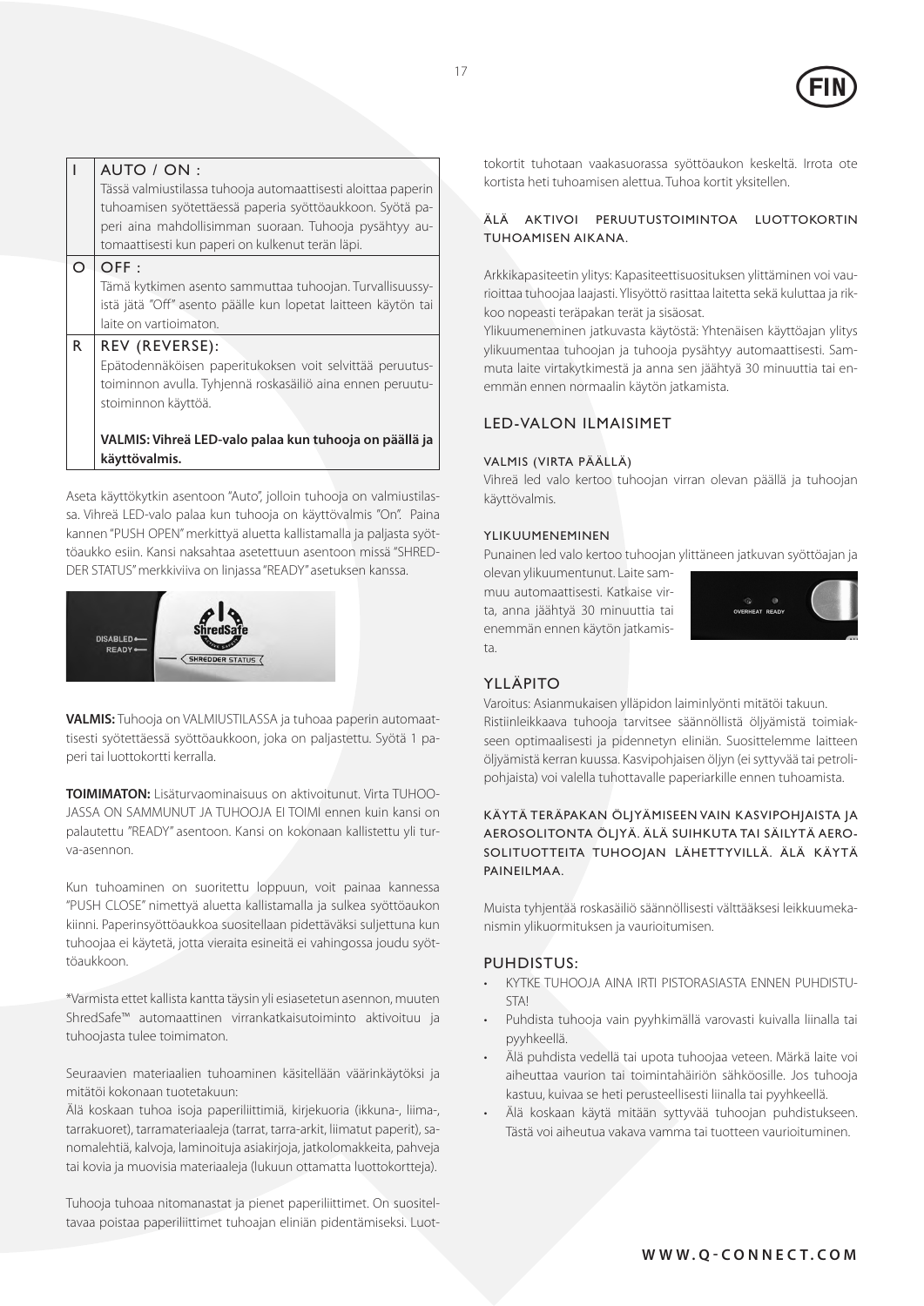| I | AUTO / ON :<br>Tässä valmiustilassa tuhooja automaattisesti aloittaa paperin tuhoamisen syötettäessä paperia syöttöaukkoon. Syötä paperi aina mahdollisimman suoraan. Tuhooja pysähtyy automaattisesti kun paperi on kulkenut terän läpi. |
|---|---|
| O | OFF :<br>Tämä kytkimen asento sammuttaa tuhoojan. Turvallisuussyistä jätä "Off" asento päälle kun lopetat laitteen käytön tai laite on vartioimaton. |
| R | REV (REVERSE):<br>Epätodennäköisen paperitukoksen voit selvittää peruutustoiminnon avulla. Tyhjennä roskasäiliö aina ennen peruutustoiminnon käyttöä.<br><br>**VALMIS: Vihreä LED-valo palaa kun tuhooja on päällä ja käyttövalmis.** |

Aseta käyttökytkin asentoon "Auto", jolloin tuhooja on valmiustilassa. Vihreä LED-valo palaa kun tuhooja on käyttövalmis "On". Paina kannen "PUSH OPEN" merkittyä aluetta kallistamalla ja paljasta syöttöaukko esiin. Kansi naksahtaa asetettuun asentoon missä "SHREDDER STATUS" merkkiviiva on linjassa "READY" asetuksen kanssa.

**VALMIS:** Tuhooja on VALMIUSTILASSA ja tuhoaa paperin automaattisesti syötettäessä syöttöaukkoon, joka on paljastettu. Syötä 1 paperi tai luottokortti kerralla.

**TOIMIMATON:** Lisäturvaominaisuus on aktivoitunut. Virta TUHOOJASSA ON SAMMUNUT JA TUHOOJA EI TOIMI ennen kuin kansi on palautettu "READY" asentoon. Kansi on kokonaan kallistettu yli turva-asennon.

Kun tuhoaminen on suoritettu loppuun, voit painaa kannessa "PUSH CLOSE" nimettyä aluetta kallistamalla ja sulkea syöttöaukon kiinni. Paperinsyöttöaukkoa suositellaan pidettäväksi suljettuna kun tuhoojaa ei käytetä, jotta vieraita esineitä ei vahingossa joudu syöttöaukkoon.

*Varmista ettet kallista kantta täysin yli esiasetetun asennon, muuten ShredSafe™ automaattinen virrankatkaisutoiminto aktivoituu ja tuhoojasta tulee toimimaton.

Seuraavien materiaalien tuhoaminen käsitellään väärinkäytöksi ja mitätöi kokonaan tuotetakuun:
Älä koskaan tuhoa isoja paperiliittimiä, kirjekuoria (ikkuna-, liima-, tarrakuoret), tarramateriaaleja (tarrat, tarra-arkit, liimatut paperit), sanomalehtiä, kalvoja, laminoituja asiakirjoja, jatkolomakkeita, pahveja tai kovia ja muovisia materiaaleja (lukuun ottamatta luottokortteja).

Tuhooja tuhoaa nitomanastat ja pienet paperiliittimet. On suositeltavaa poistaa paperiliittimet tuhoajan eliniän pidentämiseksi. Luottokortit tuhotaan vaakasuorassa syöttöaukon keskeltä. Irrota ote kortista heti tuhoamisen alettua. Tuhoa kortit yksitellen.

ÄLÄ AKTIVOI PERUUTUSTOIMINTOA LUOTTOKORTIN TUHOAMISEN AIKANA.

Arkkikapasiteetin ylitys: Kapasiteettisuosituksen ylittäminen voi vaurioittaa tuhoojaa laajasti. Ylisyöttö rasittaa laitetta sekä kuluttaa ja rikkoo nopeasti teräpakan terät ja sisäosat.
Ylikuumeneminen jatkuvasta käytöstä: Yhtenäisen käyttöajan ylitys ylikuumentaa tuhoojan ja tuhooja pysähtyy automaattisesti. Sammuta laite virtakytkimestä ja anna sen jäähtyä 30 minuuttia tai enemmän ennen normaalin käytön jatkamista.

## LED-VALON ILMAISIMET

#### VALMIS (VIRTA PÄÄLLÄ)

Vihreä led valo kertoo tuhoojan virran olevan päällä ja tuhoojan käyttövalmis.

#### YLIKUUMENEMINEN

Punainen led valo kertoo tuhoojan ylittäneen jatkuvan syöttöajan ja olevan ylikuumentunut. Laite sammuu automaattisesti. Katkaise virta, anna jäähtyä 30 minuuttia tai enemmän ennen käytön jatkamista.

## YLLÄPITO

Varoitus: Asianmukaisen ylläpidon laiminlyönti mitätöi takuun.
Ristiinleikkaava tuhooja tarvitsee säännöllistä öljyämistä toimiakseen optimaalisesti ja pidennetyn eliniän. Suosittelemme laitteen öljyämistä kerran kuussa. Kasvipohjaisen öljyn (ei syttyvää tai petrolipohjaista) voi valella tuhottavalle paperiarkille ennen tuhoamista.

KÄYTÄ TERÄPAKAN ÖLJYÄMISEEN VAIN KASVIPOHJAISTA JA AEROSOLITONTA ÖLJYÄ. ÄLÄ SUIHKUTA TAI SÄILYTÄ AEROSOLITUOTTEITA TUHOOJAN LÄHETTYVILLÄ. ÄLÄ KÄYTÄ PAINEILMAA.

Muista tyhjentää roskasäiliö säännöllisesti välttääksesi leikkuumekanismin ylikuormituksen ja vaurioitumisen.

## PUHDISTUS:

- KYTKE TUHOOJA AINA IRTI PISTORASIASTA ENNEN PUHDISTUSTA!
- Puhdista tuhooja vain pyyhkimällä varovasti kuivalla liinalla tai pyyhkeellä.
- Älä puhdista vedellä tai upota tuhoojaa veteen. Märkä laite voi aiheuttaa vaurion tai toimintahäiriön sähköosille. Jos tuhooja kastuu, kuivaa se heti perusteellisesti liinalla tai pyyhkeellä.
- Älä koskaan käytä mitään syttyvää tuhoojan puhdistukseen. Tästä voi aiheutua vakava vamma tai tuotteen vaurioituminen.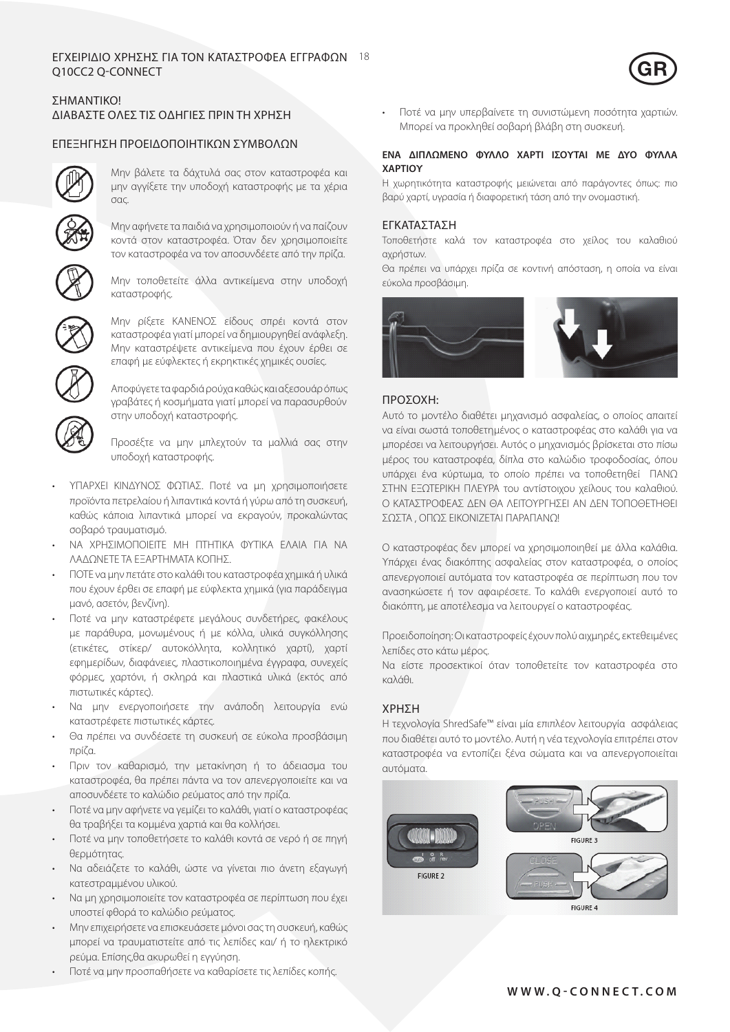# ΕΓΧΕΙΡΙΔΙΟ ΧΡΗΣΗΣ ΓΙΑ ΤΟΝ ΚΑΤΑΣΤΡΟΦΕΑ ΕΓΓΡΑΦΩΝ Q10CC2 Q-CONNECT

## ΣΗΜΑΝΤΙΚΟ!
## ΔΙΑΒΑΣΤΕ ΟΛΕΣ ΤΙΣ ΟΔΗΓΙΕΣ ΠΡΙΝ ΤΗ ΧΡΗΣΗ

## ΕΠΕΞΗΓΗΣΗ ΠΡΟΕΙΔΟΠΟΙΗΤΙΚΩΝ ΣΥΜΒΟΛΩΝ

Μην βάλετε τα δάχτυλά σας στον καταστροφέα και μην αγγίξετε την υποδοχή καταστροφής με τα χέρια σας.

Μην αφήνετε τα παιδιά να χρησιμοποιούν ή να παίζουν κοντά στον καταστροφέα. Όταν δεν χρησιμοποιείτε τον καταστροφέα να τον αποσυνδέετε από την πρίζα.

Μην τοποθετείτε άλλα αντικείμενα στην υποδοχή καταστροφής.

Μην ρίξετε ΚΑΝΕΝΟΣ είδους σπρέι κοντά στον καταστροφέα γιατί μπορεί να δημιουργηθεί ανάφλεξη. Μην καταστρέψετε αντικείμενα που έχουν έρθει σε επαφή με εύφλεκτες ή εκρηκτικές χημικές ουσίες.

Αποφύγετε τα φαρδιά ρούχα καθώς και αξεσουάρ όπως γραβάτες ή κοσμήματα γιατί μπορεί να παρασυρθούν στην υποδοχή καταστροφής.

Προσέξτε να μην μπλεχτούν τα μαλλιά σας στην υποδοχή καταστροφής.

- ΥΠΑΡΧΕΙ ΚΙΝΔΥΝΟΣ ΦΩΤΙΑΣ. Ποτέ να μη χρησιμοποιήσετε προϊόντα πετρελαίου ή λιπαντικά κοντά ή γύρω από τη συσκευή, καθώς κάποια λιπαντικά μπορεί να εκραγούν, προκαλώντας σοβαρό τραυματισμό.
- ΝΑ ΧΡΗΣΙΜΟΠΟΙΕΙΤΕ ΜΗ ΠΤΗΤΙΚΑ ΦΥΤΙΚΑ ΕΛΑΙΑ ΓΙΑ ΝΑ ΛΑΔΩΝΕΤΕ ΤΑ ΕΞΑΡΤΗΜΑΤΑ ΚΟΠΗΣ.
- ΠΟΤΕ να μην πετάτε στο καλάθι του καταστροφέα χημικά ή υλικά που έχουν έρθει σε επαφή με εύφλεκτα χημικά (για παράδειγμα μανό, ασετόν, βενζίνη).
- Ποτέ να μην καταστρέφετε μεγάλους συνδετήρες, φακέλους με παράθυρα, μονωμένους ή με κόλλα, υλικά συγκόλλησης (ετικέτες, στίκερ/ αυτοκόλλητα, κολλητικό χαρτί), χαρτί εφημερίδων, διαφάνειες, πλαστικοποιημένα έγγραφα, συνεχείς φόρμες, χαρτόνι, ή σκληρά και πλαστικά υλικά (εκτός από πιστωτικές κάρτες).
- Να μην ενεργοποιήσετε την ανάποδη λειτουργία ενώ καταστρέφετε πιστωτικές κάρτες.
- Θα πρέπει να συνδέσετε τη συσκευή σε εύκολα προσβάσιμη πρίζα.
- Πριν τον καθαρισμό, την μετακίνηση ή το άδειασμα του καταστροφέα, θα πρέπει πάντα να τον απενεργοποιείτε και να αποσυνδέετε το καλώδιο ρεύματος από την πρίζα.
- Ποτέ να μην αφήνετε να γεμίζει το καλάθι, γιατί ο καταστροφέας θα τραβήξει τα κομμένα χαρτιά και θα κολλήσει.
- Ποτέ να μην τοποθετήσετε το καλάθι κοντά σε νερό ή σε πηγή θερμότητας.
- Να αδειάζετε το καλάθι, ώστε να γίνεται πιο άνετη εξαγωγή κατεστραμμένου υλικού.
- Να μη χρησιμοποιείτε τον καταστροφέα σε περίπτωση που έχει υποστεί φθορά το καλώδιο ρεύματος.
- Μην επιχειρήσετε να επισκευάσετε μόνοι σας τη συσκευή, καθώς μπορεί να τραυματιστείτε από τις λεπίδες και/ ή το ηλεκτρικό ρεύμα. Επίσης,θα ακυρωθεί η εγγύηση.
- Ποτέ να μην προσπαθήσετε να καθαρίσετε τις λεπίδες κοπής.
- Ποτέ να μην υπερβαίνετε τη συνιστώμενη ποσότητα χαρτιών. Μπορεί να προκληθεί σοβαρή βλάβη στη συσκευή.

**ΕΝΑ ΔΙΠΛΩΜΕΝΟ ΦΥΛΛΟ ΧΑΡΤΙ ΙΣΟΥΤΑΙ ΜΕ ΔΥΟ ΦΥΛΛΑ ΧΑΡΤΙΟΥ**

Η χωρητικότητα καταστροφής μειώνεται από παράγοντες όπως: πιο βαρύ χαρτί, υγρασία ή διαφορετική τάση από την ονομαστική.

## ΕΓΚΑΤΑΣΤΑΣΗ

Τοποθετήστε καλά τον καταστροφέα στο χείλος του καλαθιού αχρήστων.

Θα πρέπει να υπάρχει πρίζα σε κοντινή απόσταση, η οποία να είναι εύκολα προσβάσιμη.

## ΠΡΟΣΟΧΗ:

Αυτό το μοντέλο διαθέτει μηχανισμό ασφαλείας, ο οποίος απαιτεί να είναι σωστά τοποθετημένος ο καταστροφέας στο καλάθι για να μπορέσει να λειτουργήσει. Αυτός ο μηχανισμός βρίσκεται στο πίσω μέρος του καταστροφέα, δίπλα στο καλώδιο τροφοδοσίας, όπου υπάρχει ένα κύρτωμα, το οποίο πρέπει να τοποθετηθεί ΠΑΝΩ ΣΤΗΝ ΕΞΩΤΕΡΙΚΗ ΠΛΕΥΡΑ του αντίστοιχου χείλους του καλαθιού. Ο ΚΑΤΑΣΤΡΟΦΕΑΣ ΔΕΝ ΘΑ ΛΕΙΤΟΥΡΓΗΣΕΙ ΑΝ ΔΕΝ ΤΟΠΟΘΕΤΗΘΕΙ ΣΩΣΤΑ , ΟΠΩΣ ΕΙΚΟΝΙΖΕΤΑΙ ΠΑΡΑΠΑΝΩ!

Ο καταστροφέας δεν μπορεί να χρησιμοποιηθεί με άλλα καλάθια. Υπάρχει ένας διακόπτης ασφαλείας στον καταστροφέα, ο οποίος απενεργοποιεί αυτόματα τον καταστροφέα σε περίπτωση που τον ανασηκώσετε ή τον αφαιρέσετε. Το καλάθι ενεργοποιεί αυτό το διακόπτη, με αποτέλεσμα να λειτουργεί ο καταστροφέας.

Προειδοποίηση: Οι καταστροφείς έχουν πολύ αιχμηρές, εκτεθειμένες λεπίδες στο κάτω μέρος.

Να είστε προσεκτικοί όταν τοποθετείτε τον καταστροφέα στο καλάθι.

## ΧΡΗΣΗ

Η τεχνολογία ShredSafe™ είναι μία επιπλέον λειτουργία ασφάλειας που διαθέτει αυτό το μοντέλο. Αυτή η νέα τεχνολογία επιτρέπει στον καταστροφέα να εντοπίζει ξένα σώματα και να απενεργοποιείται αυτόματα.

FIGURE 2

FIGURE 3

FIGURE 4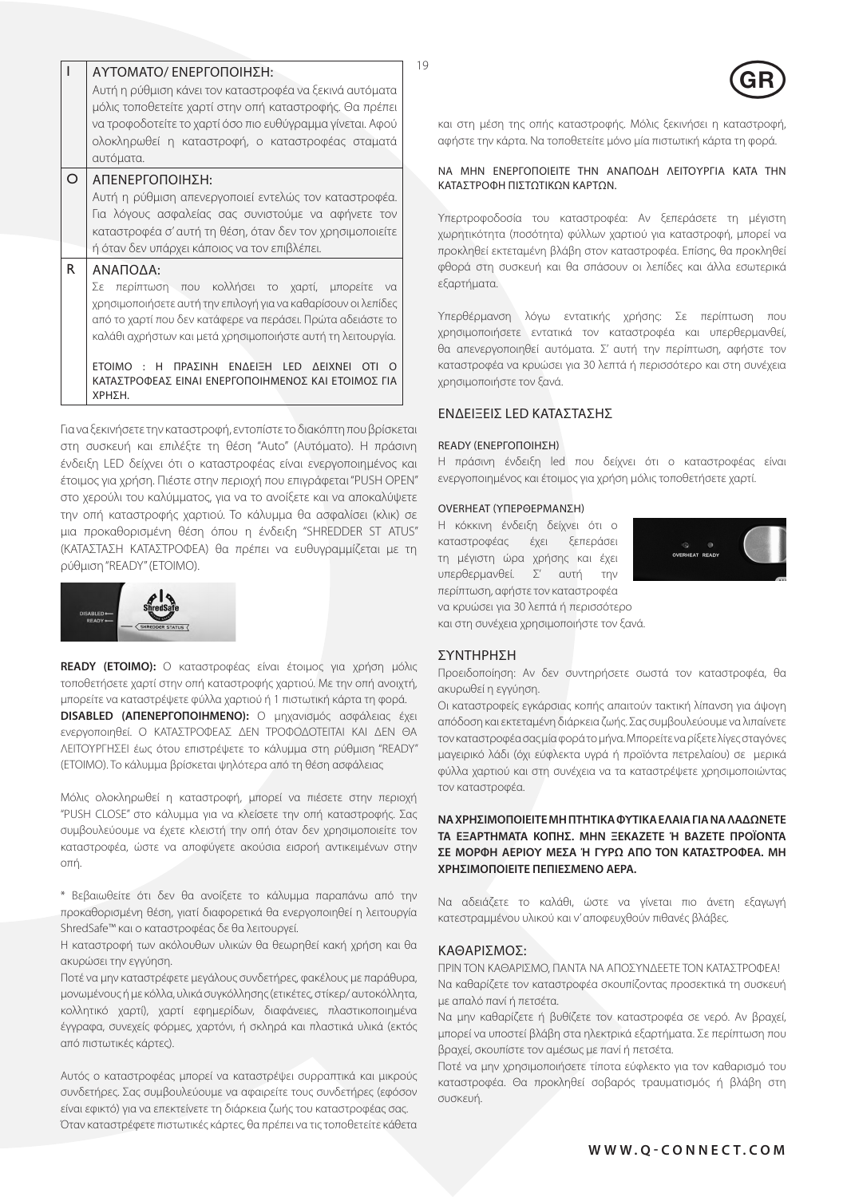| | |
|---|---|
| I | ΑΥΤΟΜΑΤΟ/ ΕΝΕΡΓΟΠΟΙΗΣΗ:<br>Αυτή η ρύθμιση κάνει τον καταστροφέα να ξεκινά αυτόματα μόλις τοποθετείτε χαρτί στην οπή καταστροφής. Θα πρέπει να τροφοδοτείτε το χαρτί όσο πιο ευθύγραμμα γίνεται. Αφού ολοκληρωθεί η καταστροφή, ο καταστροφέας σταματά αυτόματα. |
| O | ΑΠΕΝΕΡΓΟΠΟΙΗΣΗ:<br>Αυτή η ρύθμιση απενεργοποιεί εντελώς τον καταστροφέα. Για λόγους ασφαλείας σας συνιστούμε να αφήνετε τον καταστροφέα σ' αυτή τη θέση, όταν δεν τον χρησιμοποιείτε ή όταν δεν υπάρχει κάποιος να τον επιβλέπει. |
| R | ΑΝΑΠΟΔΑ:<br>Σε περίπτωση που κολλήσει το χαρτί, μπορείτε να χρησιμοποιήσετε αυτή την επιλογή για να καθαρίσουν οι λεπίδες από το χαρτί που δεν κατάφερε να περάσει. Πρώτα αδειάστε το καλάθι αχρήστων και μετά χρησιμοποιήστε αυτή τη λειτουργία.<br><br>ΕΤΟΙΜΟ : Η ΠΡΑΣΙΝΗ ΕΝΔΕΙΞΗ LED ΔΕΙΧΝΕΙ ΟΤΙ Ο ΚΑΤΑΣΤΡΟΦΕΑΣ ΕΙΝΑΙ ΕΝΕΡΓΟΠΟΙΗΜΕΝΟΣ ΚΑΙ ΕΤΟΙΜΟΣ ΓΙΑ ΧΡΗΣΗ. |

Για να ξεκινήσετε την καταστροφή, εντοπίστε το διακόπτη που βρίσκεται στη συσκευή και επιλέξτε τη θέση "Auto" (Αυτόματο). Η πράσινη ένδειξη LED δείχνει ότι ο καταστροφέας είναι ενεργοποιημένος και έτοιμος για χρήση. Πιέστε στην περιοχή που επιγράφεται "PUSH OPEN" στο χερούλι του καλύμματος, για να το ανοίξετε και να αποκαλύψετε την οπή καταστροφής χαρτιού. Το κάλυμμα θα ασφαλίσει (κλικ) σε μια προκαθορισμένη θέση όπου η ένδειξη "SHREDDER ST ATUS" (ΚΑΤΑΣΤΑΣΗ ΚΑΤΑΣΤΡΟΦΕΑ) θα πρέπει να ευθυγραμμίζεται με τη ρύθμιση "READY" (ΕΤΟΙΜΟ).

**READY (ΕΤΟΙΜΟ):** Ο καταστροφέας είναι έτοιμος για χρήση μόλις τοποθετήσετε χαρτί στην οπή καταστροφής χαρτιού. Με την οπή ανοιχτή, μπορείτε να καταστρέψετε φύλλα χαρτιού ή 1 πιστωτική κάρτα τη φορά.
**DISABLED (ΑΠΕΝΕΡΓΟΠΟΙΗΜΕΝΟ):** Ο μηχανισμός ασφάλειας έχει ενεργοποιηθεί. Ο ΚΑΤΑΣΤΡΟΦΕΑΣ ΔΕΝ ΤΡΟΦΟΔΟΤΕΙΤΑΙ ΚΑΙ ΔΕΝ ΘΑ ΛΕΙΤΟΥΡΓΗΣΕΙ έως ότου επιστρέψετε το κάλυμμα στη ρύθμιση "READY" (ΕΤΟΙΜΟ). Το κάλυμμα βρίσκεται ψηλότερα από τη θέση ασφάλειας

Μόλις ολοκληρωθεί η καταστροφή, μπορεί να πιέσετε στην περιοχή "PUSH CLOSE" στο κάλυμμα για να κλείσετε την οπή καταστροφής. Σας συμβουλεύουμε να έχετε κλειστή την οπή όταν δεν χρησιμοποιείτε τον καταστροφέα, ώστε να αποφύγετε ακούσια εισροή αντικειμένων στην οπή.

* Βεβαιωθείτε ότι δεν θα ανοίξετε το κάλυμμα παραπάνω από την προκαθορισμένη θέση, γιατί διαφορετικά θα ενεργοποιηθεί η λειτουργία ShredSafe™ και ο καταστροφέας δε θα λειτουργεί.
Η καταστροφή των ακόλουθων υλικών θα θεωρηθεί κακή χρήση και θα ακυρώσει την εγγύηση.
Ποτέ να μην καταστρέφετε μεγάλους συνδετήρες, φακέλους με παράθυρα, μονωμένους ή με κόλλα, υλικά συγκόλλησης (ετικέτες, στίκερ/ αυτοκόλλητα, κολλητικό χαρτί), χαρτί εφημερίδων, διαφάνειες, πλαστικοποιημένα έγγραφα, συνεχείς φόρμες, χαρτόνι, ή σκληρά και πλαστικά υλικά (εκτός από πιστωτικές κάρτες).

Αυτός ο καταστροφέας μπορεί να καταστρέψει συρραπτικά και μικρούς συνδετήρες. Σας συμβουλεύουμε να αφαιρείτε τους συνδετήρες (εφόσον είναι εφικτό) για να επεκτείνετε τη διάρκεια ζωής του καταστροφέας σας.
Όταν καταστρέφετε πιστωτικές κάρτες, θα πρέπει να τις τοποθετείτε κάθετα και στη μέση της οπής καταστροφής. Μόλις ξεκινήσει η καταστροφή, αφήστε την κάρτα. Να τοποθετείτε μόνο μία πιστωτική κάρτα τη φορά.

ΝΑ ΜΗΝ ΕΝΕΡΓΟΠΟΙΕΙΤΕ ΤΗΝ ΑΝΑΠΟΔΗ ΛΕΙΤΟΥΡΓΙΑ ΚΑΤΑ ΤΗΝ ΚΑΤΑΣΤΡΟΦΗ ΠΙΣΤΩΤΙΚΩΝ ΚΑΡΤΩΝ.

Υπερτροφοδοσία του καταστροφέα: Αν ξεπεράσετε τη μέγιστη χωρητικότητα (ποσότητα) φύλλων χαρτιού για καταστροφή, μπορεί να προκληθεί εκτεταμένη βλάβη στον καταστροφέα. Επίσης, θα προκληθεί φθορά στη συσκευή και θα σπάσουν οι λεπίδες και άλλα εσωτερικά εξαρτήματα.

Υπερθέρμανση λόγω εντατικής χρήσης: Σε περίπτωση που χρησιμοποιήσετε εντατικά τον καταστροφέα και υπερθερμανθεί, θα απενεργοποιηθεί αυτόματα. Σ' αυτή την περίπτωση, αφήστε τον καταστροφέα να κρυώσει για 30 λεπτά ή περισσότερο και στη συνέχεια χρησιμοποιήστε τον ξανά.

## ΕΝΔΕΙΞΕΙΣ LED ΚΑΤΑΣΤΑΣΗΣ

READY (ΕΝΕΡΓΟΠΟΙΗΣΗ)
Η πράσινη ένδειξη led που δείχνει ότι ο καταστροφέας είναι ενεργοποιημένος και έτοιμος για χρήση μόλις τοποθετήσετε χαρτί.

OVERHEAT (ΥΠΕΡΘΕΡΜΑΝΣΗ)
Η κόκκινη ένδειξη δείχνει ότι ο καταστροφέας έχει ξεπεράσει τη μέγιστη ώρα χρήσης και έχει υπερθερμανθεί. Σ' αυτή την περίπτωση, αφήστε τον καταστροφέα να κρυώσει για 30 λεπτά ή περισσότερο και στη συνέχεια χρησιμοποιήστε τον ξανά.

## ΣΥΝΤΗΡΗΣΗ

Προειδοποίηση: Αν δεν συντηρήσετε σωστά τον καταστροφέα, θα ακυρωθεί η εγγύηση.
Οι καταστροφείς εγκάρσιας κοπής απαιτούν τακτική λίπανση για άψογη απόδοση και εκτεταμένη διάρκεια ζωής. Σας συμβουλεύουμε να λιπαίνετε τον καταστροφέα σας μία φορά το μήνα. Μπορείτε να ρίξετε λίγες σταγόνες μαγειρικό λάδι (όχι εύφλεκτα υγρά ή προϊόντα πετρελαίου) σε μερικά φύλλα χαρτιού και στη συνέχεια να τα καταστρέψετε χρησιμοποιώντας τον καταστροφέα.

**ΝΑ ΧΡΗΣΙΜΟΠΟΙΕΙΤΕ ΜΗ ΠΤΗΤΙΚΑ ΦΥΤΙΚΑ ΕΛΑΙΑ ΓΙΑ ΝΑ ΛΑΔΩΝΕΤΕ ΤΑ ΕΞΑΡΤΗΜΑΤΑ ΚΟΠΗΣ. ΜΗΝ ΞΕΚΑΖΕΤΕ Ή ΒΑΖΕΤΕ ΠΡΟΪΟΝΤΑ ΣΕ ΜΟΡΦΗ ΑΕΡΙΟΥ ΜΕΣΑ Ή ΓΥΡΩ ΑΠΟ ΤΟΝ ΚΑΤΑΣΤΡΟΦΕΑ. ΜΗ ΧΡΗΣΙΜΟΠΟΙΕΙΤΕ ΠΕΠΙΕΣΜΕΝΟ ΑΕΡΑ.**

Να αδειάζετε το καλάθι, ώστε να γίνεται πιο άνετη εξαγωγή κατεστραμμένου υλικού και ν' αποφευχθούν πιθανές βλάβες.

## ΚΑΘΑΡΙΣΜΟΣ:

ΠΡΙΝ ΤΟΝ ΚΑΘΑΡΙΣΜΟ, ΠΑΝΤΑ ΝΑ ΑΠΟΣΥΝΔΕΕΤΕ ΤΟΝ ΚΑΤΑΣΤΡΟΦΕΑ!
Να καθαρίζετε τον καταστροφέα σκουπίζοντας προσεκτικά τη συσκευή με απαλό πανί ή πετσέτα.
Να μην καθαρίζετε ή βυθίζετε τον καταστροφέα σε νερό. Αν βραχεί, μπορεί να υποστεί βλάβη στα ηλεκτρικά εξαρτήματα. Σε περίπτωση που βραχεί, σκουπίστε τον αμέσως με πανί ή πετσέτα.
Ποτέ να μην χρησιμοποιήσετε τίποτα εύφλεκτο για τον καθαρισμό του καταστροφέα. Θα προκληθεί σοβαρός τραυματισμός ή βλάβη στη συσκευή.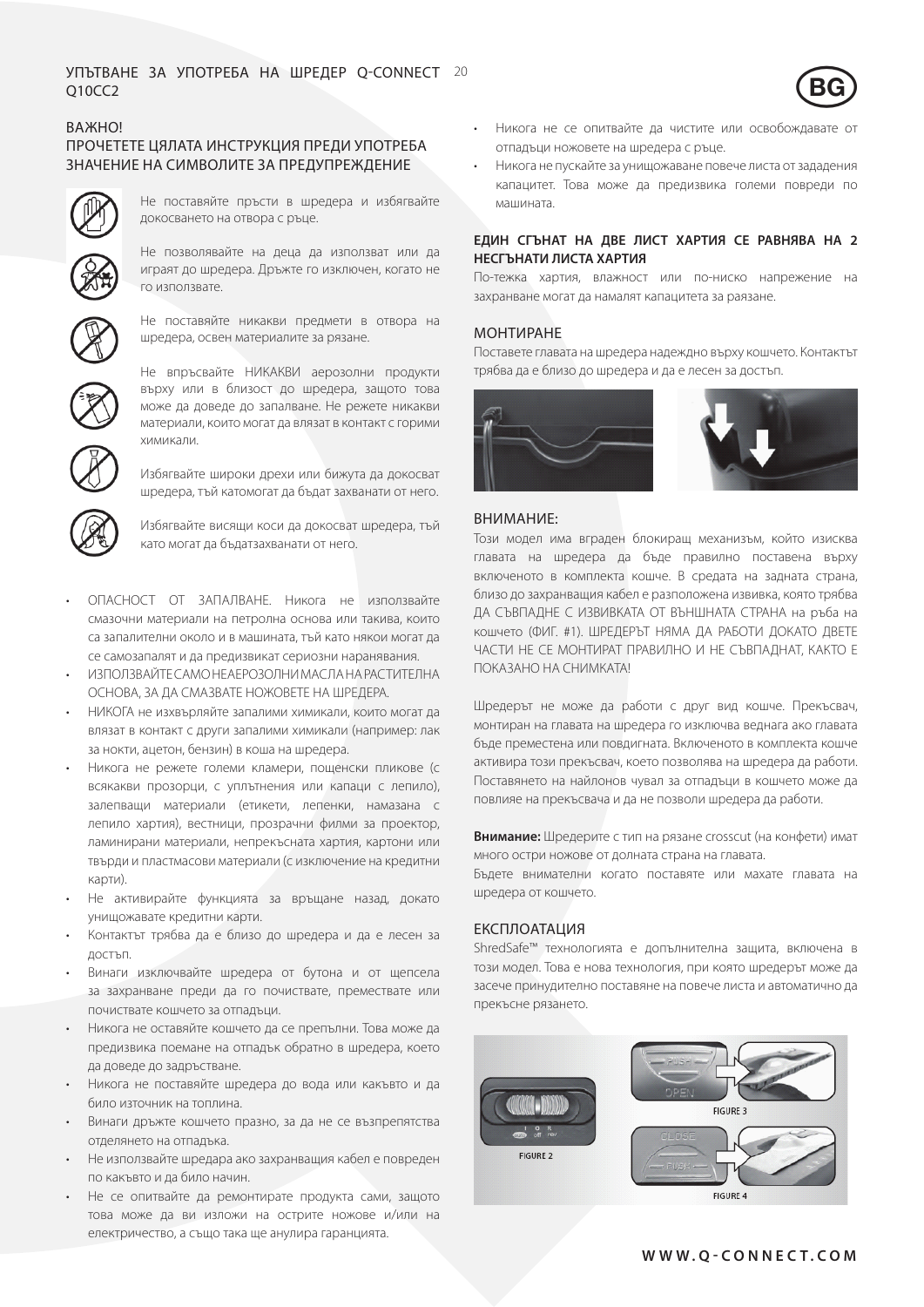# УПЪТВАНЕ ЗА УПОТРЕБА НА ШРЕДЕР Q-CONNECT Q10CC2

BG

## ВАЖНО!

## ПРОЧЕТЕТЕ ЦЯЛАТА ИНСТРУКЦИЯ ПРЕДИ УПОТРЕБА

## ЗНАЧЕНИЕ НА СИМВОЛИТЕ ЗА ПРЕДУПРЕЖДЕНИЕ

Не поставяйте пръсти в шредера и избягвайте докосването на отвора с ръце.

Не позволявайте на деца да използват или да играят до шредера. Дръжте го изключен, когато не го използвате.

Не поставяйте никакви предмети в отвора на шредера, освен материалите за рязане.

Не впръсвайте НИКАКВИ аерозолни продукти върху или в близост до шредера, защото това може да доведе до запалване. Не режете никакви материали, които могат да влязат в контакт с горими химикали.

Избягвайте широки дрехи или бижута да докосват шредера, тъй катомогат да бъдат захванати от него.

Избягвайте висящи коси да докосват шредера, тъй като могат да бъдатзахванати от него.

- ОПАСНОСТ ОТ ЗАПАЛВАНЕ. Никога не използвайте смазочни материали на петролна основа или такива, които са запалителни около и в машината, тъй като някои могат да се самозапалят и да предизвикат сериозни наранявания.
- ИЗПОЛЗВАЙТЕ САМО НЕАЕРОЗОЛНИ МАСЛА НА РАСТИТЕЛНА ОСНОВА, ЗА ДА СМАЗВАТЕ НОЖОВЕТЕ НА ШРЕДЕРА.
- НИКОГА не изхвърляйте запалими химикали, които могат да влязат в контакт с други запалими химикали (например: лак за нокти, ацетон, бензин) в коша на шредера.
- Никога не режете големи кламери, пощенски пликове (с всякакви прозорци, с уплътнения или капаци с лепило), залепващи материали (етикети, лепенки, намазана с лепило хартия), вестници, прозрачни филми за проектор, ламинирани материали, непрекъсната хартия, картони или твърди и пластмасови материали (с изключение на кредитни карти).
- Не активирайте функцията за връщане назад, докато унищожавате кредитни карти.
- Контактът трябва да е близо до шредера и да е лесен за достъп.
- Винаги изключвайте шредера от бутона и от щепсела за захранване преди да го почиствате, премествате или почиствате кошчето за отпадъци.
- Никога не оставяйте кошчето да се препълни. Това може да предизвика поемане на отпадък обратно в шредера, което да доведе до задръстване.
- Никога не поставяйте шредера до вода или какъвто и да било източник на топлина.
- Винаги дръжте кошчето празно, за да не се възпрепятства отделянето на отпадъка.
- Не използвайте шредара ако захранващия кабел е повреден по какъвто и да било начин.
- Не се опитвайте да ремонтирате продукта сами, защото това може да ви изложи на острите ножове и/или на електричество, а също така ще анулира гаранцията.
- Никога не се опитвайте да чистите или освобождавате от отпадъци ножовете на шредера с ръце.
- Никога не пускайте за унищожаване повече листа от зададения капацитет. Това може да предизвика големи повреди по машината.

**ЕДИН СГЪНАТ НА ДВЕ ЛИСТ ХАРТИЯ СЕ РАВНЯВА НА 2 НЕСГЪНАТИ ЛИСТА ХАРТИЯ**

По-тежка хартия, влажност или по-ниско напрежение на захранване могат да намалят капацитета за раязане.

## МОНТИРАНЕ

Поставете главата на шредера надеждно върху кошчето. Контактът трябва да е близо до шредера и да е лесен за достъп.

## ВНИМАНИЕ:

Този модел има вграден блокиращ механизъм, който изисква главата на шредера да бъде правилно поставена върху включеното в комплекта кошче. В средата на задната страна, близо до захранващия кабел е разположена извивка, която трябва ДА СЪВПАДНЕ С ИЗВИВКАТА ОТ ВЪНШНАТА СТРАНА на ръба на кошчето (ФИГ. #1). ШРЕДЕРЪТ НЯМА ДА РАБОТИ ДОКАТО ДВЕТЕ ЧАСТИ НЕ СЕ МОНТИРАТ ПРАВИЛНО И НЕ СЪВПАДНАТ, КАКТО Е ПОКАЗАНО НА СНИМКАТА!

Шредерът не може да работи с друг вид кошче. Прекъсвач, монтиран на главата на шредера го изключва веднага ако главата бъде преместена или повдигната. Включеното в комплекта кошче активира този прекъсвач, което позволява на шредера да работи. Поставянето на найлонов чувал за отпадъци в кошчето може да повлияе на прекъсвача и да не позволи шредера да работи.

**Внимание:** Шредерите с тип на рязане crosscut (на конфети) имат много остри ножове от долната страна на главата.

Бъдете внимателни когато поставяте или махате главата на шредера от кошчето.

## ЕКСПЛОАТАЦИЯ

ShredSafe™ технологията е допълнителна защита, включена в този модел. Това е нова технология, при която шредерът може да засече принудително поставяне на повече листа и автоматично да прекъсне рязането.

FIGURE 2

FIGURE 3

FIGURE 4

WWW.Q-CONNECT.COM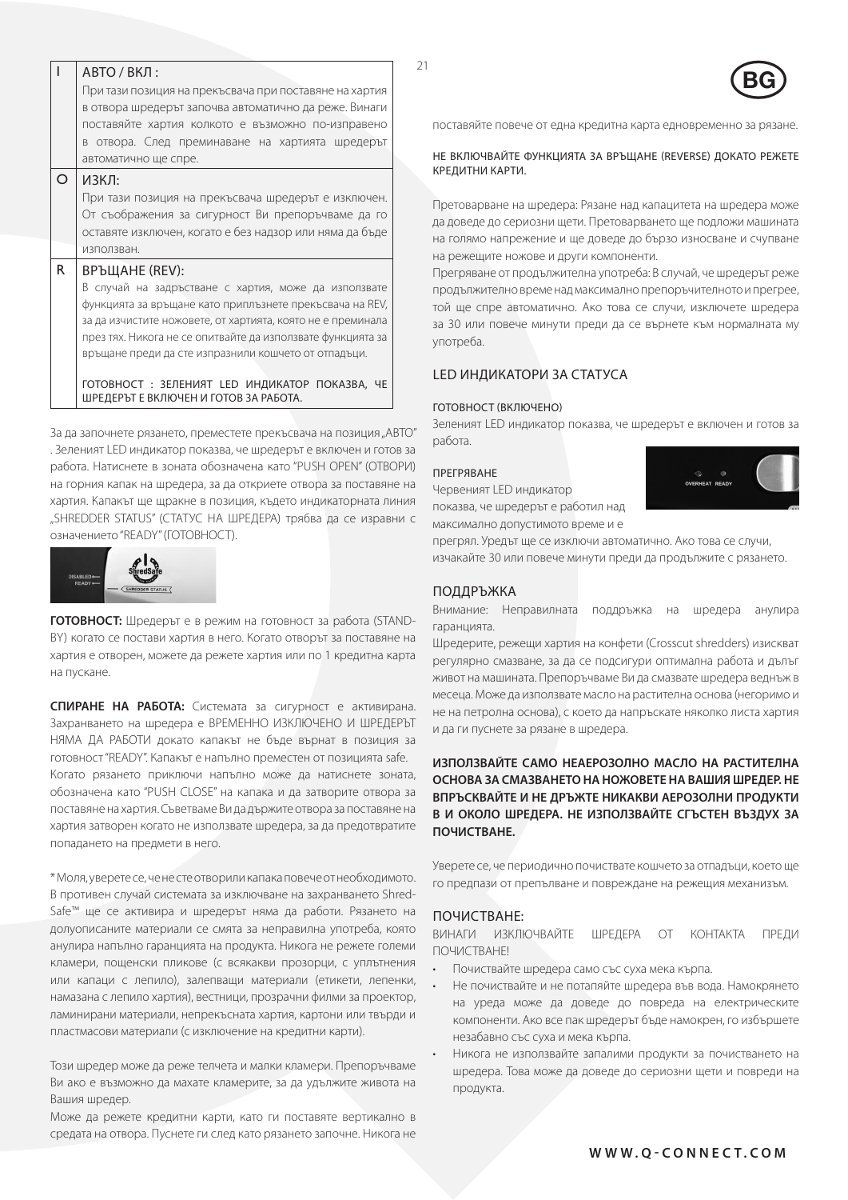| | |
|---|---|
| I | АВТО / ВКЛ :<br>При тази позиция на прекъсвача при поставяне на хартия в отвора шредерът започва автоматично да реже. Винаги поставяйте хартия колкото е възможно по-изправено в отвора. След преминаване на хартията шредерът автоматично ще спре. |
| O | ИЗКЛ:<br>При тази позиция на прекъсвача шредерът е изключен. От съображения за сигурност Ви препоръчваме да го оставяте изключен, когато е без надзор или няма да бъде използван. |
| R | ВРЪЩАНЕ (REV):<br>В случай на задръстване с хартия, може да използвате функцията за връщане като приплъзнете прекъсвача на REV, за да изчистите ножовете, от хартията, която не е преминала през тях. Никога не се опитвайте да използвате функцията за връщане преди да сте изпразнили кошчето от отпадъци.<br><br>ГОТОВНОСТ : ЗЕЛЕНИЯТ LED ИНДИКАТОР ПОКАЗВА, ЧЕ ШРЕДЕРЪТ Е ВКЛЮЧЕН И ГОТОВ ЗА РАБОТА. |

За да започнете рязането, преместете прекъсвача на позиция „АВТО" . Зеленият LED индикатор показва, че шредерът е включен и готов за работа. Натиснете в зоната обозначена като "PUSH OPEN" (ОТВОРИ) на горния капак на шредера, за да откриете отвора за поставяне на хартия. Капакът ще щракне в позиция, където индикаторната линия „SHREDDER STATUS" (СТАТУС НА ШРЕДЕРА) трябва да се изравни с означението "READY" (ГОТОВНОСТ).

**ГОТОВНОСТ:** Шредерът е в режим на готовност за работа (STAND-BY) когато се постави хартия в него. Когато отворът за поставяне на хартия е отворен, можете да режете хартия или по 1 кредитна карта на пускане.

**СПИРАНЕ НА РАБОТА:** Системата за сигурност е активирана. Захранването на шредера е ВРЕМЕННО ИЗКЛЮЧЕНО И ШРЕДЕРЪТ НЯМА ДА РАБОТИ докато капакът не бъде върнат в позиция за готовност "READY". Капакът е напълно преместен от позицията safe.
Когато рязането приключи напълно може да натиснете зоната, обозначена като "PUSH CLOSE" на капака и да затворите отвора за поставяне на хартия. Съветваме Ви да държите отвора за поставяне на хартия затворен когато не използвате шредера, за да предотвратите попадането на предмети в него.

* Моля, уверете се, че не сте отворили капака повече от необходимото. В противен случай системата за изключване на захранването Shred-Safe™ ще се активира и шредерът няма да работи. Рязането на долуописаните материали се смята за неправилна употреба, която анулира напълно гаранцията на продукта. Никога не режете големи кламери, пощенски пликове (с всякакви прозорци, с уплътнения или капаци с лепило), залепващи материали (етикети, лепенки, намазана с лепило хартия), вестници, прозрачни филми за проектор, ламинирани материали, непрекъсната хартия, картони или твърди и пластмасови материали (с изключение на кредитни карти).

Този шредер може да реже телчета и малки кламери. Препоръчваме Ви ако е възможно да махате кламерите, за да удължите живота на Вашия шредер.
Може да режете кредитни карти, като ги поставяте вертикално в средата на отвора. Пуснете ги след като рязането започне. Никога не поставяйте повече от една кредитна карта едновременно за рязане.

НЕ ВКЛЮЧВАЙТЕ ФУНКЦИЯТА ЗА ВРЪЩАНЕ (REVERSE) ДОКАТО РЕЖЕТЕ КРЕДИТНИ КАРТИ.

Претоварване на шредера: Рязане над капацитета на шредера може да доведе до сериозни щети. Претоварването ще подложи машината на голямо напрежение и ще доведе до бързо износване и счупване на режещите ножове и други компоненти.
Прегряване от продължителна употреба: В случай, че шредерът реже продължително време над максимално препоръчителното и прегрее, той ще спре автоматично. Ако това се случи, изключете шредера за 30 или повече минути преди да се върнете към нормалната му употреба.

## LED ИНДИКАТОРИ ЗА СТАТУСА

ГОТОВНОСТ (ВКЛЮЧЕНО)
Зеленият LED индикатор показва, че шредерът е включен и готов за работа.

ПРЕГРЯВАНЕ
Червеният LED индикатор показва, че шредерът е работил над максимално допустимото време и е прегрял. Уредът ще се изключи автоматично. Ако това се случи, изчакайте 30 или повече минути преди да продължите с рязането.

## ПОДДРЪЖКА

Внимание: Неправилната поддръжка на шредера анулира гаранцията.
Шредерите, режещи хартия на конфети (Crosscut shredders) изискват регулярно смазване, за да се подсигури оптимална работа и дълъг живот на машината. Препоръчваме Ви да смазвате шредера веднъж в месеца. Може да използвате масло на растителна основа (негоримо и не на петролна основа), с което да напръскате няколко листа хартия и да ги пуснете за рязане в шредера.

**ИЗПОЛЗВАЙТЕ САМО НЕАЕРОЗОЛНО МАСЛО НА РАСТИТЕЛНА ОСНОВА ЗА СМАЗВАНЕТО НА НОЖОВЕТЕ НА ВАШИЯ ШРЕДЕР. НЕ ВПРЪСКВАЙТЕ И НЕ ДРЪЖТЕ НИКАКВИ АЕРОЗОЛНИ ПРОДУКТИ В И ОКОЛО ШРЕДЕРА. НЕ ИЗПОЛЗВАЙТЕ СГЪСТЕН ВЪЗДУХ ЗА ПОЧИСТВАНЕ.**

Уверете се, че периодично почиствате кошчето за отпадъци, което ще го предпази от препълване и повреждане на режещия механизъм.

## ПОЧИСТВАНЕ:

ВИНАГИ ИЗКЛЮЧВАЙТЕ ШРЕДЕРА ОТ КОНТАКТА ПРЕДИ ПОЧИСТВАНЕ!

- Почиствайте шредера само със суха мека кърпа.
- Не почиствайте и не потапяйте шредера във вода. Намокрянето на уреда може да доведе до повреда на електрическите компоненти. Ако все пак шредерът бъде намокрен, го избършете незабавно със суха и мека кърпа.
- Никога не използвайте запалими продукти за почистването на шредера. Това може да доведе до сериозни щети и повреди на продукта.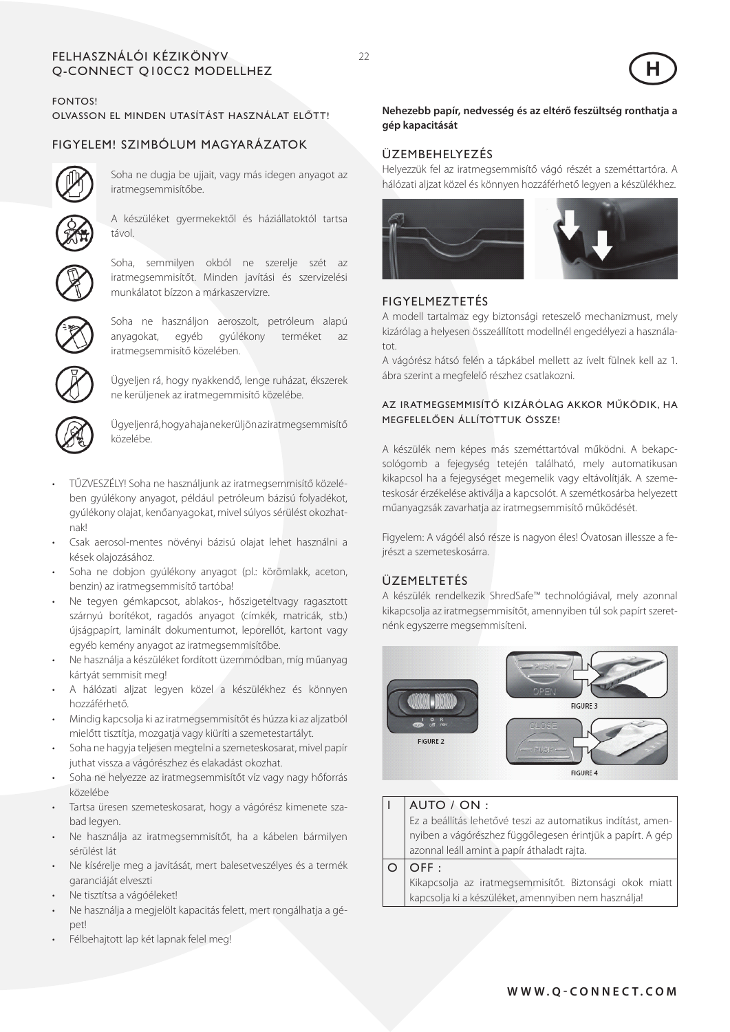# FELHASZNÁLÓI KÉZIKÖNYV Q-CONNECT Q10CC2 MODELLHEZ

FONTOS!
OLVASSON EL MINDEN UTASÍTÁST HASZNÁLAT ELŐTT!

## FIGYELEM! SZIMBÓLUM MAGYARÁZATOK

Soha ne dugja be ujjait, vagy más idegen anyagot az iratmegsemmisítőbe.

A készüléket gyermekektől és háziállatoktól tartsa távol.

Soha, semmilyen okból ne szerelje szét az iratmegsemmisítőt. Minden javítási és szervizelési munkálatot bízzon a márkaszervizre.

Soha ne használjon aeroszolt, petróleum alapú anyagokat, egyéb gyúlékony terméket az iratmegsemmisítő közelében.

Ügyeljen rá, hogy nyakkendő, lenge ruházat, ékszerek ne kerüljenek az iratmegemmisítő közelébe.

Ügyeljen rá, hogy a haja ne kerüljön az iratmegsemmisítő közelébe.

- TŰZVESZÉLY! Soha ne használjunk az iratmegsemmisítő közelében gyúlékony anyagot, például petróleum bázisú folyadékot, gyúlékony olajat, kenőanyagokat, mivel súlyos sérülést okozhatnak!
- Csak aerosol-mentes növényi bázisú olajat lehet használni a kések olajozásához.
- Soha ne dobjon gyúlékony anyagot (pl.: körömlakk, aceton, benzin) az iratmegsemmisítő tartóba!
- Ne tegyen gémkapcsot, ablakos-, hőszigeteltvagy ragasztott szárnyú borítékot, ragadós anyagot (címkék, matricák, stb.) újságpapírt, laminált dokumentumot, leporellót, kartont vagy egyéb kemény anyagot az iratmegsemmisítőbe.
- Ne használja a készüléket fordított üzemmódban, míg műanyag kártyát semmisít meg!
- A hálózati aljzat legyen közel a készülékhez és könnyen hozzáférhető.
- Mindig kapcsolja ki az iratmegsemmisítőt és húzza ki az aljzatból mielőtt tisztítja, mozgatja vagy kiüríti a szemetestartályt.
- Soha ne hagyja teljesen megtelni a szemeteskosarat, mivel papír juthat vissza a vágórészhez és elakadást okozhat.
- Soha ne helyezze az iratmegsemmisítőt víz vagy nagy hőforrás közelébe
- Tartsa üresen szemeteskosarat, hogy a vágórész kimenete szabad legyen.
- Ne használja az iratmegsemmisítőt, ha a kábelen bármilyen sérülést lát
- Ne kísérelje meg a javítását, mert balesetveszélyes és a termék garanciáját elveszti
- Ne tisztítsa a vágóéleket!
- Ne használja a megjelölt kapacitás felett, mert rongálhatja a gépet!
- Félbehajtott lap két lapnak felel meg!

**Nehezebb papír, nedvesség és az eltérő feszültség ronthatja a gép kapacitását**

## ÜZEMBEHELYEZÉS

Helyezzük fel az iratmegsemmisítő vágó részét a szeméttartóra. A hálózati aljzat közel és könnyen hozzáférhető legyen a készülékhez.

## FIGYELMEZTETÉS

A modell tartalmaz egy biztonsági reteszelő mechanizmust, mely kizárólag a helyesen összeállított modellnél engedélyezi a használatot.
A vágórész hátsó felén a tápkábel mellett az ívelt fülnek kell az 1. ábra szerint a megfelelő részhez csatlakozni.

### AZ IRATMEGSEMMISÍTŐ KIZÁRÓLAG AKKOR MŰKÖDIK, HA MEGFELELŐEN ÁLLÍTOTTUK ÖSSZE!

A készülék nem képes más szeméttartóval működni. A bekapcsológomb a fejegység tetején található, mely automatikusan kikapcsol ha a fejegységet megemelik vagy eltávolítják. A szemeteskosár érzékelése aktiválja a kapcsolót. A szemétkosárba helyezett műanyagzsák zavarhatja az iratmegsemmisítő működését.

Figyelem: A vágóél alsó része is nagyon éles! Óvatosan illessze a fejrészt a szemeteskosárra.

## ÜZEMELTETÉS

A készülék rendelkezik ShredSafe™ technológiával, mely azonnal kikapcsolja az iratmegsemmisítőt, amennyiben túl sok papírt szeretnénk egyszerre megsemmisíteni.

FIGURE 2

FIGURE 3

FIGURE 4

| | |
|---|---|
| I | AUTO / ON :<br>Ez a beállítás lehetővé teszi az automatikus indítást, amennyiben a vágórészhez függőlegesen érintjük a papírt. A gép azonnal leáll amint a papír áthaladt rajta. |
| O | OFF :<br>Kikapcsolja az iratmegsemmisítőt. Biztonsági okok miatt kapcsolja ki a készüléket, amennyiben nem használja! |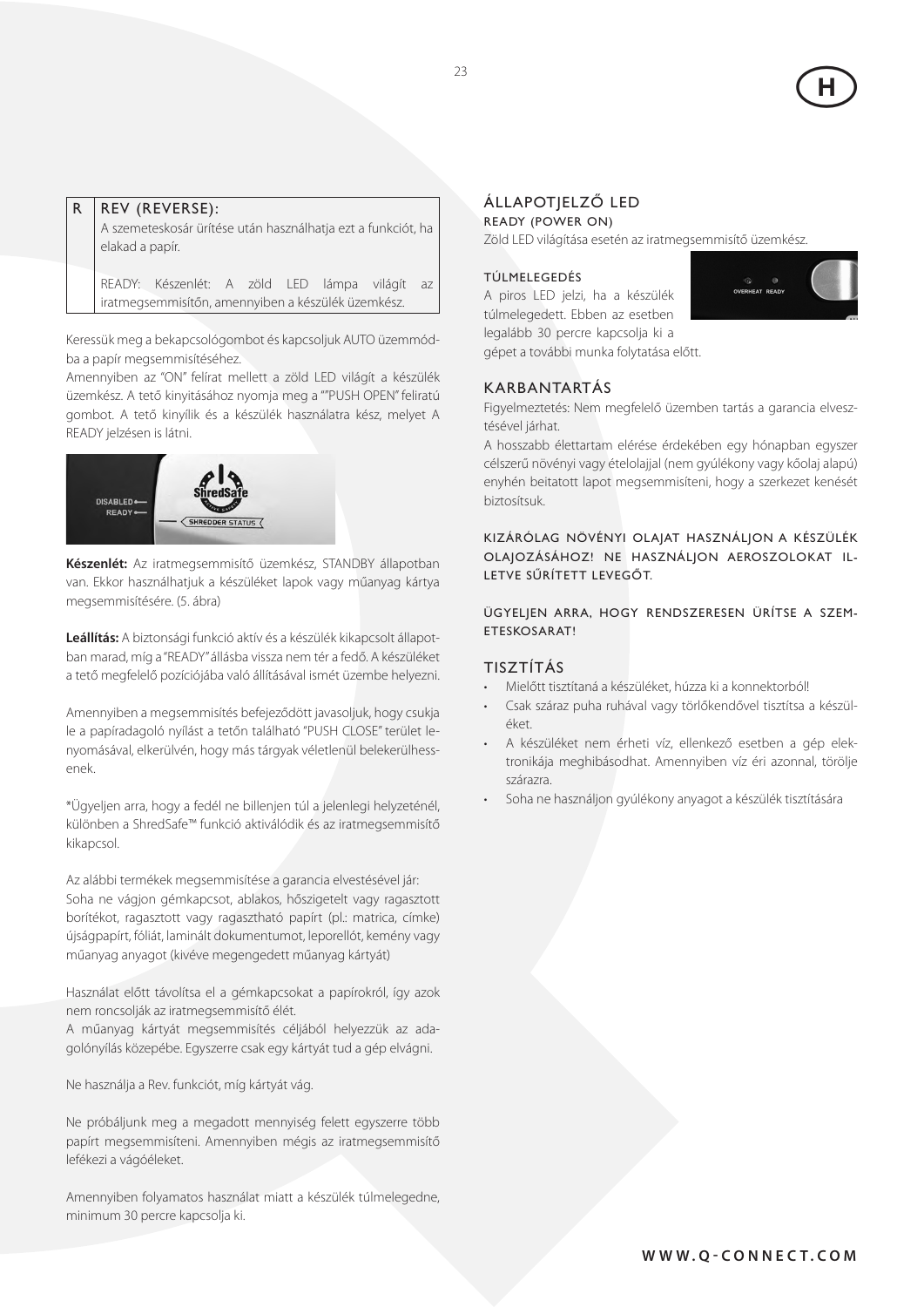| R | REV (REVERSE): |
|---|---|
| | A szemeteskosár ürítése után használhatja ezt a funkciót, ha elakad a papír.<br><br>READY: Készenlét: A zöld LED lámpa világít az iratmegsemmisítőn, amennyiben a készülék üzemkész. |

Keressük meg a bekapcsológombot és kapcsoljuk AUTO üzemmódba a papír megsemmisítéséhez.
Amennyiben az "ON" felírat mellett a zöld LED világít a készülék üzemkész. A tető kinyitásához nyomja meg a ""PUSH OPEN" feliratú gombot. A tető kinyílik és a készülék használatra kész, melyet A READY jelzésen is látni.

**Készenlét:** Az iratmegsemmisítő üzemkész, STANDBY állapotban van. Ekkor használhatjuk a készüléket lapok vagy műanyag kártya megsemmisítésére. (5. ábra)

**Leállítás:** A biztonsági funkció aktív és a készülék kikapcsolt állapotban marad, míg a "READY" állásba vissza nem tér a fedő. A készüléket a tető megfelelő pozíciójába való állításával ismét üzembe helyezni.

Amennyiben a megsemmisítés befejeződött javasoljuk, hogy csukja le a papíradagoló nyílást a tetőn található "PUSH CLOSE" terület lenyomásával, elkerülvén, hogy más tárgyak véletlenül belekerülhessenek.

*Ügyeljen arra, hogy a fedél ne billenjen túl a jelenlegi helyzeténél, különben a ShredSafe™ funkció aktiválódik és az iratmegsemmisítő kikapcsol.

Az alábbi termékek megsemmisítése a garancia elvestésével jár:
Soha ne vágjon gémkapcsot, ablakos, hőszigetelt vagy ragasztott borítékot, ragasztott vagy ragasztható papírt (pl.: matrica, címke) újságpapírt, fóliát, laminált dokumentumot, leporellót, kemény vagy műanyag anyagot (kivéve megengedett műanyag kártyát)

Használat előtt távolítsa el a gémkapcsokat a papírokról, így azok nem roncsolják az iratmegsemmisítő élét.
A műanyag kártyát megsemmisítés céljából helyezzük az adagolónyílás közepébe. Egyszerre csak egy kártyát tud a gép elvágni.

Ne használja a Rev. funkciót, míg kártyát vág.

Ne próbáljunk meg a megadott mennyiség felett egyszerre több papírt megsemmisíteni. Amennyiben mégis az iratmegsemmisítő lefékezi a vágóéleket.

Amennyiben folyamatos használat miatt a készülék túlmelegedne, minimum 30 percre kapcsolja ki.

## ÁLLAPOTJELZŐ LED

READY (POWER ON)
Zöld LED világítása esetén az iratmegsemmisítő üzemkész.

TÚLMELEGEDÉS
A piros LED jelzi, ha a készülék túlmelegedett. Ebben az esetben legalább 30 percre kapcsolja ki a gépet a további munka folytatása előtt.

## KARBANTARTÁS

Figyelmeztetés: Nem megfelelő üzemben tartás a garancia elvesztésével járhat.
A hosszabb élettartam elérése érdekében egy hónapban egyszer célszerű növényi vagy ételolajjal (nem gyúlékony vagy kőolaj alapú) enyhén beitatott lapot megsemmisíteni, hogy a szerkezet kenését biztosítsuk.

KIZÁRÓLAG NÖVÉNYI OLAJAT HASZNÁLJON A KÉSZÜLÉK OLAJOZÁSÁHOZ! NE HASZNÁLJON AEROSZOLOKAT ILLETVE SŰRÍTETT LEVEGŐT.

ÜGYELJEN ARRA, HOGY RENDSZERESEN ÜRÍTSE A SZEMETESKOSARAT!

## TISZTÍTÁS

- Mielőtt tisztítaná a készüléket, húzza ki a konnektorból!
- Csak száraz puha ruhával vagy törlőkendővel tisztítsa a készüléket.
- A készüléket nem érheti víz, ellenkező esetben a gép elektronikája meghibásodhat. Amennyiben víz éri azonnal, törölje szárazra.
- Soha ne használjon gyúlékony anyagot a készülék tisztítására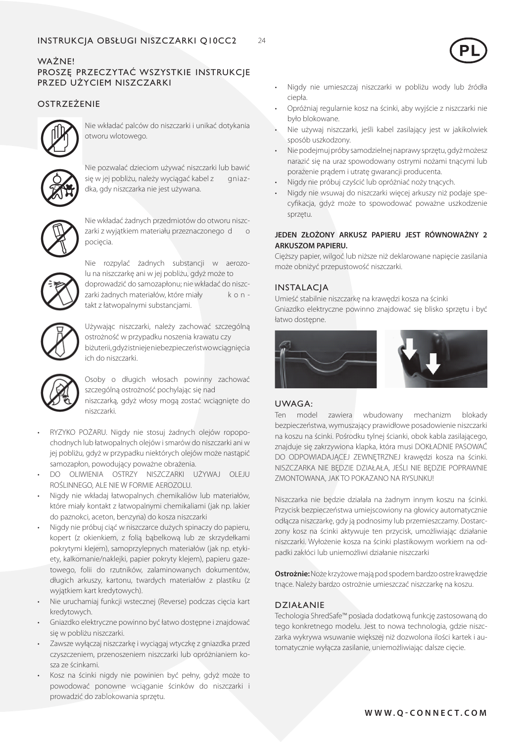WAŻNE!
PROSZĘ PRZECZYTAĆ WSZYSTKIE INSTRUKCJE PRZED UŻYCIEM NISZCZARKI

## OSTRZEŻENIE

Nie wkładać palców do niszczarki i unikać dotykania otworu wlotowego.

Nie pozwalać dzieciom używać niszczarki lub bawić się w jej pobliżu, należy wyciągać kabel z gniazdka, gdy niszczarka nie jest używana.

Nie wkładać żadnych przedmiotów do otworu niszczarki z wyjątkiem materiału przeznaczonego do pocięcia.

Nie rozpylać żadnych substancji w aerozolu na niszczarkę ani w jej pobliżu, gdyż może to doprowadzić do samozapłonu; nie wkładać do niszczarki żadnych materiałów, które miały kontakt z łatwopalnymi substancjami.

Używając niszczarki, należy zachować szczególną ostrożność w przypadku noszenia krawatu czy biżuterii, gdyż istnieje niebezpieczeństwo wciągnięcia ich do niszczarki.

Osoby o długich włosach powinny zachować szczególną ostrożność pochylając się nad niszczarką, gdyż włosy mogą zostać wciągnięte do niszczarki.

- RYZYKO POŻARU. Nigdy nie stosuj żadnych olejów ropopochodnych lub łatwopalnych olejów i smarów do niszczarki ani w jej pobliżu, gdyż w przypadku niektórych olejów może nastąpić samozapłon, powodujący poważne obrażenia.
- DO OLIWIENIA OSTRZY NISZCZARKI UŻYWAJ OLEJU ROŚLINNEGO, ALE NIE W FORMIE AEROZOLU.
- Nigdy nie wkładaj łatwopalnych chemikaliów lub materiałów, które miały kontakt z łatwopalnymi chemikaliami (jak np. lakier do paznokci, aceton, benzyna) do kosza niszczarki
- Nigdy nie próbuj ciąć w niszczarce dużych spinaczy do papieru, kopert (z okienkiem, z folią bąbelkową lub ze skrzydełkami pokrytymi klejem), samoprzylepnych materiałów (jak np. etykiety, kalkomanie/naklejki, papier pokryty klejem), papieru gazetowego, folii do rzutników, zalaminowanych dokumentów, długich arkuszy, kartonu, twardych materiałów z plastiku (z wyjątkiem kart kredytowych).
- Nie uruchamiaj funkcji wstecznej (Reverse) podczas cięcia kart kredytowych.
- Gniazdko elektryczne powinno być łatwo dostępne i znajdować się w pobliżu niszczarki.
- Zawsze wyłączaj niszczarkę i wyciągaj wtyczkę z gniazdka przed czyszczeniem, przenoszeniem niszczarki lub opróżnianiem kosza ze ścinkami.
- Kosz na ścinki nigdy nie powinien być pełny, gdyż może to powodować ponowne wciąganie ścinków do niszczarki i prowadzić do zablokowania sprzętu.
- Nigdy nie umieszczaj niszczarki w pobliżu wody lub źródła ciepła.
- Opróżniaj regularnie kosz na ścinki, aby wyjście z niszczarki nie było blokowane.
- Nie używaj niszczarki, jeśli kabel zasilający jest w jakikolwiek sposób uszkodzony.
- Nie podejmuj próby samodzielnej naprawy sprzętu, gdyż możesz narazić się na uraz spowodowany ostrymi nożami tnącymi lub porażenie prądem i utratę gwarancji producenta.
- Nigdy nie próbuj czyścić lub opróżniać noży tnących.
- Nigdy nie wsuwaj do niszczarki więcej arkuszy niż podaje specyfikacja, gdyż może to spowodować poważne uszkodzenie sprzętu.

**JEDEN ZŁOŻONY ARKUSZ PAPIERU JEST RÓWNOWAŻNY 2 ARKUSZOM PAPIERU.**

Cięższy papier, wilgoć lub niższe niż deklarowane napięcie zasilania może obniżyć przepustowość niszczarki.

## INSTALACJA

Umieść stabilnie niszczarkę na krawędzi kosza na ścinki
Gniazdko elektryczne powinno znajdować się blisko sprzętu i być łatwo dostępne.

## UWAGA:

Ten model zawiera wbudowany mechanizm blokady bezpieczeństwa, wymuszający prawidłowe posadowienie niszczarki na koszu na ścinki. Pośrodku tylnej ścianki, obok kabla zasilającego, znajduje się zakrzywiona klapka, która musi DOKŁADNIE PASOWAĆ DO ODPOWIADAJĄCEJ ZEWNĘTRZNEJ krawędzi kosza na ścinki. NISZCZARKA NIE BĘDZIE DZIAŁAŁA, JEŚLI NIE BĘDZIE POPRAWNIE ZMONTOWANA, JAK TO POKAZANO NA RYSUNKU!

Niszczarka nie będzie działała na żadnym innym koszu na ścinki. Przycisk bezpieczeństwa umiejscowiony na głowicy automatycznie odłącza niszczarkę, gdy ją podnosimy lub przemieszczamy. Dostarczony kosz na ścinki aktywuje ten przycisk, umożliwiając działanie niszczarki. Wyłożenie kosza na ścinki plastikowym workiem na odpadki zakłóci lub uniemożliwi działanie niszczarki

**Ostrożnie:** Noże krzyżowe mają pod spodem bardzo ostre krawędzie tnące. Należy bardzo ostrożnie umieszczać niszczarkę na koszu.

## DZIAŁANIE

Techologia ShredSafe™ posiada dodatkową funkcję zastosowaną do tego konkretnego modelu. Jest to nowa technologia, gdzie niszczarka wykrywa wsuwanie większej niż dozwolona ilości kartek i automatycznie wyłącza zasilanie, uniemożliwiając dalsze cięcie.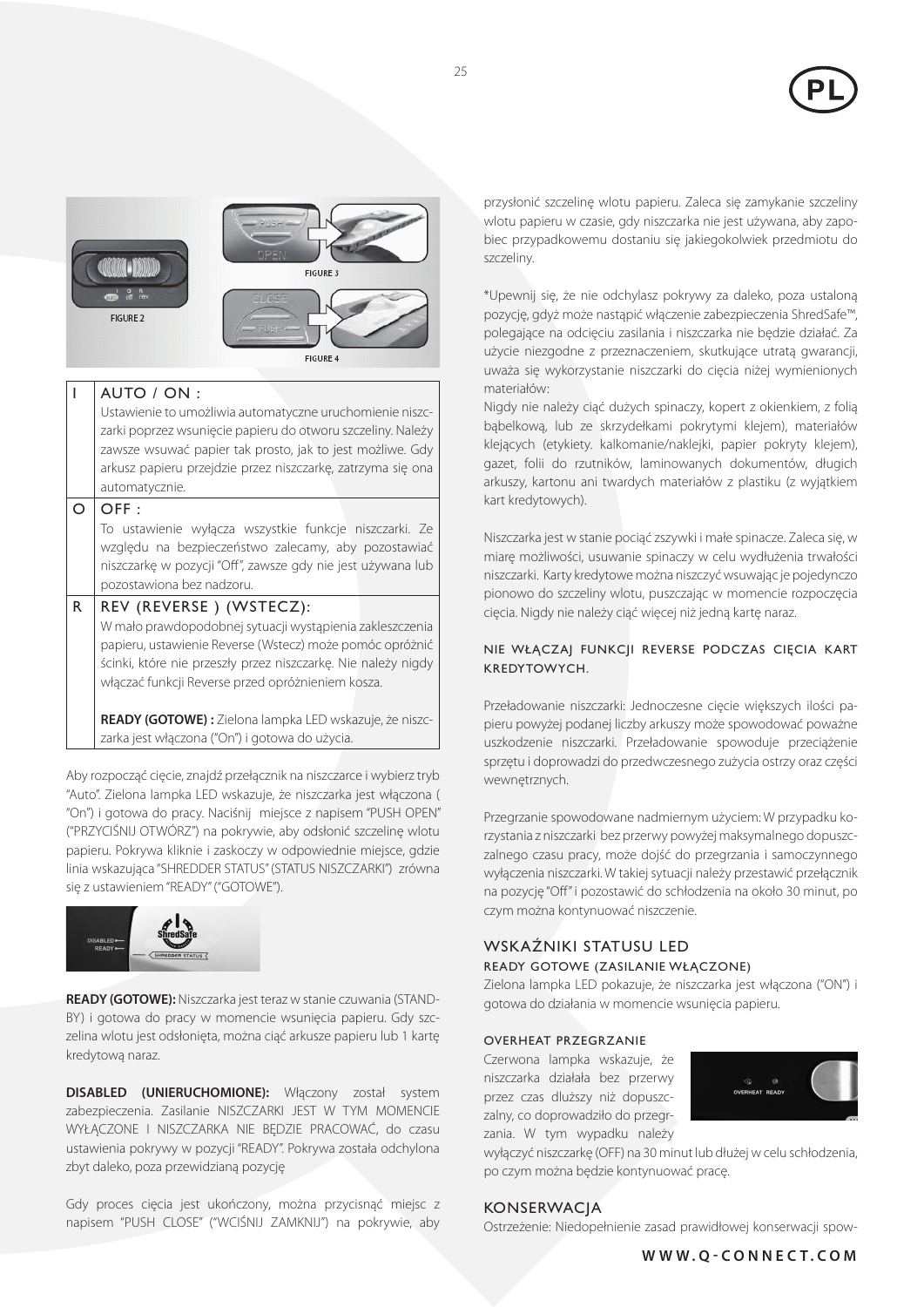FIGURE 2

FIGURE 3

FIGURE 4

| | |
|---|---|
| I | AUTO / ON : Ustawienie to umożliwia automatyczne uruchomienie niszczarki poprzez wsunięcie papieru do otworu szczeliny. Należy zawsze wsuwać papier tak prosto, jak to jest możliwe. Gdy arkusz papieru przejdzie przez niszczarkę, zatrzyma się ona automatycznie. |
| O | OFF : To ustawienie wyłącza wszystkie funkcje niszczarki. Ze względu na bezpieczeństwo zalecamy, aby pozostawiać niszczarkę w pozycji "Off", zawsze gdy nie jest używana lub pozostawiona bez nadzoru. |
| R | REV (REVERSE ) (WSTECZ): W mało prawdopodobnej sytuacji wystąpienia zakleszczenia papieru, ustawienie Reverse (Wstecz) może pomóc opróżnić ścinki, które nie przeszły przez niszczarkę. Nie należy nigdy włączać funkcji Reverse przed opróżnieniem kosza. **READY (GOTOWE) :** Zielona lampka LED wskazuje, że niszczarka jest włączona ("On") i gotowa do użycia. |

Aby rozpocząć cięcie, znajdź przełącznik na niszczarce i wybierz tryb "Auto". Zielona lampka LED wskazuje, że niszczarka jest włączona ( "On") i gotowa do pracy. Naciśnij miejsce z napisem "PUSH OPEN" ("PRZYCIŚNIJ OTWÓRZ") na pokrywie, aby odsłonić szczelinę wlotu papieru. Pokrywa kliknie i zaskoczy w odpowiednie miejsce, gdzie linia wskazująca "SHREDDER STATUS" (STATUS NISZCZARKI") zrówna się z ustawieniem "READY" ("GOTOWE").

**READY (GOTOWE):** Niszczarka jest teraz w stanie czuwania (STANDBY) i gotowa do pracy w momencie wsunięcia papieru. Gdy szczelina wlotu jest odsłonięta, można ciąć arkusze papieru lub 1 kartę kredytową naraz.

**DISABLED (UNIERUCHOMIONE):** Włączony został system zabezpieczenia. Zasilanie NISZCZARKI JEST W TYM MOMENCIE WYŁĄCZONE I NISZCZARKA NIE BĘDZIE PRACOWAĆ, do czasu ustawienia pokrywy w pozycji "READY". Pokrywa została odchylona zbyt daleko, poza przewidzianą pozycję

Gdy proces cięcia jest ukończony, można przycisnąć miejsc z napisem "PUSH CLOSE" ("WCIŚNIJ ZAMKNIJ") na pokrywie, aby przysłonić szczelinę wlotu papieru. Zaleca się zamykanie szczeliny wlotu papieru w czasie, gdy niszczarka nie jest używana, aby zapobiec przypadkowemu dostaniu się jakiegokolwiek przedmiotu do szczeliny.

*Upewnij się, że nie odchylasz pokrywy za daleko, poza ustaloną pozycję, gdyż może nastąpić włączenie zabezpieczenia ShredSafe™, polegające na odcięciu zasilania i niszczarka nie będzie działać. Za użycie niezgodne z przeznaczeniem, skutkujące utratą gwarancji, uważa się wykorzystanie niszczarki do cięcia niżej wymienionych materiałów:
Nigdy nie należy ciąć dużych spinaczy, kopert z okienkiem, z folią bąbelkową, lub ze skrzydełkami pokrytymi klejem), materiałów klejących (etykiety. kalkomanie/naklejki, papier pokryty klejem), gazet, folii do rzutników, laminowanych dokumentów, długich arkuszy, kartonu ani twardych materiałów z plastiku (z wyjątkiem kart kredytowych).

Niszczarka jest w stanie pociąć zszywki i małe spinacze. Zaleca się, w miarę możliwości, usuwanie spinaczy w celu wydłużenia trwałości niszczarki. Karty kredytowe można niszczyć wsuwając je pojedynczo pionowo do szczeliny wlotu, puszczając w momencie rozpoczęcia cięcia. Nigdy nie należy ciąć więcej niż jedną kartę naraz.

NIE WŁĄCZAJ FUNKCJI REVERSE PODCZAS CIĘCIA KART KREDYTOWYCH.

Przeładowanie niszczarki: Jednoczesne cięcie większych ilości papieru powyżej podanej liczby arkuszy może spowodować poważne uszkodzenie niszczarki. Przeładowanie spowoduje przeciążenie sprzętu i doprowadzi do przedwczesnego zużycia ostrzy oraz części wewnętrznych.

Przegrzanie spowodowane nadmiernym użyciem: W przypadku korzystania z niszczarki bez przerwy powyżej maksymalnego dopuszczalnego czasu pracy, może dojść do przegrzania i samoczynnego wyłączenia niszczarki. W takiej sytuacji należy przestawić przełącznik na pozycję "Off" i pozostawić do schłodzenia na około 30 minut, po czym można kontynuować niszczenie.

## WSKAŹNIKI STATUSU LED

### READY GOTOWE (ZASILANIE WŁĄCZONE)

Zielona lampka LED pokazuje, że niszczarka jest włączona ("ON") i gotowa do działania w momencie wsunięcia papieru.

### OVERHEAT PRZEGRZANIE

Czerwona lampka wskazuje, że niszczarka działała bez przerwy przez czas dłuższy niż dopuszczalny, co doprowadziło do przegrzania. W tym wypadku należy wyłączyć niszczarkę (OFF) na 30 minut lub dłużej w celu schłodzenia, po czym można będzie kontynuować pracę.

## KONSERWACJA

Ostrzeżenie: Niedopełnienie zasad prawidłowej konserwacji spow-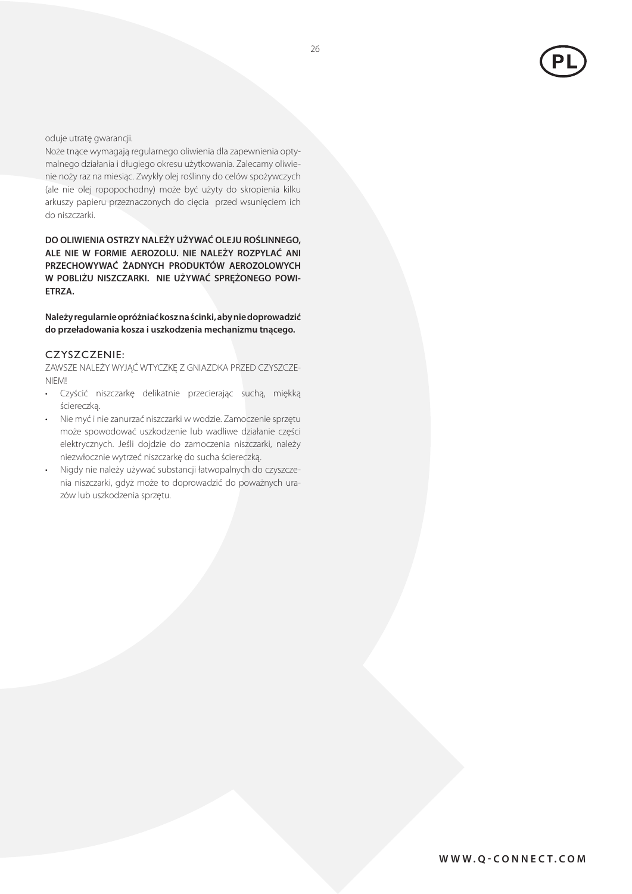oduje utratę gwarancji.

Noże tnące wymagają regularnego oliwienia dla zapewnienia optymalnego działania i długiego okresu użytkowania. Zalecamy oliwienie noży raz na miesiąc. Zwykły olej roślinny do celów spożywczych (ale nie olej ropopochodny) może być użyty do skropienia kilku arkuszy papieru przeznaczonych do cięcia przed wsunięciem ich do niszczarki.

**DO OLIWIENIA OSTRZY NALEŻY UŻYWAĆ OLEJU ROŚLINNEGO, ALE NIE W FORMIE AEROZOLU. NIE NALEŻY ROZPYLAĆ ANI PRZECHOWYWAĆ ŻADNYCH PRODUKTÓW AEROZOLOWYCH W POBLIŻU NISZCZARKI. NIE UŻYWAĆ SPRĘŻONEGO POWIETRZA.**

**Należy regularnie opróżniać kosz na ścinki, aby nie doprowadzić do przeładowania kosza i uszkodzenia mechanizmu tnącego.**

## CZYSZCZENIE:

ZAWSZE NALEŻY WYJĄĆ WTYCZKĘ Z GNIAZDKA PRZED CZYSZCZENIEM!

- Czyścić niszczarkę delikatnie przecierając suchą, miękką ściereczką.
- Nie myć i nie zanurzać niszczarki w wodzie. Zamoczenie sprzętu może spowodować uszkodzenie lub wadliwe działanie części elektrycznych. Jeśli dojdzie do zamoczenia niszczarki, należy niezwłocznie wytrzeć niszczarkę do sucha ściereczką.
- Nigdy nie należy używać substancji łatwopalnych do czyszczenia niszczarki, gdyż może to doprowadzić do poważnych urazów lub uszkodzenia sprzętu.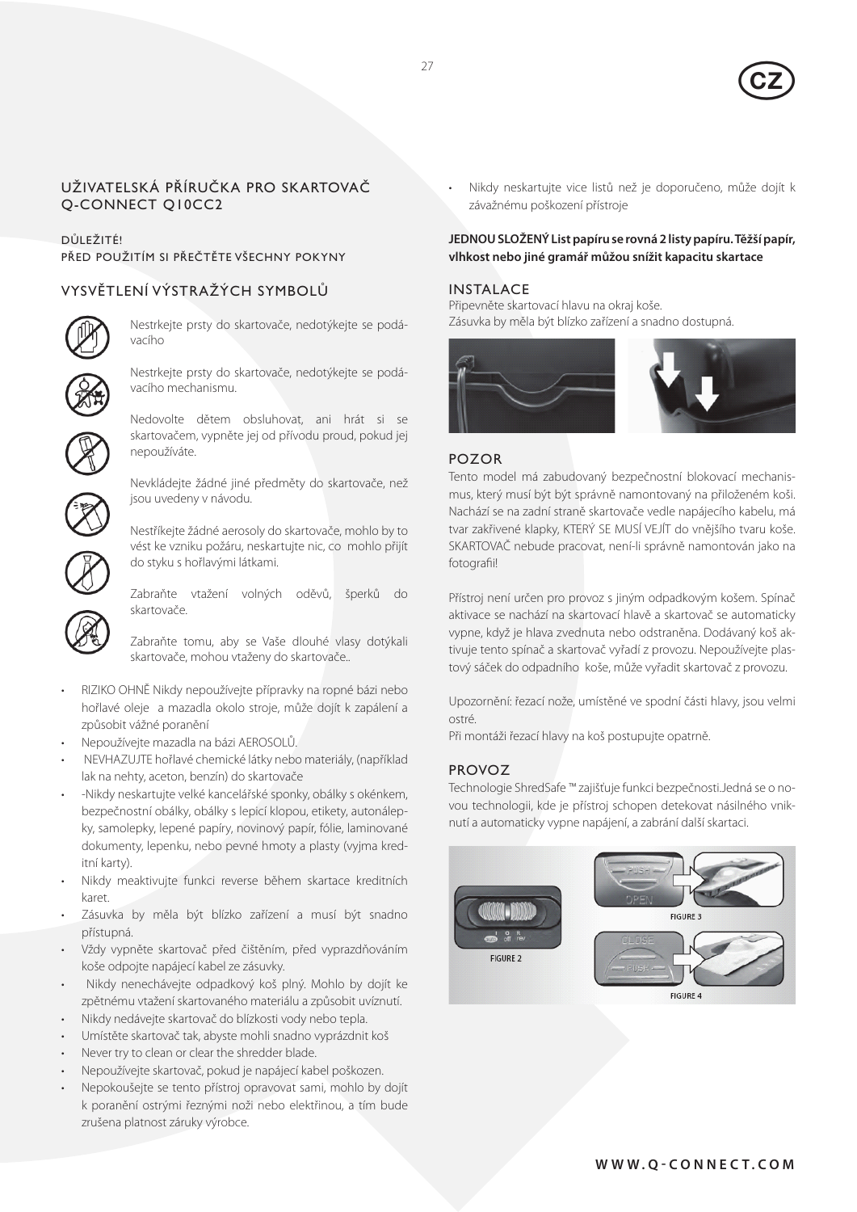## UŽIVATELSKÁ PŘÍRUČKA PRO SKARTOVAČ Q-CONNECT Q10CC2

DŮLEŽITÉ!
PŘED POUŽITÍM SI PŘEČTĚTE VŠECHNY POKYNY

## VYSVĚTLENÍ VÝSTRAŽÝCH SYMBOLŮ

Nestrkejte prsty do skartovače, nedotýkejte se podávacího

Nestrkejte prsty do skartovače, nedotýkejte se podávacího mechanismu.

Nedovolte dětem obsluhovat, ani hrát si se skartovačem, vypněte jej od přívodu proud, pokud jej nepoužíváte.

Nevkládejte žádné jiné předměty do skartovače, než jsou uvedeny v návodu.

Nestříkejte žádné aerosoly do skartovače, mohlo by to vést ke vzniku požáru, neskartujte nic, co mohlo přijít do styku s hořlavými látkami.

Zabraňte vtažení volných oděvů, šperků do skartovače.

Zabraňte tomu, aby se Vaše dlouhé vlasy dotýkali skartovače, mohou vtaženy do skartovače..

- RIZIKO OHNĚ Nikdy nepoužívejte přípravky na ropné bázi nebo hořlavé oleje a mazadla okolo stroje, může dojít k zapálení a způsobit vážné poranění
- Nepoužívejte mazadla na bázi AEROSOLŮ.
- NEVHAZUJTE hořlavé chemické látky nebo materiály, (například lak na nehty, aceton, benzín) do skartovače
- -Nikdy neskartujte velké kancelářské sponky, obálky s okénkem, bezpečnostní obálky, obálky s lepicí klopou, etikety, autonálepky, samolepky, lepené papíry, novinový papír, fólie, laminované dokumenty, lepenku, nebo pevné hmoty a plasty (vyjma kreditní karty).
- Nikdy meaktivujte funkci reverse během skartace kreditních karet.
- Zásuvka by měla být blízko zařízení a musí být snadno přístupná.
- Vždy vypněte skartovač před čištěním, před vyprazdňováním koše odpojte napájecí kabel ze zásuvky.
- Nikdy nenechávejte odpadkový koš plný. Mohlo by dojít ke zpětnému vtažení skartovaného materiálu a způsobit uvíznutí.
- Nikdy nedávejte skartovač do blízkosti vody nebo tepla.
- Umístěte skartovač tak, abyste mohli snadno vyprázdnit koš
- Never try to clean or clear the shredder blade.
- Nepoužívejte skartovač, pokud je napájecí kabel poškozen.
- Nepokoušejte se tento přístroj opravovat sami, mohlo by dojít k poranění ostrými řeznými noži nebo elektřinou, a tím bude zrušena platnost záruky výrobce.
- Nikdy neskartujte vice listů než je doporučeno, může dojít k závažnému poškození přístroje

**JEDNOU SLOŽENÝ List papíru se rovná 2 listy papíru. Těžší papír, vlhkost nebo jiné gramář můžou snížit kapacitu skartace**

## INSTALACE

Připevněte skartovací hlavu na okraj koše.
Zásuvka by měla být blízko zařízení a snadno dostupná.

## POZOR

Tento model má zabudovaný bezpečnostní blokovací mechanismus, který musí být být správně namontovaný na přiloženém koši. Nachází se na zadní straně skartovače vedle napájecího kabelu, má tvar zakřivené klapky, KTERÝ SE MUSÍ VEJÍT do vnějšího tvaru koše. SKARTOVAČ nebude pracovat, není-li správně namontován jako na fotografii!

Přístroj není určen pro provoz s jiným odpadkovým košem. Spínač aktivace se nachází na skartovací hlavě a skartovač se automaticky vypne, když je hlava zvednuta nebo odstraněna. Dodávaný koš aktivuje tento spínač a skartovač vyřadí z provozu. Nepoužívejte plastový sáček do odpadního koše, může vyřadit skartovač z provozu.

Upozornění: řezací nože, umístěné ve spodní části hlavy, jsou velmi ostré.
Při montáži řezací hlavy na koš postupujte opatrně.

## PROVOZ

Technologie ShredSafe ™ zajišťuje funkci bezpečnosti.Jedná se o novou technologii, kde je přístroj schopen detekovat násilného vniknutí a automaticky vypne napájení, a zabrání další skartaci.

FIGURE 2

FIGURE 3

FIGURE 4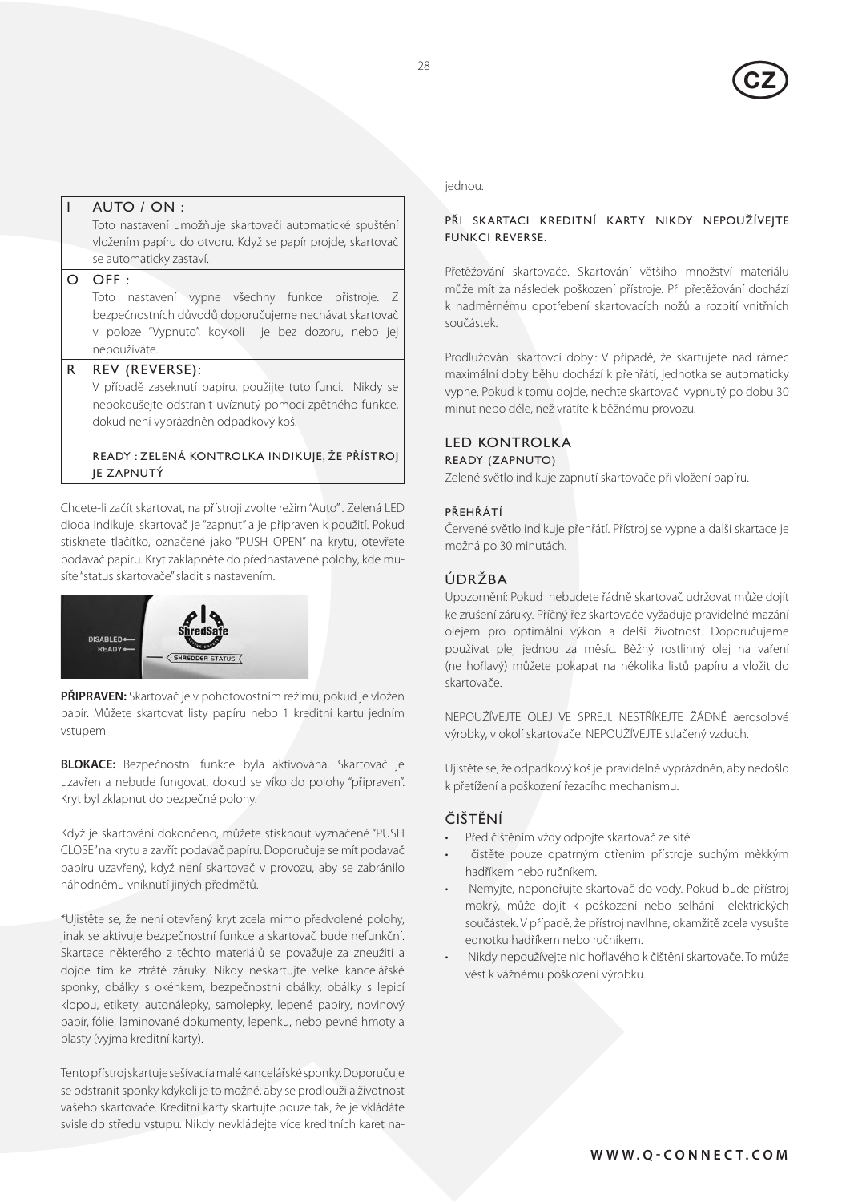| | |
|---|---|
| I | AUTO / ON :<br>Toto nastavení umožňuje skartovači automatické spuštění vložením papíru do otvoru. Když se papír projde, skartovač se automaticky zastaví. |
| O | OFF :<br>Toto nastavení vypne všechny funkce přístroje. Z bezpečnostních důvodů doporučujeme nechávat skartovač v poloze "Vypnuto", kdykoli je bez dozoru, nebo jej nepoužíváte. |
| R | REV (REVERSE):<br>V případě zaseknutí papíru, použijte tuto funci. Nikdy se nepokoušejte odstranit uvíznutý pomocí zpětného funkce, dokud není vyprázdněn odpadkový koš.<br><br>READY : ZELENÁ KONTROLKA INDIKUJE, ŽE PŘÍSTROJ JE ZAPNUTÝ |

Chcete-li začít skartovat, na přístroji zvolte režim "Auto" . Zelená LED dioda indikuje, skartovač je "zapnut" a je připraven k použití. Pokud stisknete tlačítko, označené jako "PUSH OPEN" na krytu, otevřete podavač papíru. Kryt zaklapněte do přednastavené polohy, kde musíte "status skartovače" sladit s nastavením.

DISABLED
READY
ShredSafe
SHREDDER STATUS

**PŘIPRAVEN:** Skartovač je v pohotovostním režimu, pokud je vložen papír. Můžete skartovat listy papíru nebo 1 kreditní kartu jedním vstupem

**BLOKACE:** Bezpečnostní funkce byla aktivována. Skartovač je uzavřen a nebude fungovat, dokud se víko do polohy "připraven". Kryt byl zklapnut do bezpečné polohy.

Když je skartování dokončeno, můžete stisknout vyznačené "PUSH CLOSE" na krytu a zavřít podavač papíru. Doporučuje se mít podavač papíru uzavřený, když není skartovač v provozu, aby se zabránilo náhodnému vniknutí jiných předmětů.

*Ujistěte se, že není otevřený kryt zcela mimo předvolené polohy, jinak se aktivuje bezpečnostní funkce a skartovač bude nefunkční. Skartace některého z těchto materiálů se považuje za zneužití a dojde tím ke ztrátě záruky. Nikdy neskartujte velké kancelářské sponky, obálky s okénkem, bezpečnostní obálky, obálky s lepicí klopou, etikety, autonálepky, samolepky, lepené papíry, novinový papír, fólie, laminované dokumenty, lepenku, nebo pevné hmoty a plasty (vyjma kreditní karty).

Tento přístroj skartuje sešívací a malé kancelářské sponky. Doporučuje se odstranit sponky kdykoli je to možné, aby se prodloužila životnost vašeho skartovače. Kreditní karty skartujte pouze tak, že je vkládáte svisle do středu vstupu. Nikdy nevkládejte více kreditních karet najednou.

PŘI SKARTACI KREDITNÍ KARTY NIKDY NEPOUŽÍVEJTE FUNKCI REVERSE.

Přetěžování skartovače. Skartování většího množství materiálu může mít za následek poškození přístroje. Při přetěžování dochází k nadměrnému opotřebení skartovacích nožů a rozbití vnitřních součástek.

Prodlužování skartovcí doby.: V případě, že skartujete nad rámec maximální doby běhu dochází k přehřátí, jednotka se automaticky vypne. Pokud k tomu dojde, nechte skartovač vypnutý po dobu 30 minut nebo déle, než vrátíte k běžnému provozu.

## LED KONTROLKA

### READY (ZAPNUTO)

Zelené světlo indikuje zapnutí skartovače při vložení papíru.

### PŘEHŘÁTÍ

Červené světlo indikuje přehřátí. Přístroj se vypne a další skartace je možná po 30 minutách.

## ÚDRŽBA

Upozornění: Pokud nebudete řádně skartovač udržovat může dojít ke zrušení záruky. Příčný řez skartovače vyžaduje pravidelné mazání olejem pro optimální výkon a delší životnost. Doporučujeme používat plej jednou za měsíc. Běžný rostlinný olej na vaření (ne hořlavý) můžete pokapat na několika listů papíru a vložit do skartovače.

NEPOUŽÍVEJTE OLEJ VE SPREJI. NESTŘÍKEJTE ŽÁDNÉ aerosolové výrobky, v okolí skartovače. NEPOUŽÍVEJTE stlačený vzduch.

Ujistěte se, že odpadkový koš je pravidelně vyprázdněn, aby nedošlo k přetížení a poškození řezacího mechanismu.

## ČIŠTĚNÍ

- Před čištěním vždy odpojte skartovač ze sítě
- čistěte pouze opatrným otřením přístroje suchým měkkým hadříkem nebo ručníkem.
- Nemyjte, neponořujte skartovač do vody. Pokud bude přístroj mokrý, může dojít k poškození nebo selhání elektrických součástek. V případě, že přístroj navlhne, okamžitě zcela vysušte ednotku hadříkem nebo ručníkem.
- Nikdy nepoužívejte nic hořlavého k čištění skartovače. To může vést k vážnému poškození výrobku.

**WWW.Q-CONNECT.COM**